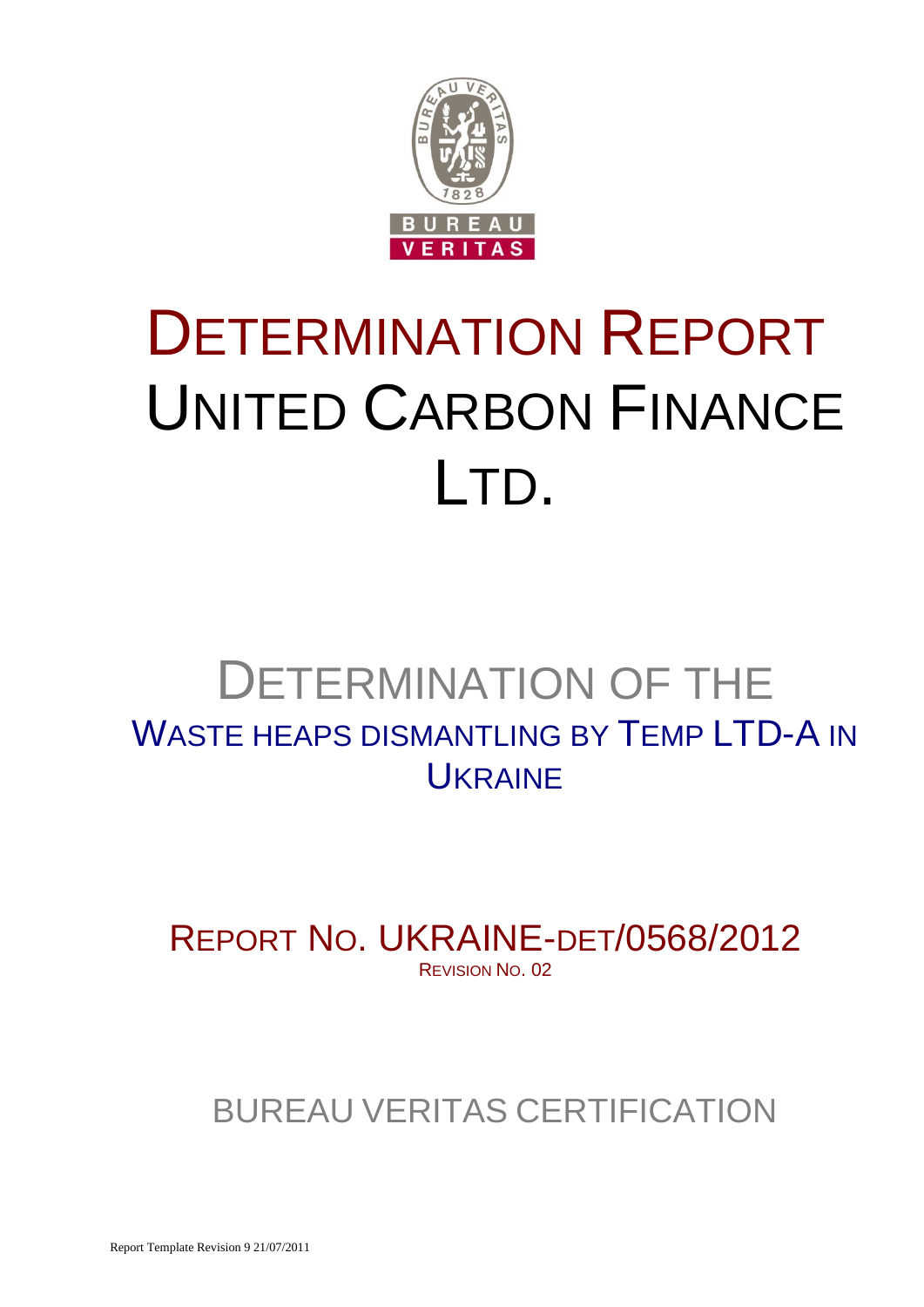# DETERMINATION REPORT UNITED CARBON FINANCE LTD.

## DETERMINATION OF THE WASTE HEAPS DISMANTLING BY TEMP LTD-A IN UKRAINE

REPORT NO. UKRAINE-DET/0568/2012

REVISION NO. 02

BUREAU VERITAS CERTIFICATION

Report Template Revision 9 21/07/2011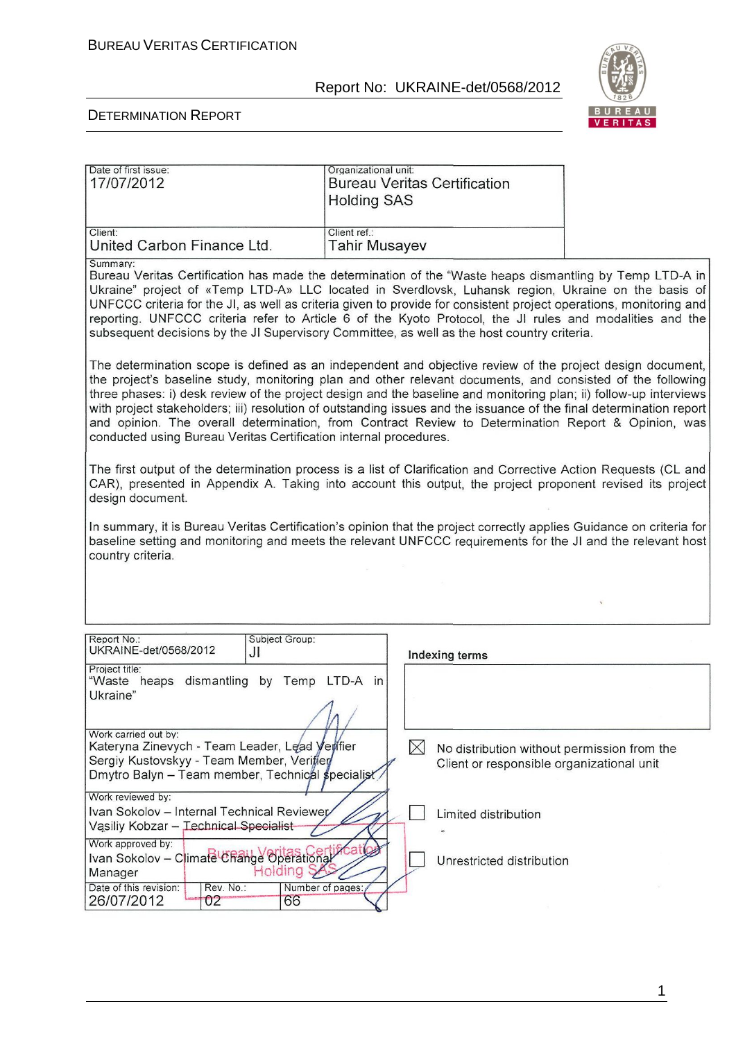BUREAU VERITAS CERTIFICATION

Report No: UKRAINE-det/0568/2012

DETERMINATION REPORT

| Date of first issue: 17/07/2012 | Organizational unit: Bureau Veritas Certification Holding SAS |
|---|---|
| Client: United Carbon Finance Ltd. | Client ref.: Tahir Musayev |

Summary:

Bureau Veritas Certification has made the determination of the "Waste heaps dismantling by Temp LTD-A in Ukraine" project of «Temp LTD-A» LLC located in Sverdlovsk, Luhansk region, Ukraine on the basis of UNFCCC criteria for the JI, as well as criteria given to provide for consistent project operations, monitoring and reporting. UNFCCC criteria refer to Article 6 of the Kyoto Protocol, the JI rules and modalities and the subsequent decisions by the JI Supervisory Committee, as well as the host country criteria.

The determination scope is defined as an independent and objective review of the project design document, the project's baseline study, monitoring plan and other relevant documents, and consisted of the following three phases: i) desk review of the project design and the baseline and monitoring plan; ii) follow-up interviews with project stakeholders; iii) resolution of outstanding issues and the issuance of the final determination report and opinion. The overall determination, from Contract Review to Determination Report & Opinion, was conducted using Bureau Veritas Certification internal procedures.

The first output of the determination process is a list of Clarification and Corrective Action Requests (CL and CAR), presented in Appendix A. Taking into account this output, the project proponent revised its project design document.

In summary, it is Bureau Veritas Certification's opinion that the project correctly applies Guidance on criteria for baseline setting and monitoring and meets the relevant UNFCCC requirements for the JI and the relevant host country criteria.

| Report No.: UKRAINE-det/0568/2012 | Subject Group: JI | |
|---|---|---|
| Project title: "Waste heaps dismantling by Temp LTD-A in Ukraine" | | |

**Indexing terms**

Work carried out by:
Kateryna Zinevych - Team Leader, Lead Verifier
Sergiy Kustovskyy - Team Member, Verifier
Dmytro Balyn – Team member, Technical specialist

Work reviewed by:
Ivan Sokolov – Internal Technical Reviewer
Vasiliy Kobzar – Technical Specialist

Work approved by:
Ivan Sokolov – Climate Change Operational Manager

| Date of this revision: 26/07/2012 | Rev. No.: 02 | Number of pages: 66 |
|---|---|---|

☒ No distribution without permission from the Client or responsible organizational unit

☐ Limited distribution

☐ Unrestricted distribution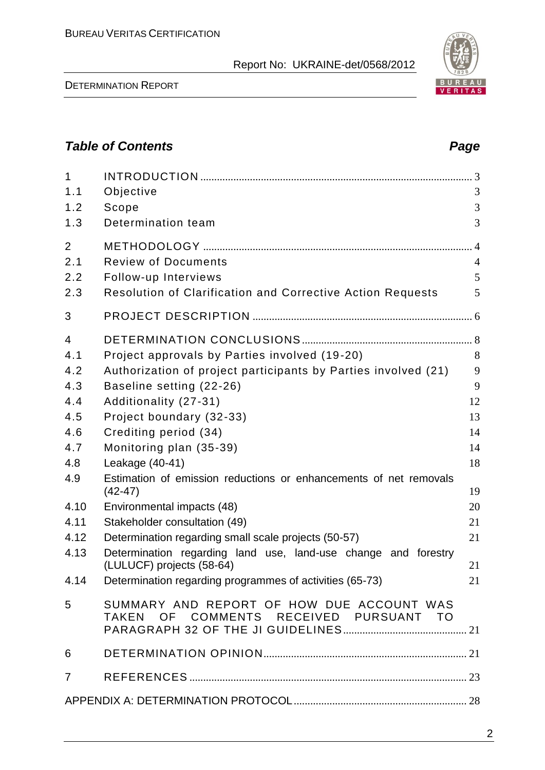## *Table of Contents* *Page*

| | | |
|---|---|---|
| 1 | INTRODUCTION | 3 |
| 1.1 | Objective | 3 |
| 1.2 | Scope | 3 |
| 1.3 | Determination team | 3 |
| 2 | METHODOLOGY | 4 |
| 2.1 | Review of Documents | 4 |
| 2.2 | Follow-up Interviews | 5 |
| 2.3 | Resolution of Clarification and Corrective Action Requests | 5 |
| 3 | PROJECT DESCRIPTION | 6 |
| 4 | DETERMINATION CONCLUSIONS | 8 |
| 4.1 | Project approvals by Parties involved (19-20) | 8 |
| 4.2 | Authorization of project participants by Parties involved (21) | 9 |
| 4.3 | Baseline setting (22-26) | 9 |
| 4.4 | Additionality (27-31) | 12 |
| 4.5 | Project boundary (32-33) | 13 |
| 4.6 | Crediting period (34) | 14 |
| 4.7 | Monitoring plan (35-39) | 14 |
| 4.8 | Leakage (40-41) | 18 |
| 4.9 | Estimation of emission reductions or enhancements of net removals (42-47) | 19 |
| 4.10 | Environmental impacts (48) | 20 |
| 4.11 | Stakeholder consultation (49) | 21 |
| 4.12 | Determination regarding small scale projects (50-57) | 21 |
| 4.13 | Determination regarding land use, land-use change and forestry (LULUCF) projects (58-64) | 21 |
| 4.14 | Determination regarding programmes of activities (65-73) | 21 |
| 5 | SUMMARY AND REPORT OF HOW DUE ACCOUNT WAS TAKEN OF COMMENTS RECEIVED PURSUANT TO PARAGRAPH 32 OF THE JI GUIDELINES | 21 |
| 6 | DETERMINATION OPINION | 21 |
| 7 | REFERENCES | 23 |
| | APPENDIX A: DETERMINATION PROTOCOL | 28 |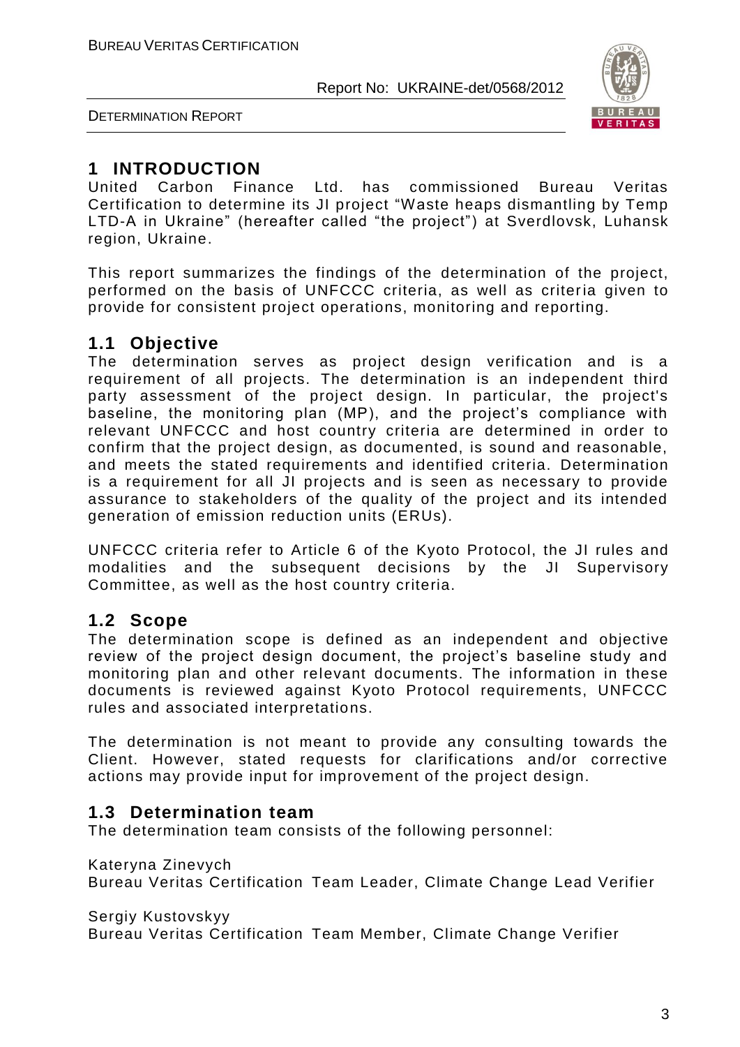# 1 INTRODUCTION

United Carbon Finance Ltd. has commissioned Bureau Veritas Certification to determine its JI project "Waste heaps dismantling by Temp LTD-A in Ukraine" (hereafter called "the project") at Sverdlovsk, Luhansk region, Ukraine.

This report summarizes the findings of the determination of the project, performed on the basis of UNFCCC criteria, as well as criteria given to provide for consistent project operations, monitoring and reporting.

## 1.1 Objective

The determination serves as project design verification and is a requirement of all projects. The determination is an independent third party assessment of the project design. In particular, the project's baseline, the monitoring plan (MP), and the project's compliance with relevant UNFCCC and host country criteria are determined in order to confirm that the project design, as documented, is sound and reasonable, and meets the stated requirements and identified criteria. Determination is a requirement for all JI projects and is seen as necessary to provide assurance to stakeholders of the quality of the project and its intended generation of emission reduction units (ERUs).

UNFCCC criteria refer to Article 6 of the Kyoto Protocol, the JI rules and modalities and the subsequent decisions by the JI Supervisory Committee, as well as the host country criteria.

## 1.2 Scope

The determination scope is defined as an independent and objective review of the project design document, the project's baseline study and monitoring plan and other relevant documents. The information in these documents is reviewed against Kyoto Protocol requirements, UNFCCC rules and associated interpretations.

The determination is not meant to provide any consulting towards the Client. However, stated requests for clarifications and/or corrective actions may provide input for improvement of the project design.

## 1.3 Determination team

The determination team consists of the following personnel:

Kateryna Zinevych
Bureau Veritas Certification Team Leader, Climate Change Lead Verifier

Sergiy Kustovskyy
Bureau Veritas Certification Team Member, Climate Change Verifier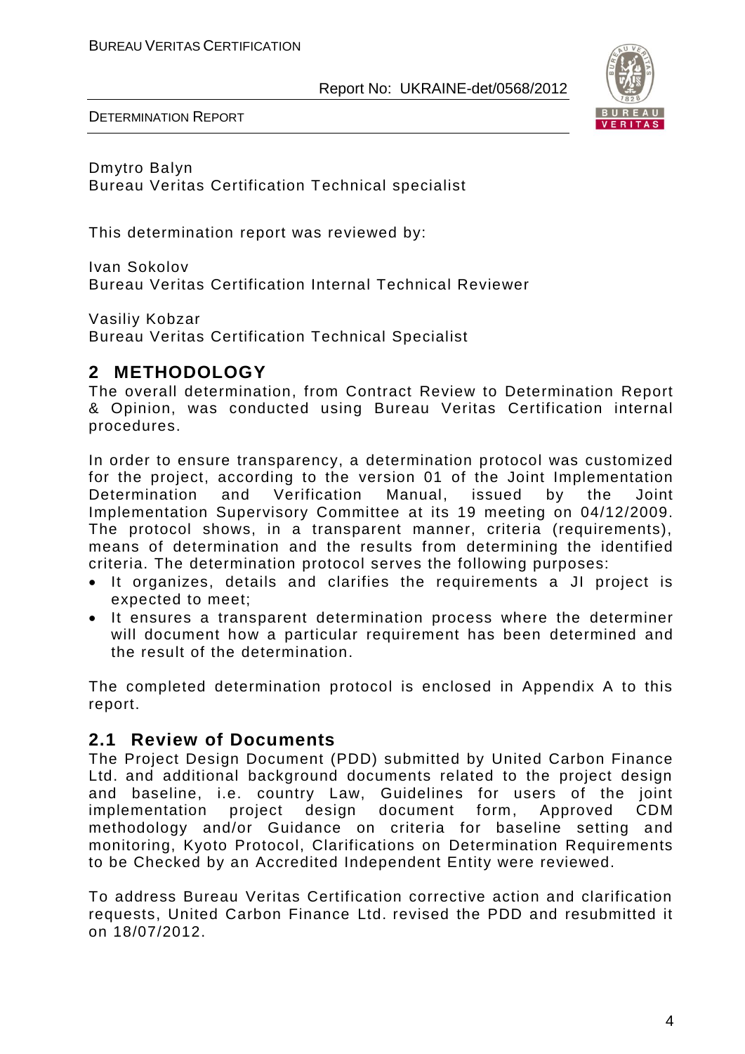Dmytro Balyn
Bureau Veritas Certification Technical specialist

This determination report was reviewed by:

Ivan Sokolov
Bureau Veritas Certification Internal Technical Reviewer

Vasiliy Kobzar
Bureau Veritas Certification Technical Specialist

## 2 METHODOLOGY

The overall determination, from Contract Review to Determination Report & Opinion, was conducted using Bureau Veritas Certification internal procedures.

In order to ensure transparency, a determination protocol was customized for the project, according to the version 01 of the Joint Implementation Determination and Verification Manual, issued by the Joint Implementation Supervisory Committee at its 19 meeting on 04/12/2009. The protocol shows, in a transparent manner, criteria (requirements), means of determination and the results from determining the identified criteria. The determination protocol serves the following purposes:

- It organizes, details and clarifies the requirements a JI project is expected to meet;
- It ensures a transparent determination process where the determiner will document how a particular requirement has been determined and the result of the determination.

The completed determination protocol is enclosed in Appendix A to this report.

### 2.1 Review of Documents

The Project Design Document (PDD) submitted by United Carbon Finance Ltd. and additional background documents related to the project design and baseline, i.e. country Law, Guidelines for users of the joint implementation project design document form, Approved CDM methodology and/or Guidance on criteria for baseline setting and monitoring, Kyoto Protocol, Clarifications on Determination Requirements to be Checked by an Accredited Independent Entity were reviewed.

To address Bureau Veritas Certification corrective action and clarification requests, United Carbon Finance Ltd. revised the PDD and resubmitted it on 18/07/2012.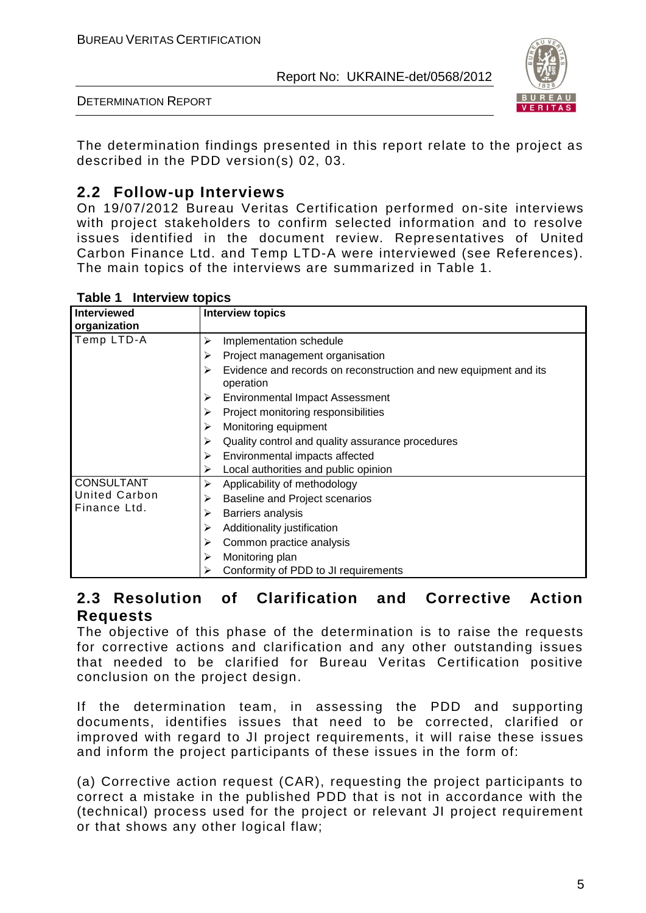The determination findings presented in this report relate to the project as described in the PDD version(s) 02, 03.

## 2.2 Follow-up Interviews

On 19/07/2012 Bureau Veritas Certification performed on-site interviews with project stakeholders to confirm selected information and to resolve issues identified in the document review. Representatives of United Carbon Finance Ltd. and Temp LTD-A were interviewed (see References). The main topics of the interviews are summarized in Table 1.

**Table 1 Interview topics**

| Interviewed organization | Interview topics |
|---|---|
| Temp LTD-A | ➢ Implementation schedule<br>➢ Project management organisation<br>➢ Evidence and records on reconstruction and new equipment and its operation<br>➢ Environmental Impact Assessment<br>➢ Project monitoring responsibilities<br>➢ Monitoring equipment<br>➢ Quality control and quality assurance procedures<br>➢ Environmental impacts affected<br>➢ Local authorities and public opinion |
| CONSULTANT United Carbon Finance Ltd. | ➢ Applicability of methodology<br>➢ Baseline and Project scenarios<br>➢ Barriers analysis<br>➢ Additionality justification<br>➢ Common practice analysis<br>➢ Monitoring plan<br>➢ Conformity of PDD to JI requirements |

## 2.3 Resolution of Clarification and Corrective Action Requests

The objective of this phase of the determination is to raise the requests for corrective actions and clarification and any other outstanding issues that needed to be clarified for Bureau Veritas Certification positive conclusion on the project design.

If the determination team, in assessing the PDD and supporting documents, identifies issues that need to be corrected, clarified or improved with regard to JI project requirements, it will raise these issues and inform the project participants of these issues in the form of:

(a) Corrective action request (CAR), requesting the project participants to correct a mistake in the published PDD that is not in accordance with the (technical) process used for the project or relevant JI project requirement or that shows any other logical flaw;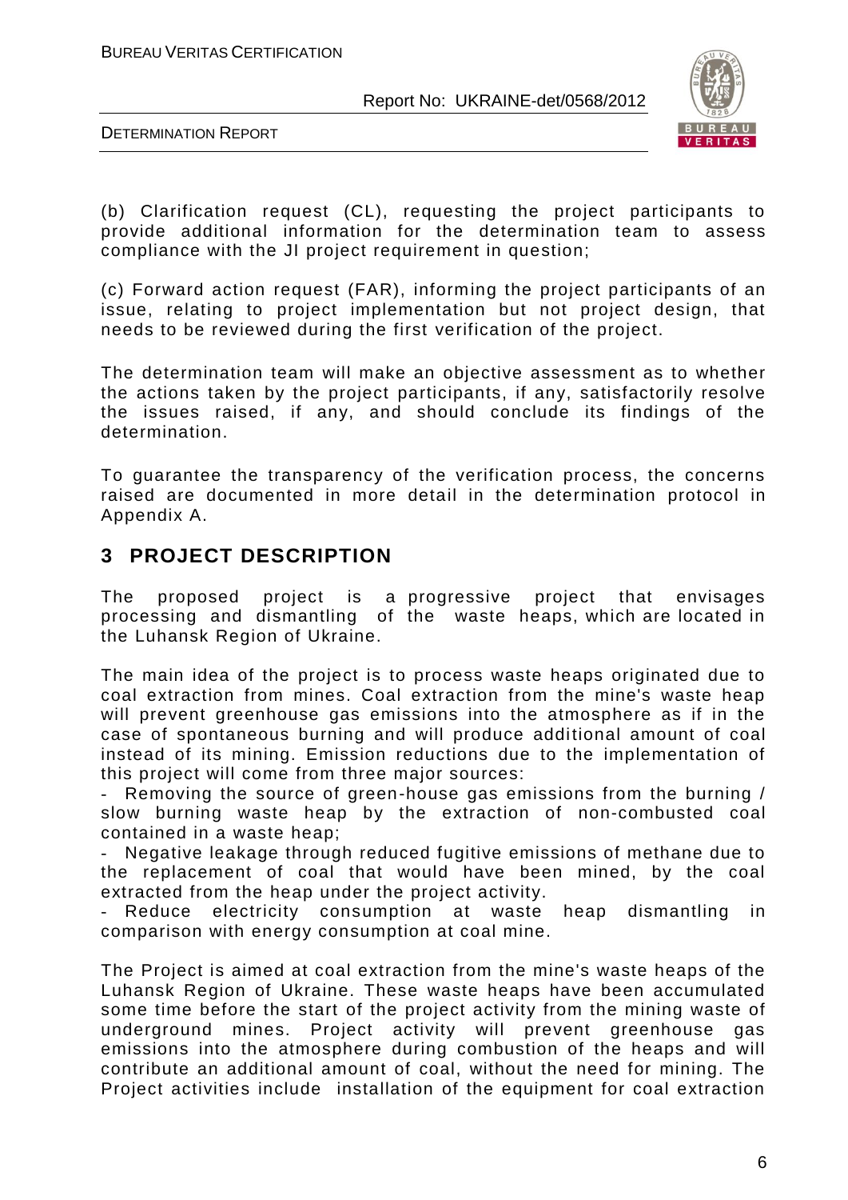(b) Clarification request (CL), requesting the project participants to provide additional information for the determination team to assess compliance with the JI project requirement in question;

(c) Forward action request (FAR), informing the project participants of an issue, relating to project implementation but not project design, that needs to be reviewed during the first verification of the project.

The determination team will make an objective assessment as to whether the actions taken by the project participants, if any, satisfactorily resolve the issues raised, if any, and should conclude its findings of the determination.

To guarantee the transparency of the verification process, the concerns raised are documented in more detail in the determination protocol in Appendix A.

## 3 PROJECT DESCRIPTION

The proposed project is a progressive project that envisages processing and dismantling of the waste heaps, which are located in the Luhansk Region of Ukraine.

The main idea of the project is to process waste heaps originated due to coal extraction from mines. Coal extraction from the mine's waste heap will prevent greenhouse gas emissions into the atmosphere as if in the case of spontaneous burning and will produce additional amount of coal instead of its mining. Emission reductions due to the implementation of this project will come from three major sources:

- Removing the source of green-house gas emissions from the burning / slow burning waste heap by the extraction of non-combusted coal contained in a waste heap;
- Negative leakage through reduced fugitive emissions of methane due to the replacement of coal that would have been mined, by the coal extracted from the heap under the project activity.
- Reduce electricity consumption at waste heap dismantling in comparison with energy consumption at coal mine.

The Project is aimed at coal extraction from the mine's waste heaps of the Luhansk Region of Ukraine. These waste heaps have been accumulated some time before the start of the project activity from the mining waste of underground mines. Project activity will prevent greenhouse gas emissions into the atmosphere during combustion of the heaps and will contribute an additional amount of coal, without the need for mining. The Project activities include installation of the equipment for coal extraction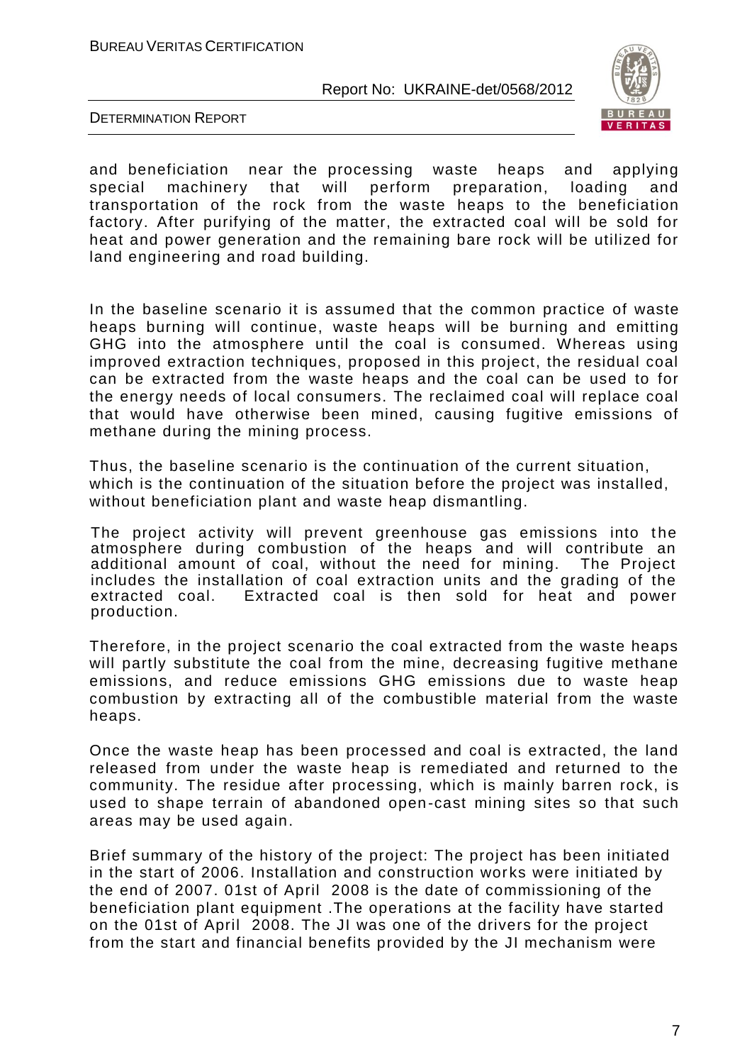and beneficiation near the processing waste heaps and applying special machinery that will perform preparation, loading and transportation of the rock from the waste heaps to the beneficiation factory. After purifying of the matter, the extracted coal will be sold for heat and power generation and the remaining bare rock will be utilized for land engineering and road building.

In the baseline scenario it is assumed that the common practice of waste heaps burning will continue, waste heaps will be burning and emitting GHG into the atmosphere until the coal is consumed. Whereas using improved extraction techniques, proposed in this project, the residual coal can be extracted from the waste heaps and the coal can be used to for the energy needs of local consumers. The reclaimed coal will replace coal that would have otherwise been mined, causing fugitive emissions of methane during the mining process.

Thus, the baseline scenario is the continuation of the current situation, which is the continuation of the situation before the project was installed, without beneficiation plant and waste heap dismantling.

The project activity will prevent greenhouse gas emissions into the atmosphere during combustion of the heaps and will contribute an additional amount of coal, without the need for mining. The Project includes the installation of coal extraction units and the grading of the extracted coal. Extracted coal is then sold for heat and power production.

Therefore, in the project scenario the coal extracted from the waste heaps will partly substitute the coal from the mine, decreasing fugitive methane emissions, and reduce emissions GHG emissions due to waste heap combustion by extracting all of the combustible material from the waste heaps.

Once the waste heap has been processed and coal is extracted, the land released from under the waste heap is remediated and returned to the community. The residue after processing, which is mainly barren rock, is used to shape terrain of abandoned open-cast mining sites so that such areas may be used again.

Brief summary of the history of the project: The project has been initiated in the start of 2006. Installation and construction works were initiated by the end of 2007. 01st of April 2008 is the date of commissioning of the beneficiation plant equipment .The operations at the facility have started on the 01st of April 2008. The JI was one of the drivers for the project from the start and financial benefits provided by the JI mechanism were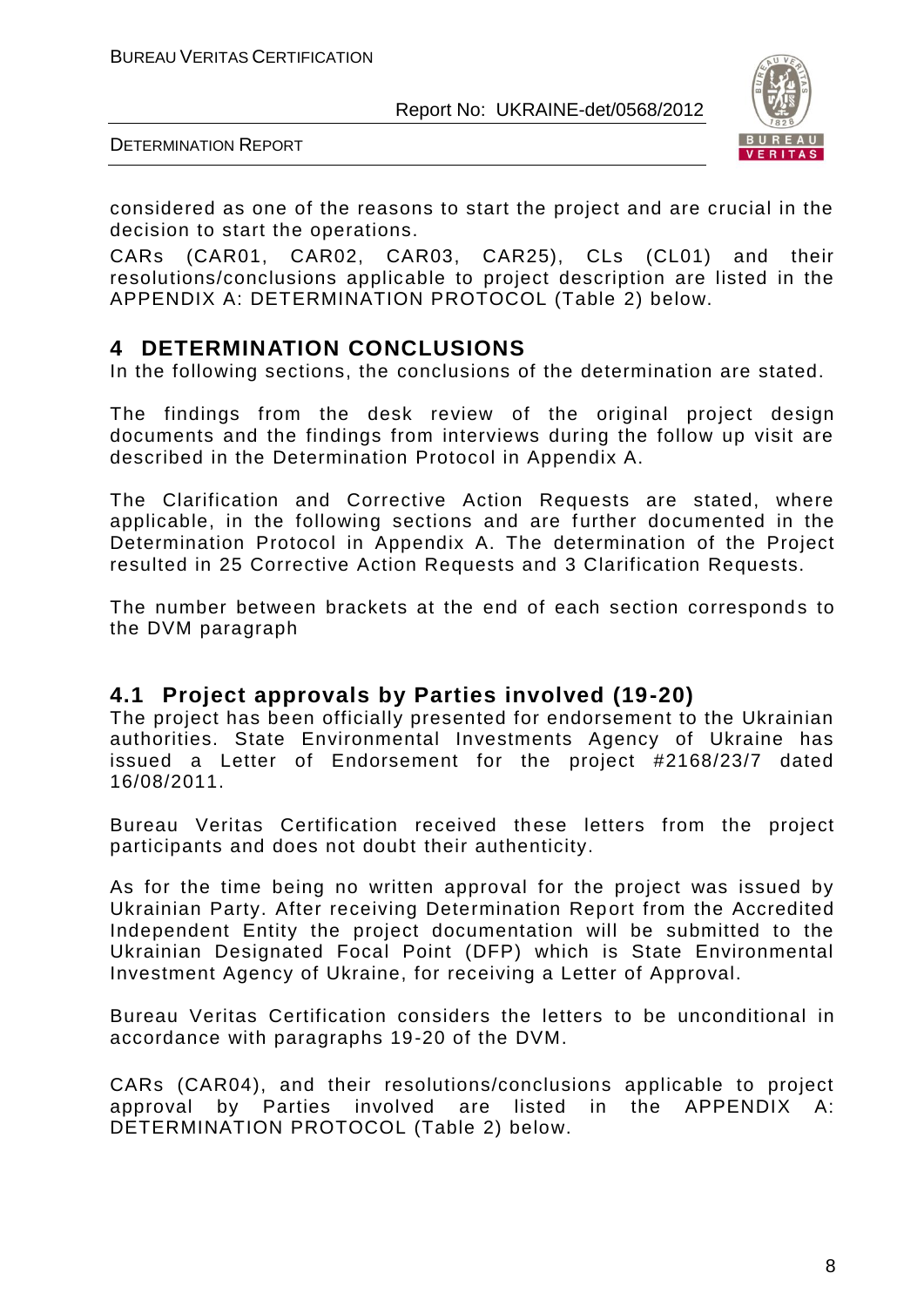considered as one of the reasons to start the project and are crucial in the decision to start the operations.

CARs (CAR01, CAR02, CAR03, CAR25), CLs (CL01) and their resolutions/conclusions applicable to project description are listed in the APPENDIX A: DETERMINATION PROTOCOL (Table 2) below.

# 4 DETERMINATION CONCLUSIONS

In the following sections, the conclusions of the determination are stated.

The findings from the desk review of the original project design documents and the findings from interviews during the follow up visit are described in the Determination Protocol in Appendix A.

The Clarification and Corrective Action Requests are stated, where applicable, in the following sections and are further documented in the Determination Protocol in Appendix A. The determination of the Project resulted in 25 Corrective Action Requests and 3 Clarification Requests.

The number between brackets at the end of each section corresponds to the DVM paragraph

## 4.1 Project approvals by Parties involved (19-20)

The project has been officially presented for endorsement to the Ukrainian authorities. State Environmental Investments Agency of Ukraine has issued a Letter of Endorsement for the project #2168/23/7 dated 16/08/2011.

Bureau Veritas Certification received these letters from the project participants and does not doubt their authenticity.

As for the time being no written approval for the project was issued by Ukrainian Party. After receiving Determination Report from the Accredited Independent Entity the project documentation will be submitted to the Ukrainian Designated Focal Point (DFP) which is State Environmental Investment Agency of Ukraine, for receiving a Letter of Approval.

Bureau Veritas Certification considers the letters to be unconditional in accordance with paragraphs 19-20 of the DVM.

CARs (CAR04), and their resolutions/conclusions applicable to project approval by Parties involved are listed in the APPENDIX A: DETERMINATION PROTOCOL (Table 2) below.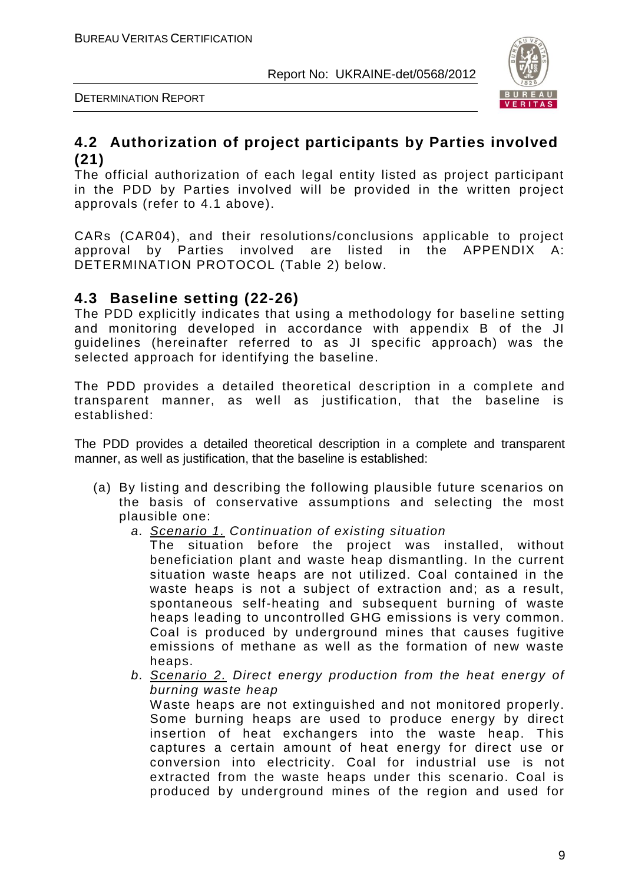## 4.2 Authorization of project participants by Parties involved (21)

The official authorization of each legal entity listed as project participant in the PDD by Parties involved will be provided in the written project approvals (refer to 4.1 above).

CARs (CAR04), and their resolutions/conclusions applicable to project approval by Parties involved are listed in the APPENDIX A: DETERMINATION PROTOCOL (Table 2) below.

## 4.3 Baseline setting (22-26)

The PDD explicitly indicates that using a methodology for baseline setting and monitoring developed in accordance with appendix B of the JI guidelines (hereinafter referred to as JI specific approach) was the selected approach for identifying the baseline.

The PDD provides a detailed theoretical description in a complete and transparent manner, as well as justification, that the baseline is established:

The PDD provides a detailed theoretical description in a complete and transparent manner, as well as justification, that the baseline is established:

(a) By listing and describing the following plausible future scenarios on the basis of conservative assumptions and selecting the most plausible one:

a. *Scenario 1. Continuation of existing situation*
The situation before the project was installed, without beneficiation plant and waste heap dismantling. In the current situation waste heaps are not utilized. Coal contained in the waste heaps is not a subject of extraction and; as a result, spontaneous self-heating and subsequent burning of waste heaps leading to uncontrolled GHG emissions is very common. Coal is produced by underground mines that causes fugitive emissions of methane as well as the formation of new waste heaps.

b. *Scenario 2. Direct energy production from the heat energy of burning waste heap*
Waste heaps are not extinguished and not monitored properly. Some burning heaps are used to produce energy by direct insertion of heat exchangers into the waste heap. This captures a certain amount of heat energy for direct use or conversion into electricity. Coal for industrial use is not extracted from the waste heaps under this scenario. Coal is produced by underground mines of the region and used for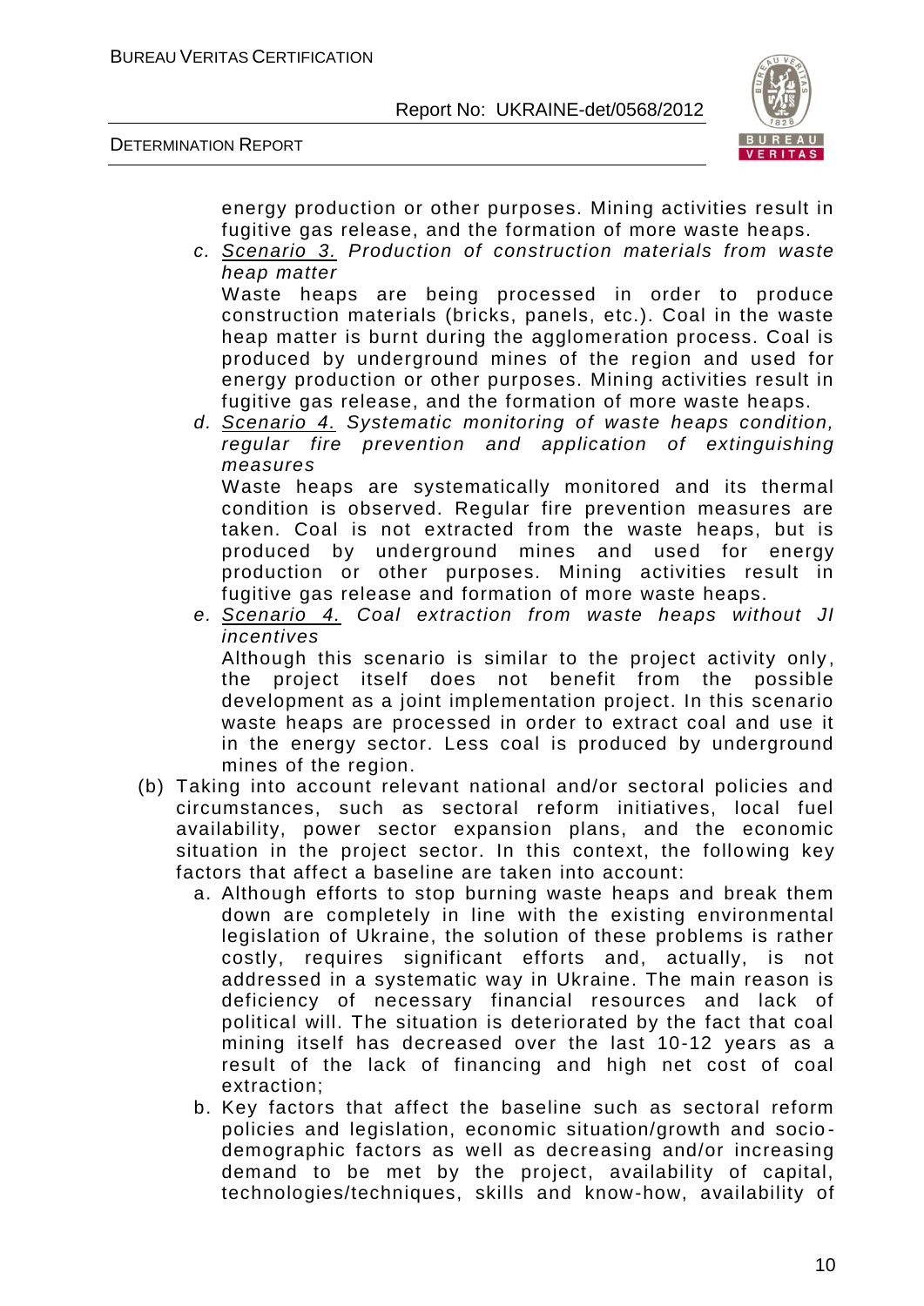energy production or other purposes. Mining activities result in fugitive gas release, and the formation of more waste heaps.

c. *<u>Scenario 3.</u> Production of construction materials from waste heap matter*
   Waste heaps are being processed in order to produce construction materials (bricks, panels, etc.). Coal in the waste heap matter is burnt during the agglomeration process. Coal is produced by underground mines of the region and used for energy production or other purposes. Mining activities result in fugitive gas release, and the formation of more waste heaps.

d. *<u>Scenario 4.</u> Systematic monitoring of waste heaps condition, regular fire prevention and application of extinguishing measures*
   Waste heaps are systematically monitored and its thermal condition is observed. Regular fire prevention measures are taken. Coal is not extracted from the waste heaps, but is produced by underground mines and used for energy production or other purposes. Mining activities result in fugitive gas release and formation of more waste heaps.

e. *<u>Scenario 4.</u> Coal extraction from waste heaps without JI incentives*
   Although this scenario is similar to the project activity only, the project itself does not benefit from the possible development as a joint implementation project. In this scenario waste heaps are processed in order to extract coal and use it in the energy sector. Less coal is produced by underground mines of the region.

(b) Taking into account relevant national and/or sectoral policies and circumstances, such as sectoral reform initiatives, local fuel availability, power sector expansion plans, and the economic situation in the project sector. In this context, the following key factors that affect a baseline are taken into account:

   a. Although efforts to stop burning waste heaps and break them down are completely in line with the existing environmental legislation of Ukraine, the solution of these problems is rather costly, requires significant efforts and, actually, is not addressed in a systematic way in Ukraine. The main reason is deficiency of necessary financial resources and lack of political will. The situation is deteriorated by the fact that coal mining itself has decreased over the last 10-12 years as a result of the lack of financing and high net cost of coal extraction;

   b. Key factors that affect the baseline such as sectoral reform policies and legislation, economic situation/growth and socio-demographic factors as well as decreasing and/or increasing demand to be met by the project, availability of capital, technologies/techniques, skills and know-how, availability of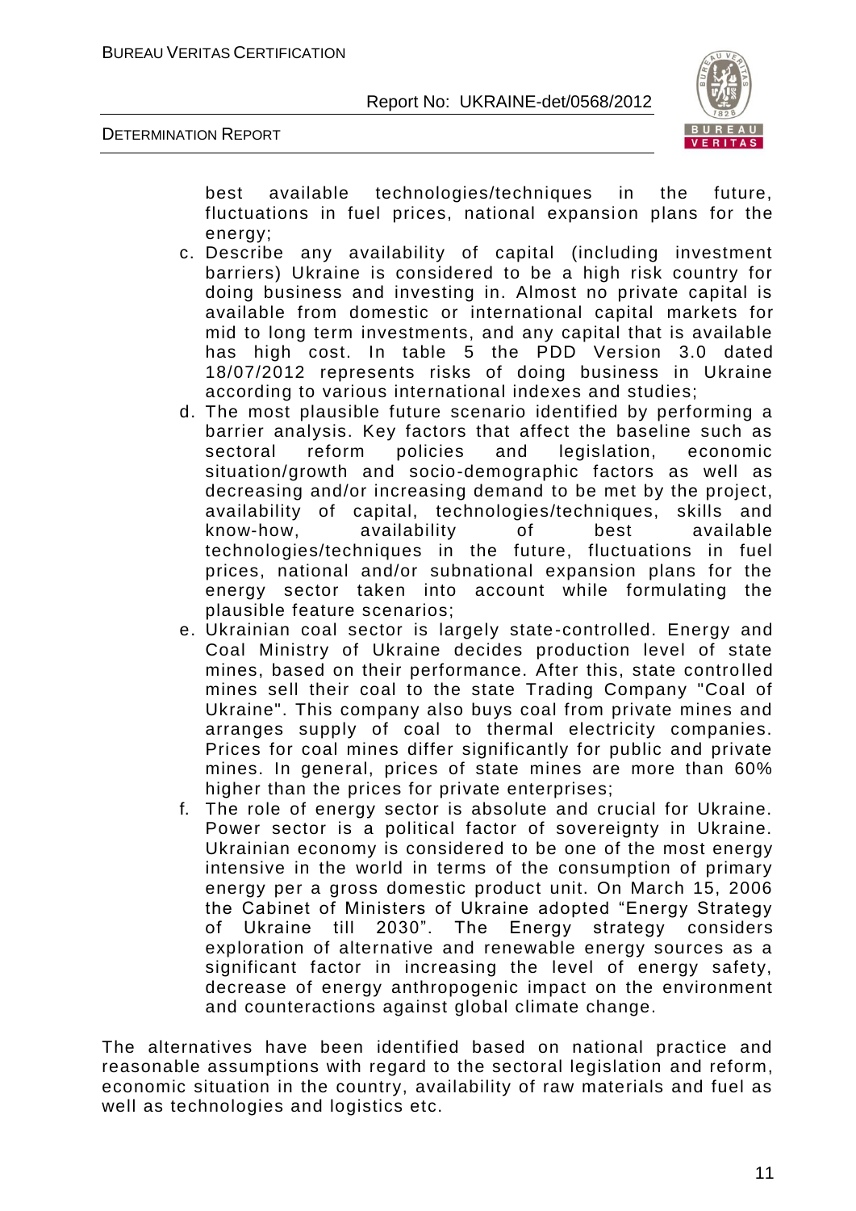best available technologies/techniques in the future, fluctuations in fuel prices, national expansion plans for the energy;

c. Describe any availability of capital (including investment barriers) Ukraine is considered to be a high risk country for doing business and investing in. Almost no private capital is available from domestic or international capital markets for mid to long term investments, and any capital that is available has high cost. In table 5 the PDD Version 3.0 dated 18/07/2012 represents risks of doing business in Ukraine according to various international indexes and studies;
d. The most plausible future scenario identified by performing a barrier analysis. Key factors that affect the baseline such as sectoral reform policies and legislation, economic situation/growth and socio-demographic factors as well as decreasing and/or increasing demand to be met by the project, availability of capital, technologies/techniques, skills and know-how, availability of best available technologies/techniques in the future, fluctuations in fuel prices, national and/or subnational expansion plans for the energy sector taken into account while formulating the plausible feature scenarios;
e. Ukrainian coal sector is largely state-controlled. Energy and Coal Ministry of Ukraine decides production level of state mines, based on their performance. After this, state controlled mines sell their coal to the state Trading Company "Coal of Ukraine". This company also buys coal from private mines and arranges supply of coal to thermal electricity companies. Prices for coal mines differ significantly for public and private mines. In general, prices of state mines are more than 60% higher than the prices for private enterprises;
f. The role of energy sector is absolute and crucial for Ukraine. Power sector is a political factor of sovereignty in Ukraine. Ukrainian economy is considered to be one of the most energy intensive in the world in terms of the consumption of primary energy per a gross domestic product unit. On March 15, 2006 the Cabinet of Ministers of Ukraine adopted "Energy Strategy of Ukraine till 2030". The Energy strategy considers exploration of alternative and renewable energy sources as a significant factor in increasing the level of energy safety, decrease of energy anthropogenic impact on the environment and counteractions against global climate change.

The alternatives have been identified based on national practice and reasonable assumptions with regard to the sectoral legislation and reform, economic situation in the country, availability of raw materials and fuel as well as technologies and logistics etc.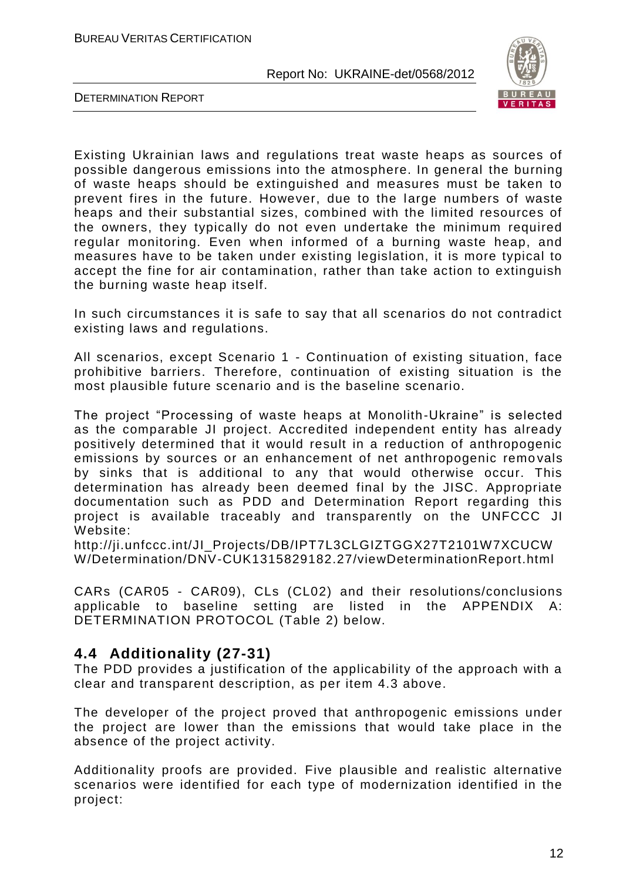Existing Ukrainian laws and regulations treat waste heaps as sources of possible dangerous emissions into the atmosphere. In general the burning of waste heaps should be extinguished and measures must be taken to prevent fires in the future. However, due to the large numbers of waste heaps and their substantial sizes, combined with the limited resources of the owners, they typically do not even undertake the minimum required regular monitoring. Even when informed of a burning waste heap, and measures have to be taken under existing legislation, it is more typical to accept the fine for air contamination, rather than take action to extinguish the burning waste heap itself.

In such circumstances it is safe to say that all scenarios do not contradict existing laws and regulations.

All scenarios, except Scenario 1 - Continuation of existing situation, face prohibitive barriers. Therefore, continuation of existing situation is the most plausible future scenario and is the baseline scenario.

The project "Processing of waste heaps at Monolith-Ukraine" is selected as the comparable JI project. Accredited independent entity has already positively determined that it would result in a reduction of anthropogenic emissions by sources or an enhancement of net anthropogenic removals by sinks that is additional to any that would otherwise occur. This determination has already been deemed final by the JISC. Appropriate documentation such as PDD and Determination Report regarding this project is available traceably and transparently on the UNFCCC JI Website:
http://ji.unfccc.int/JI_Projects/DB/IPT7L3CLGIZTGGX27T2101W7XCUCWW/Determination/DNV-CUK1315829182.27/viewDeterminationReport.html

CARs (CAR05 - CAR09), CLs (CL02) and their resolutions/conclusions applicable to baseline setting are listed in the APPENDIX A: DETERMINATION PROTOCOL (Table 2) below.

## 4.4 Additionality (27-31)

The PDD provides a justification of the applicability of the approach with a clear and transparent description, as per item 4.3 above.

The developer of the project proved that anthropogenic emissions under the project are lower than the emissions that would take place in the absence of the project activity.

Additionality proofs are provided. Five plausible and realistic alternative scenarios were identified for each type of modernization identified in the project: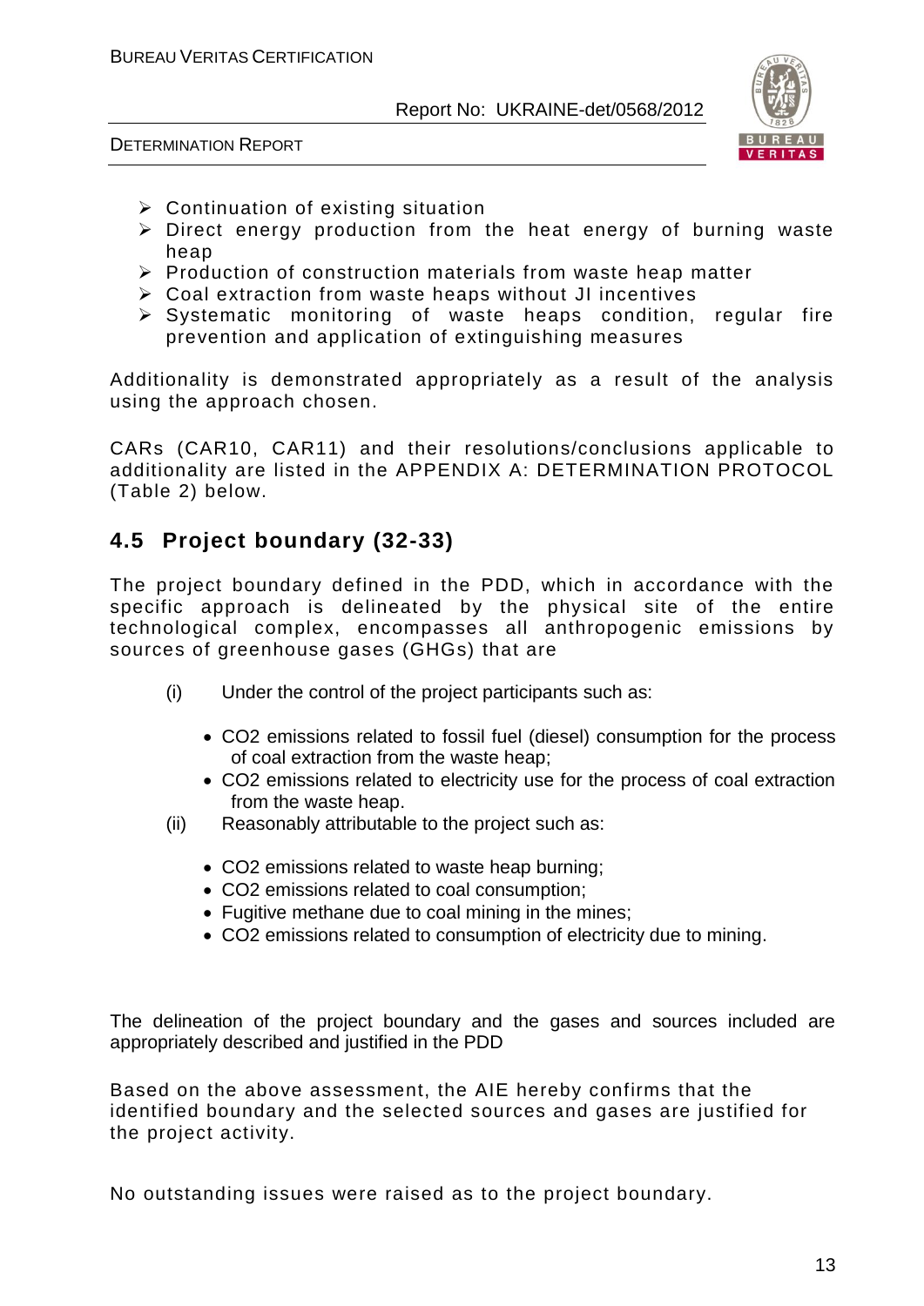- Continuation of existing situation
- Direct energy production from the heat energy of burning waste heap
- Production of construction materials from waste heap matter
- Coal extraction from waste heaps without JI incentives
- Systematic monitoring of waste heaps condition, regular fire prevention and application of extinguishing measures

Additionality is demonstrated appropriately as a result of the analysis using the approach chosen.

CARs (CAR10, CAR11) and their resolutions/conclusions applicable to additionality are listed in the APPENDIX A: DETERMINATION PROTOCOL (Table 2) below.

## 4.5 Project boundary (32-33)

The project boundary defined in the PDD, which in accordance with the specific approach is delineated by the physical site of the entire technological complex, encompasses all anthropogenic emissions by sources of greenhouse gases (GHGs) that are

(i) Under the control of the project participants such as:

- CO2 emissions related to fossil fuel (diesel) consumption for the process of coal extraction from the waste heap;
- CO2 emissions related to electricity use for the process of coal extraction from the waste heap.

(ii) Reasonably attributable to the project such as:

- CO2 emissions related to waste heap burning;
- CO2 emissions related to coal consumption;
- Fugitive methane due to coal mining in the mines;
- CO2 emissions related to consumption of electricity due to mining.

The delineation of the project boundary and the gases and sources included are appropriately described and justified in the PDD

Based on the above assessment, the AIE hereby confirms that the identified boundary and the selected sources and gases are justified for the project activity.

No outstanding issues were raised as to the project boundary.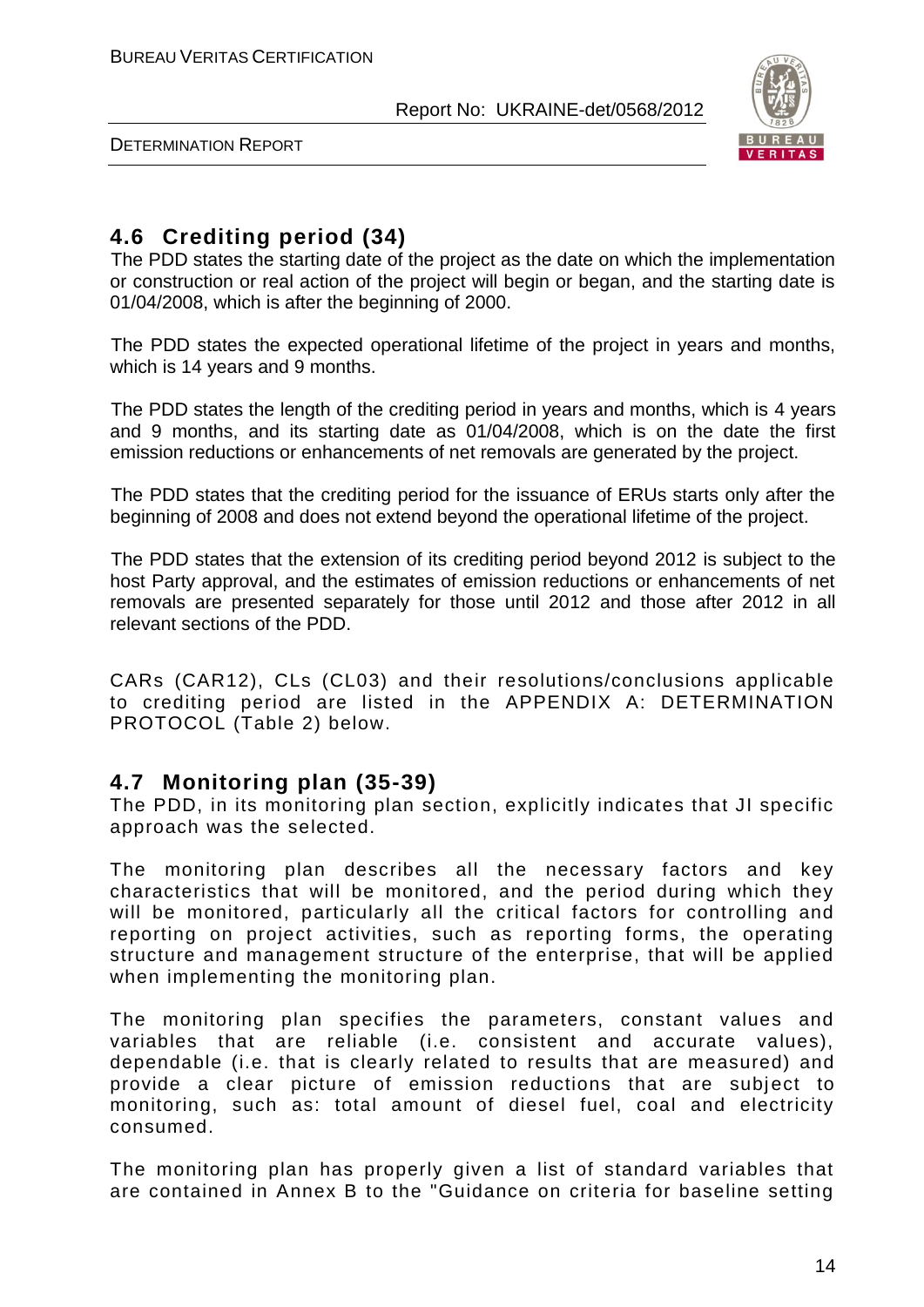## 4.6 Crediting period (34)

The PDD states the starting date of the project as the date on which the implementation or construction or real action of the project will begin or began, and the starting date is 01/04/2008, which is after the beginning of 2000.

The PDD states the expected operational lifetime of the project in years and months, which is 14 years and 9 months.

The PDD states the length of the crediting period in years and months, which is 4 years and 9 months, and its starting date as 01/04/2008, which is on the date the first emission reductions or enhancements of net removals are generated by the project.

The PDD states that the crediting period for the issuance of ERUs starts only after the beginning of 2008 and does not extend beyond the operational lifetime of the project.

The PDD states that the extension of its crediting period beyond 2012 is subject to the host Party approval, and the estimates of emission reductions or enhancements of net removals are presented separately for those until 2012 and those after 2012 in all relevant sections of the PDD.

CARs (CAR12), CLs (CL03) and their resolutions/conclusions applicable to crediting period are listed in the APPENDIX A: DETERMINATION PROTOCOL (Table 2) below.

## 4.7 Monitoring plan (35-39)

The PDD, in its monitoring plan section, explicitly indicates that JI specific approach was the selected.

The monitoring plan describes all the necessary factors and key characteristics that will be monitored, and the period during which they will be monitored, particularly all the critical factors for controlling and reporting on project activities, such as reporting forms, the operating structure and management structure of the enterprise, that will be applied when implementing the monitoring plan.

The monitoring plan specifies the parameters, constant values and variables that are reliable (i.e. consistent and accurate values), dependable (i.e. that is clearly related to results that are measured) and provide a clear picture of emission reductions that are subject to monitoring, such as: total amount of diesel fuel, coal and electricity consumed.

The monitoring plan has properly given a list of standard variables that are contained in Annex B to the "Guidance on criteria for baseline setting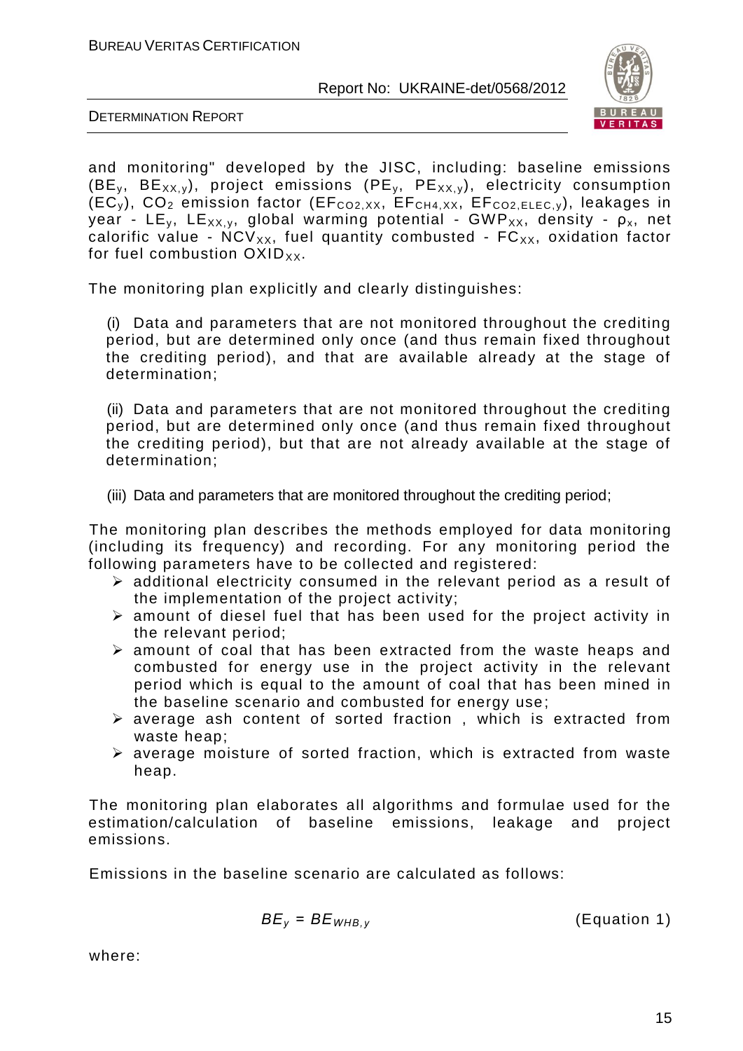and monitoring" developed by the JISC, including: baseline emissions ($BE_y$, $BE_{xx,y}$), project emissions ($PE_y$, $PE_{xx,y}$), electricity consumption ($EC_y$), $CO_2$ emission factor ($EF_{CO2,XX}$, $EF_{CH4,XX}$, $EF_{CO2,ELEC,y}$), leakages in year - $LE_y$, $LE_{XX,y}$, global warming potential - $GWP_{XX}$, density - $\rho_x$, net calorific value - $NCV_{XX}$, fuel quantity combusted - $FC_{XX}$, oxidation factor for fuel combustion $OXID_{XX}$.

The monitoring plan explicitly and clearly distinguishes:

(i) Data and parameters that are not monitored throughout the crediting period, but are determined only once (and thus remain fixed throughout the crediting period), and that are available already at the stage of determination;

(ii) Data and parameters that are not monitored throughout the crediting period, but are determined only once (and thus remain fixed throughout the crediting period), but that are not already available at the stage of determination;

(iii) Data and parameters that are monitored throughout the crediting period;

The monitoring plan describes the methods employed for data monitoring (including its frequency) and recording. For any monitoring period the following parameters have to be collected and registered:

- additional electricity consumed in the relevant period as a result of the implementation of the project activity;
- amount of diesel fuel that has been used for the project activity in the relevant period;
- amount of coal that has been extracted from the waste heaps and combusted for energy use in the project activity in the relevant period which is equal to the amount of coal that has been mined in the baseline scenario and combusted for energy use;
- average ash content of sorted fraction , which is extracted from waste heap;
- average moisture of sorted fraction, which is extracted from waste heap.

The monitoring plan elaborates all algorithms and formulae used for the estimation/calculation of baseline emissions, leakage and project emissions.

Emissions in the baseline scenario are calculated as follows:

$$BE_y = BE_{WHB,y} \qquad \text{(Equation 1)}$$

where: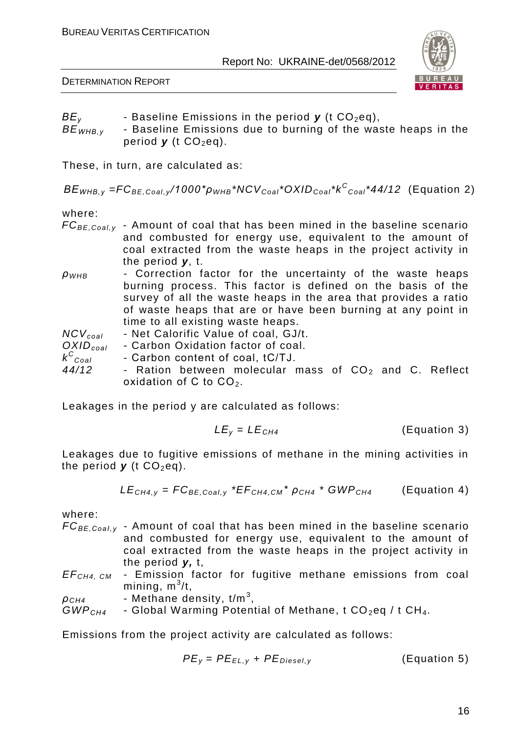$BE_y$ - Baseline Emissions in the period ***y*** (t $CO_2$eq),

$BE_{WHB,y}$ - Baseline Emissions due to burning of the waste heaps in the period ***y*** (t $CO_2$eq).

These, in turn, are calculated as:

$$BE_{WHB,y} = FC_{BE,Coal,y}/1000 * \rho_{WHB} * NCV_{Coal} * OXID_{Coal} * k^{C}_{Coal} * 44/12 \quad \text{(Equation 2)}$$

where:

$FC_{BE,Coal,y}$ - Amount of coal that has been mined in the baseline scenario and combusted for energy use, equivalent to the amount of coal extracted from the waste heaps in the project activity in the period ***y***, t.

$\rho_{WHB}$ - Correction factor for the uncertainty of the waste heaps burning process. This factor is defined on the basis of the survey of all the waste heaps in the area that provides a ratio of waste heaps that are or have been burning at any point in time to all existing waste heaps.

$NCV_{coal}$ - Net Calorific Value of coal, GJ/t.

$OXID_{coal}$ - Carbon Oxidation factor of coal.

$k^{C}_{Coal}$ - Carbon content of coal, tC/TJ.

*44/12* - Ration between molecular mass of $CO_2$ and C. Reflect oxidation of C to $CO_2$.

Leakages in the period y are calculated as follows:

$$LE_y = LE_{CH4} \quad \text{(Equation 3)}$$

Leakages due to fugitive emissions of methane in the mining activities in the period ***y*** (t $CO_2$eq).

$$LE_{CH4,y} = FC_{BE,Coal,y} * EF_{CH4,CM} * \rho_{CH4} * GWP_{CH4} \quad \text{(Equation 4)}$$

where:

$FC_{BE,Coal,y}$ - Amount of coal that has been mined in the baseline scenario and combusted for energy use, equivalent to the amount of coal extracted from the waste heaps in the project activity in the period ***y***, t,

$EF_{CH4,CM}$ - Emission factor for fugitive methane emissions from coal mining, $m^3$/t,

$\rho_{CH4}$ - Methane density, t/$m^3$,

$GWP_{CH4}$ - Global Warming Potential of Methane, t $CO_2$eq / t $CH_4$.

Emissions from the project activity are calculated as follows:

$$PE_y = PE_{EL,y} + PE_{Diesel,y} \quad \text{(Equation 5)}$$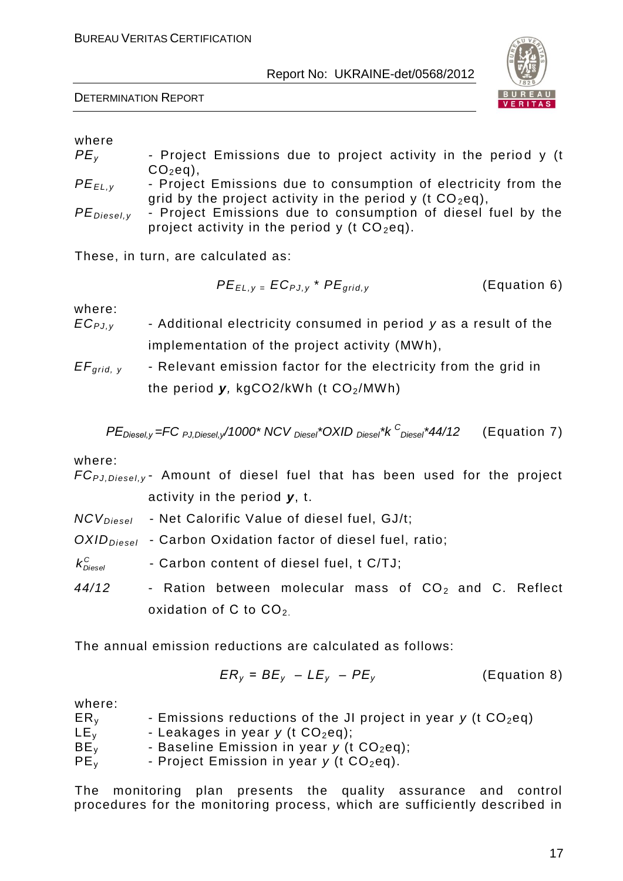where

$PE_y$ - Project Emissions due to project activity in the period y (t $CO_2$eq),

$PE_{EL,y}$ - Project Emissions due to consumption of electricity from the grid by the project activity in the period y (t $CO_2$eq),

$PE_{Diesel,y}$ - Project Emissions due to consumption of diesel fuel by the project activity in the period y (t $CO_2$eq).

These, in turn, are calculated as:

$$PE_{EL,y} = EC_{PJ,y} * PE_{grid,y} \quad \text{(Equation 6)}$$

where:

$EC_{PJ,y}$ - Additional electricity consumed in period *y* as a result of the implementation of the project activity (MWh),

$EF_{grid,\,y}$ - Relevant emission factor for the electricity from the grid in the period ***y***, kgCO2/kWh (t $CO_2$/MWh)

$$PE_{Diesel,y} = FC_{PJ,Diesel,y}/1000 * NCV_{Diesel} * OXID_{Diesel} * k^{C}_{Diesel} * 44/12 \quad \text{(Equation 7)}$$

where:

$FC_{PJ,Diesel,y}$ - Amount of diesel fuel that has been used for the project activity in the period ***y***, t.

$NCV_{Diesel}$ - Net Calorific Value of diesel fuel, GJ/t;

$OXID_{Diesel}$ - Carbon Oxidation factor of diesel fuel, ratio;

$k^{C}_{Diesel}$ - Carbon content of diesel fuel, t C/TJ;

*44/12* - Ration between molecular mass of $CO_2$ and C. Reflect oxidation of C to $CO_2$.

The annual emission reductions are calculated as follows:

$$ER_y = BE_y - LE_y - PE_y \quad \text{(Equation 8)}$$

where:

$ER_y$ - Emissions reductions of the JI project in year *y* (t $CO_2$eq)

$LE_y$ - Leakages in year *y* (t $CO_2$eq);

$BE_y$ - Baseline Emission in year *y* (t $CO_2$eq);

$PE_y$ - Project Emission in year *y* (t $CO_2$eq).

The monitoring plan presents the quality assurance and control procedures for the monitoring process, which are sufficiently described in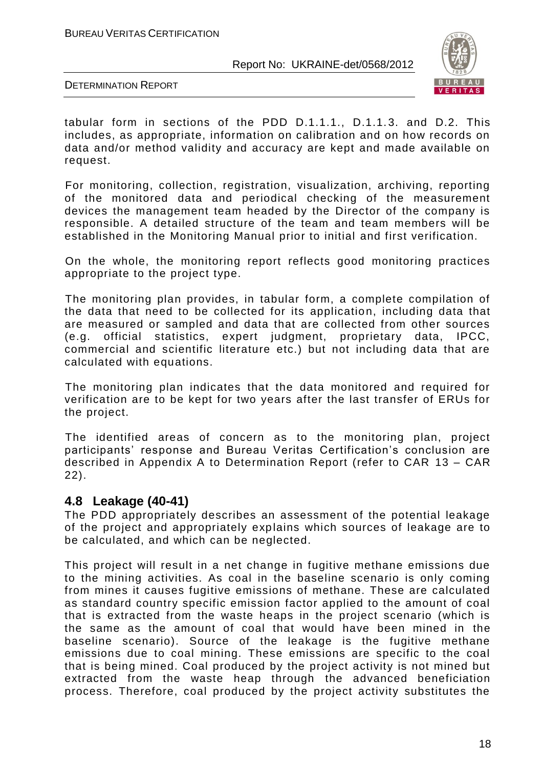tabular form in sections of the PDD D.1.1.1., D.1.1.3. and D.2. This includes, as appropriate, information on calibration and on how records on data and/or method validity and accuracy are kept and made available on request.

For monitoring, collection, registration, visualization, archiving, reporting of the monitored data and periodical checking of the measurement devices the management team headed by the Director of the company is responsible. A detailed structure of the team and team members will be established in the Monitoring Manual prior to initial and first verification.

On the whole, the monitoring report reflects good monitoring practices appropriate to the project type.

The monitoring plan provides, in tabular form, a complete compilation of the data that need to be collected for its application, including data that are measured or sampled and data that are collected from other sources (e.g. official statistics, expert judgment, proprietary data, IPCC, commercial and scientific literature etc.) but not including data that are calculated with equations.

The monitoring plan indicates that the data monitored and required for verification are to be kept for two years after the last transfer of ERUs for the project.

The identified areas of concern as to the monitoring plan, project participants' response and Bureau Veritas Certification's conclusion are described in Appendix A to Determination Report (refer to CAR 13 – CAR 22).

## 4.8 Leakage (40-41)

The PDD appropriately describes an assessment of the potential leakage of the project and appropriately explains which sources of leakage are to be calculated, and which can be neglected.

This project will result in a net change in fugitive methane emissions due to the mining activities. As coal in the baseline scenario is only coming from mines it causes fugitive emissions of methane. These are calculated as standard country specific emission factor applied to the amount of coal that is extracted from the waste heaps in the project scenario (which is the same as the amount of coal that would have been mined in the baseline scenario). Source of the leakage is the fugitive methane emissions due to coal mining. These emissions are specific to the coal that is being mined. Coal produced by the project activity is not mined but extracted from the waste heap through the advanced beneficiation process. Therefore, coal produced by the project activity substitutes the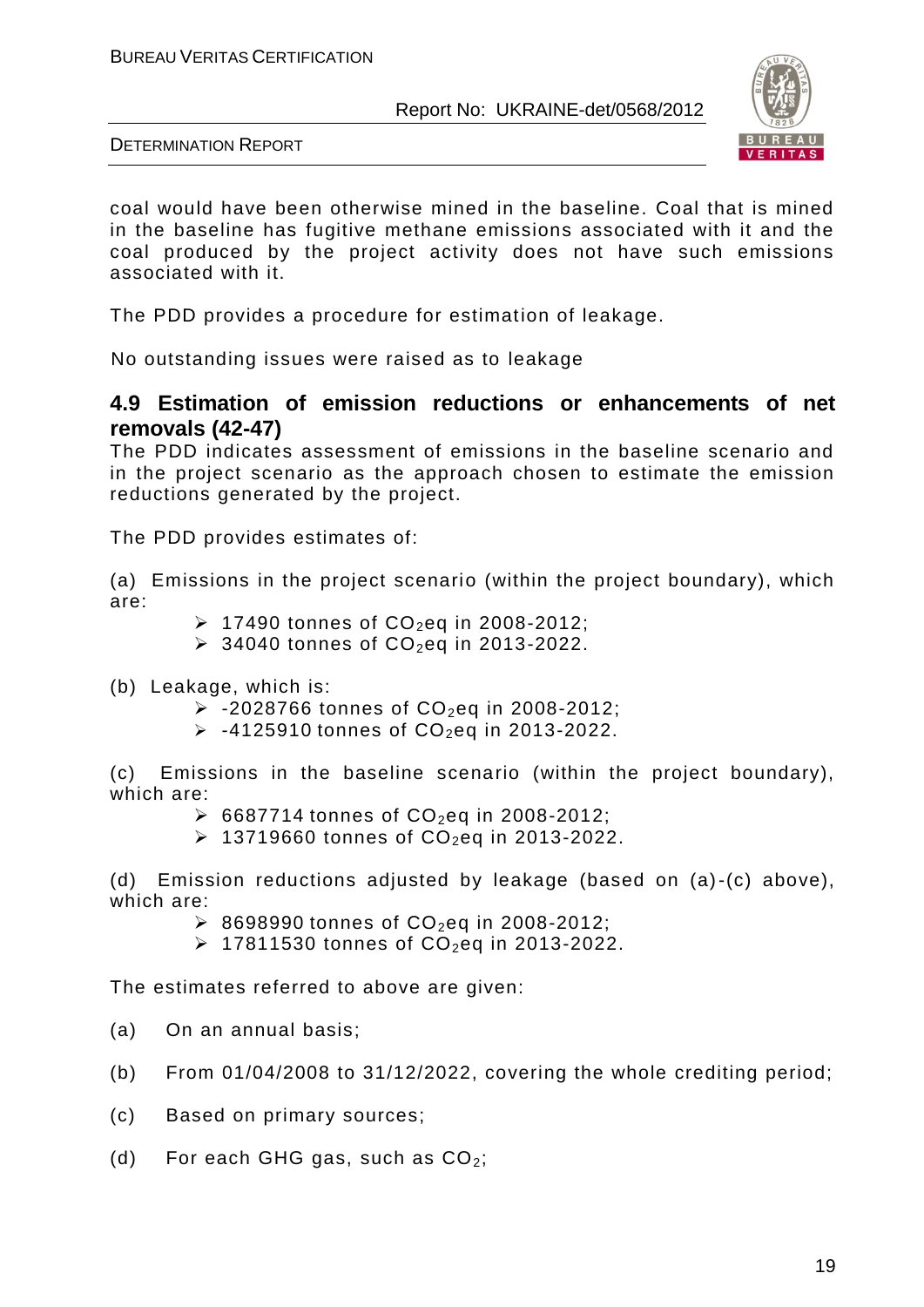coal would have been otherwise mined in the baseline. Coal that is mined in the baseline has fugitive methane emissions associated with it and the coal produced by the project activity does not have such emissions associated with it.

The PDD provides a procedure for estimation of leakage.

No outstanding issues were raised as to leakage

## 4.9 Estimation of emission reductions or enhancements of net removals (42-47)

The PDD indicates assessment of emissions in the baseline scenario and in the project scenario as the approach chosen to estimate the emission reductions generated by the project.

The PDD provides estimates of:

(a) Emissions in the project scenario (within the project boundary), which are:

- 17490 tonnes of $CO_2$eq in 2008-2012;
- 34040 tonnes of $CO_2$eq in 2013-2022.

(b) Leakage, which is:

- -2028766 tonnes of $CO_2$eq in 2008-2012;
- -4125910 tonnes of $CO_2$eq in 2013-2022.

(c) Emissions in the baseline scenario (within the project boundary), which are:

- 6687714 tonnes of $CO_2$eq in 2008-2012;
- 13719660 tonnes of $CO_2$eq in 2013-2022.

(d) Emission reductions adjusted by leakage (based on (a)-(c) above), which are:

- 8698990 tonnes of $CO_2$eq in 2008-2012;
- 17811530 tonnes of $CO_2$eq in 2013-2022.

The estimates referred to above are given:

(a) On an annual basis;

(b) From 01/04/2008 to 31/12/2022, covering the whole crediting period;

(c) Based on primary sources;

(d) For each GHG gas, such as $CO_2$;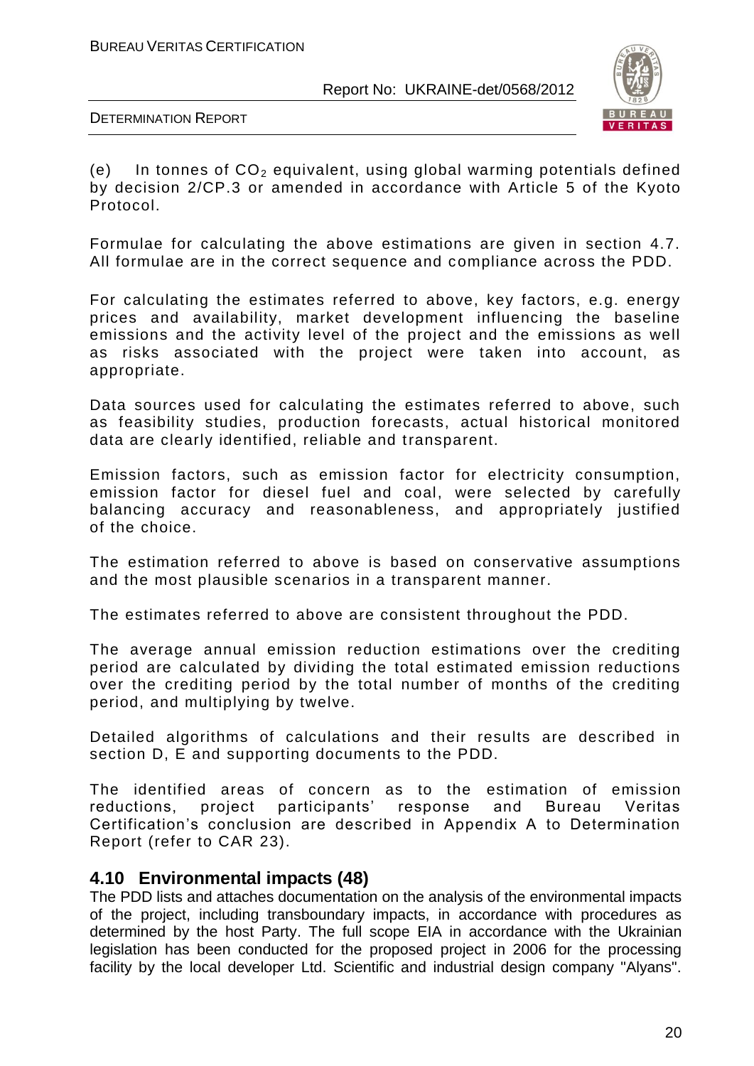(e) In tonnes of $CO_2$ equivalent, using global warming potentials defined by decision 2/CP.3 or amended in accordance with Article 5 of the Kyoto Protocol.

Formulae for calculating the above estimations are given in section 4.7. All formulae are in the correct sequence and compliance across the PDD.

For calculating the estimates referred to above, key factors, e.g. energy prices and availability, market development influencing the baseline emissions and the activity level of the project and the emissions as well as risks associated with the project were taken into account, as appropriate.

Data sources used for calculating the estimates referred to above, such as feasibility studies, production forecasts, actual historical monitored data are clearly identified, reliable and transparent.

Emission factors, such as emission factor for electricity consumption, emission factor for diesel fuel and coal, were selected by carefully balancing accuracy and reasonableness, and appropriately justified of the choice.

The estimation referred to above is based on conservative assumptions and the most plausible scenarios in a transparent manner.

The estimates referred to above are consistent throughout the PDD.

The average annual emission reduction estimations over the crediting period are calculated by dividing the total estimated emission reductions over the crediting period by the total number of months of the crediting period, and multiplying by twelve.

Detailed algorithms of calculations and their results are described in section D, E and supporting documents to the PDD.

The identified areas of concern as to the estimation of emission reductions, project participants' response and Bureau Veritas Certification's conclusion are described in Appendix A to Determination Report (refer to CAR 23).

## 4.10 Environmental impacts (48)

The PDD lists and attaches documentation on the analysis of the environmental impacts of the project, including transboundary impacts, in accordance with procedures as determined by the host Party. The full scope EIA in accordance with the Ukrainian legislation has been conducted for the proposed project in 2006 for the processing facility by the local developer Ltd. Scientific and industrial design company "Alyans".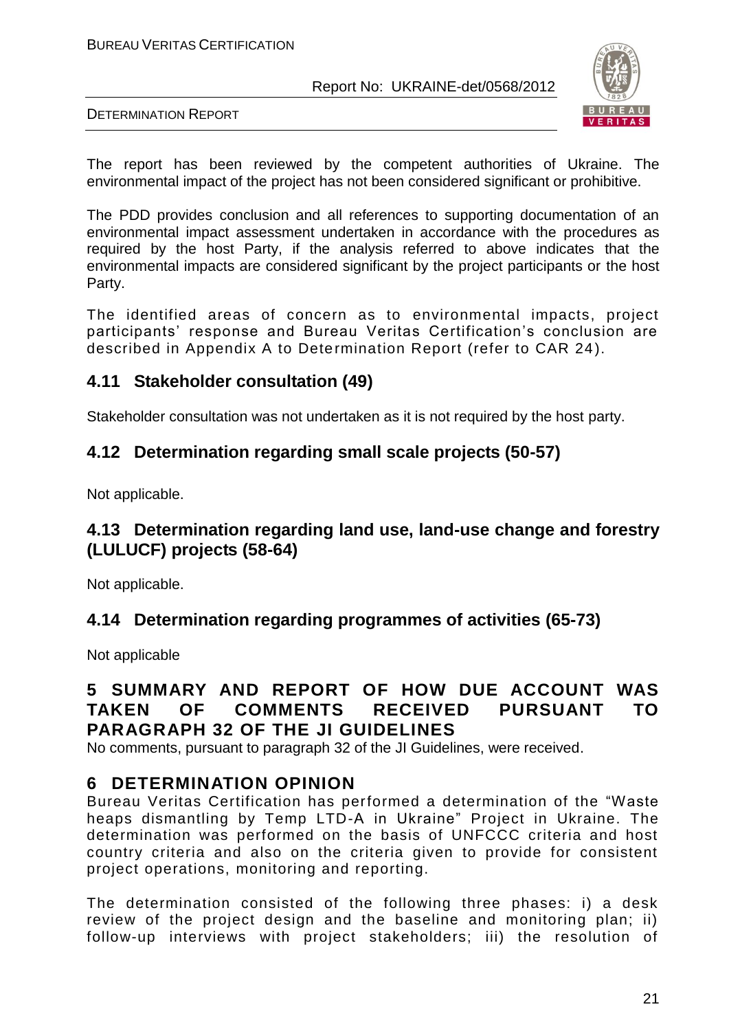The report has been reviewed by the competent authorities of Ukraine. The environmental impact of the project has not been considered significant or prohibitive.

The PDD provides conclusion and all references to supporting documentation of an environmental impact assessment undertaken in accordance with the procedures as required by the host Party, if the analysis referred to above indicates that the environmental impacts are considered significant by the project participants or the host Party.

The identified areas of concern as to environmental impacts, project participants' response and Bureau Veritas Certification's conclusion are described in Appendix A to Determination Report (refer to CAR 24).

## 4.11 Stakeholder consultation (49)

Stakeholder consultation was not undertaken as it is not required by the host party.

## 4.12 Determination regarding small scale projects (50-57)

Not applicable.

## 4.13 Determination regarding land use, land-use change and forestry (LULUCF) projects (58-64)

Not applicable.

## 4.14 Determination regarding programmes of activities (65-73)

Not applicable

# 5 SUMMARY AND REPORT OF HOW DUE ACCOUNT WAS TAKEN OF COMMENTS RECEIVED PURSUANT TO PARAGRAPH 32 OF THE JI GUIDELINES

No comments, pursuant to paragraph 32 of the JI Guidelines, were received.

# 6 DETERMINATION OPINION

Bureau Veritas Certification has performed a determination of the "Waste heaps dismantling by Temp LTD-A in Ukraine" Project in Ukraine. The determination was performed on the basis of UNFCCC criteria and host country criteria and also on the criteria given to provide for consistent project operations, monitoring and reporting.

The determination consisted of the following three phases: i) a desk review of the project design and the baseline and monitoring plan; ii) follow-up interviews with project stakeholders; iii) the resolution of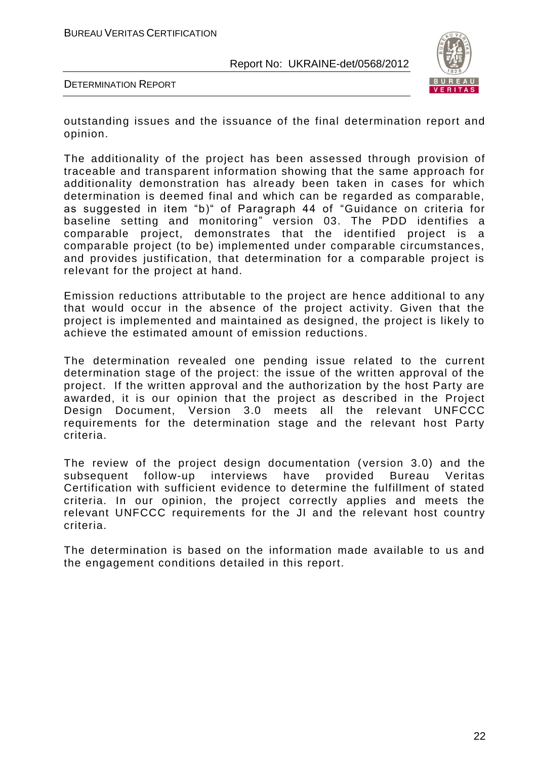outstanding issues and the issuance of the final determination report and opinion.

The additionality of the project has been assessed through provision of traceable and transparent information showing that the same approach for additionality demonstration has already been taken in cases for which determination is deemed final and which can be regarded as comparable, as suggested in item "b)" of Paragraph 44 of "Guidance on criteria for baseline setting and monitoring" version 03. The PDD identifies a comparable project, demonstrates that the identified project is a comparable project (to be) implemented under comparable circumstances, and provides justification, that determination for a comparable project is relevant for the project at hand.

Emission reductions attributable to the project are hence additional to any that would occur in the absence of the project activity. Given that the project is implemented and maintained as designed, the project is likely to achieve the estimated amount of emission reductions.

The determination revealed one pending issue related to the current determination stage of the project: the issue of the written approval of the project. If the written approval and the authorization by the host Party are awarded, it is our opinion that the project as described in the Project Design Document, Version 3.0 meets all the relevant UNFCCC requirements for the determination stage and the relevant host Party criteria.

The review of the project design documentation (version 3.0) and the subsequent follow-up interviews have provided Bureau Veritas Certification with sufficient evidence to determine the fulfillment of stated criteria. In our opinion, the project correctly applies and meets the relevant UNFCCC requirements for the JI and the relevant host country criteria.

The determination is based on the information made available to us and the engagement conditions detailed in this report.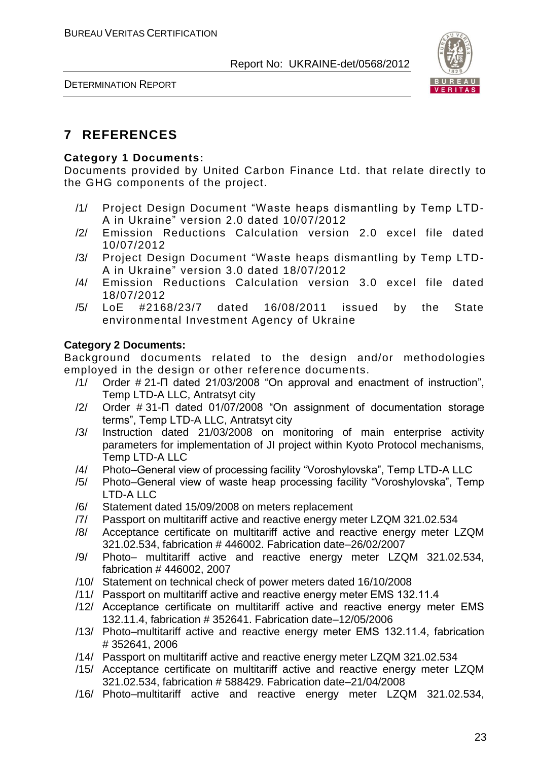# 7 REFERENCES

**Category 1 Documents:**
Documents provided by United Carbon Finance Ltd. that relate directly to the GHG components of the project.

/1/ Project Design Document "Waste heaps dismantling by Temp LTD-A in Ukraine" version 2.0 dated 10/07/2012
/2/ Emission Reductions Calculation version 2.0 excel file dated 10/07/2012
/3/ Project Design Document "Waste heaps dismantling by Temp LTD-A in Ukraine" version 3.0 dated 18/07/2012
/4/ Emission Reductions Calculation version 3.0 excel file dated 18/07/2012
/5/ LoE #2168/23/7 dated 16/08/2011 issued by the State environmental Investment Agency of Ukraine

**Category 2 Documents:**
Background documents related to the design and/or methodologies employed in the design or other reference documents.

/1/ Order # 21-П dated 21/03/2008 "On approval and enactment of instruction", Temp LTD-A LLC, Antratsyt city
/2/ Order # 31-П dated 01/07/2008 "On assignment of documentation storage terms", Temp LTD-A LLC, Antratsyt city
/3/ Instruction dated 21/03/2008 on monitoring of main enterprise activity parameters for implementation of JI project within Kyoto Protocol mechanisms, Temp LTD-A LLC
/4/ Photo–General view of processing facility "Voroshylovska", Temp LTD-A LLC
/5/ Photo–General view of waste heap processing facility "Voroshylovska", Temp LTD-A LLC
/6/ Statement dated 15/09/2008 on meters replacement
/7/ Passport on multitariff active and reactive energy meter LZQM 321.02.534
/8/ Acceptance certificate on multitariff active and reactive energy meter LZQM 321.02.534, fabrication # 446002. Fabrication date–26/02/2007
/9/ Photo– multitariff active and reactive energy meter LZQM 321.02.534, fabrication # 446002, 2007
/10/ Statement on technical check of power meters dated 16/10/2008
/11/ Passport on multitariff active and reactive energy meter EMS 132.11.4
/12/ Acceptance certificate on multitariff active and reactive energy meter EMS 132.11.4, fabrication # 352641. Fabrication date–12/05/2006
/13/ Photo–multitariff active and reactive energy meter EMS 132.11.4, fabrication # 352641, 2006
/14/ Passport on multitariff active and reactive energy meter LZQM 321.02.534
/15/ Acceptance certificate on multitariff active and reactive energy meter LZQM 321.02.534, fabrication # 588429. Fabrication date–21/04/2008
/16/ Photo–multitariff active and reactive energy meter LZQM 321.02.534,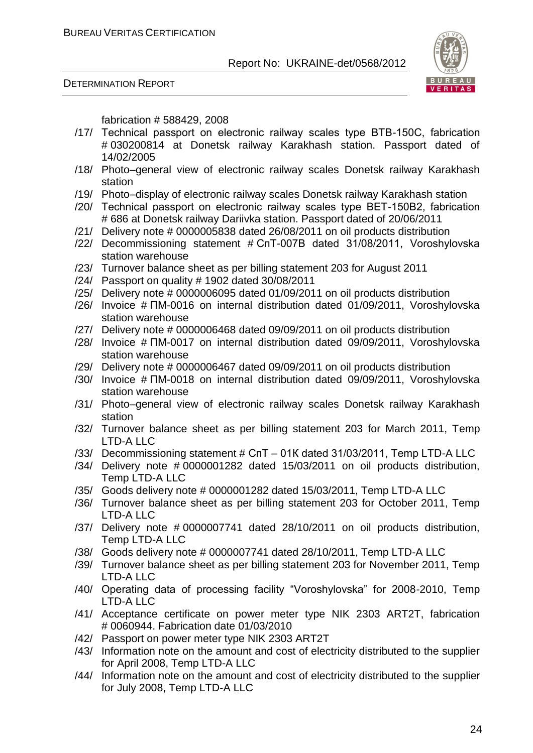fabrication # 588429, 2008

/17/ Technical passport on electronic railway scales type BTB-150C, fabrication # 030200814 at Donetsk railway Karakhash station. Passport dated of 14/02/2005

/18/ Photo–general view of electronic railway scales Donetsk railway Karakhash station

/19/ Photo–display of electronic railway scales Donetsk railway Karakhash station

/20/ Technical passport on electronic railway scales type BET-150B2, fabrication # 686 at Donetsk railway Dariivka station. Passport dated of 20/06/2011

/21/ Delivery note # 0000005838 dated 26/08/2011 on oil products distribution

/22/ Decommissioning statement # СпТ-007В dated 31/08/2011, Voroshylovska station warehouse

/23/ Turnover balance sheet as per billing statement 203 for August 2011

/24/ Passport on quality # 1902 dated 30/08/2011

/25/ Delivery note # 0000006095 dated 01/09/2011 on oil products distribution

/26/ Invoice # ПМ-0016 on internal distribution dated 01/09/2011, Voroshylovska station warehouse

/27/ Delivery note # 0000006468 dated 09/09/2011 on oil products distribution

/28/ Invoice # ПМ-0017 on internal distribution dated 09/09/2011, Voroshylovska station warehouse

/29/ Delivery note # 0000006467 dated 09/09/2011 on oil products distribution

/30/ Invoice # ПМ-0018 on internal distribution dated 09/09/2011, Voroshylovska station warehouse

/31/ Photo–general view of electronic railway scales Donetsk railway Karakhash station

/32/ Turnover balance sheet as per billing statement 203 for March 2011, Temp LTD-A LLC

/33/ Decommissioning statement # СпТ – 01К dated 31/03/2011, Temp LTD-A LLC

/34/ Delivery note # 0000001282 dated 15/03/2011 on oil products distribution, Temp LTD-A LLC

/35/ Goods delivery note # 0000001282 dated 15/03/2011, Temp LTD-A LLC

/36/ Turnover balance sheet as per billing statement 203 for October 2011, Temp LTD-A LLC

/37/ Delivery note # 0000007741 dated 28/10/2011 on oil products distribution, Temp LTD-A LLC

/38/ Goods delivery note # 0000007741 dated 28/10/2011, Temp LTD-A LLC

/39/ Turnover balance sheet as per billing statement 203 for November 2011, Temp LTD-A LLC

/40/ Operating data of processing facility "Voroshylovska" for 2008-2010, Temp LTD-A LLC

/41/ Acceptance certificate on power meter type NIK 2303 ART2T, fabrication # 0060944. Fabrication date 01/03/2010

/42/ Passport on power meter type NIK 2303 ART2T

/43/ Information note on the amount and cost of electricity distributed to the supplier for April 2008, Temp LTD-A LLC

/44/ Information note on the amount and cost of electricity distributed to the supplier for July 2008, Temp LTD-A LLC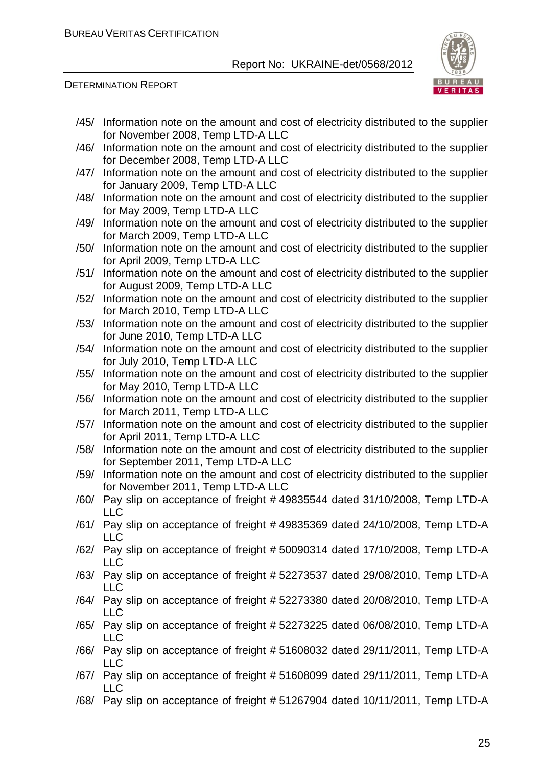/45/ Information note on the amount and cost of electricity distributed to the supplier for November 2008, Temp LTD-A LLC

/46/ Information note on the amount and cost of electricity distributed to the supplier for December 2008, Temp LTD-A LLC

/47/ Information note on the amount and cost of electricity distributed to the supplier for January 2009, Temp LTD-A LLC

/48/ Information note on the amount and cost of electricity distributed to the supplier for May 2009, Temp LTD-A LLC

/49/ Information note on the amount and cost of electricity distributed to the supplier for March 2009, Temp LTD-A LLC

/50/ Information note on the amount and cost of electricity distributed to the supplier for April 2009, Temp LTD-A LLC

/51/ Information note on the amount and cost of electricity distributed to the supplier for August 2009, Temp LTD-A LLC

/52/ Information note on the amount and cost of electricity distributed to the supplier for March 2010, Temp LTD-A LLC

/53/ Information note on the amount and cost of electricity distributed to the supplier for June 2010, Temp LTD-A LLC

/54/ Information note on the amount and cost of electricity distributed to the supplier for July 2010, Temp LTD-A LLC

/55/ Information note on the amount and cost of electricity distributed to the supplier for May 2010, Temp LTD-A LLC

/56/ Information note on the amount and cost of electricity distributed to the supplier for March 2011, Temp LTD-A LLC

/57/ Information note on the amount and cost of electricity distributed to the supplier for April 2011, Temp LTD-A LLC

/58/ Information note on the amount and cost of electricity distributed to the supplier for September 2011, Temp LTD-A LLC

/59/ Information note on the amount and cost of electricity distributed to the supplier for November 2011, Temp LTD-A LLC

/60/ Pay slip on acceptance of freight # 49835544 dated 31/10/2008, Temp LTD-A LLC

/61/ Pay slip on acceptance of freight # 49835369 dated 24/10/2008, Temp LTD-A LLC

/62/ Pay slip on acceptance of freight # 50090314 dated 17/10/2008, Temp LTD-A LLC

/63/ Pay slip on acceptance of freight # 52273537 dated 29/08/2010, Temp LTD-A LLC

/64/ Pay slip on acceptance of freight # 52273380 dated 20/08/2010, Temp LTD-A LLC

/65/ Pay slip on acceptance of freight # 52273225 dated 06/08/2010, Temp LTD-A LLC

/66/ Pay slip on acceptance of freight # 51608032 dated 29/11/2011, Temp LTD-A LLC

/67/ Pay slip on acceptance of freight # 51608099 dated 29/11/2011, Temp LTD-A LLC

/68/ Pay slip on acceptance of freight # 51267904 dated 10/11/2011, Temp LTD-A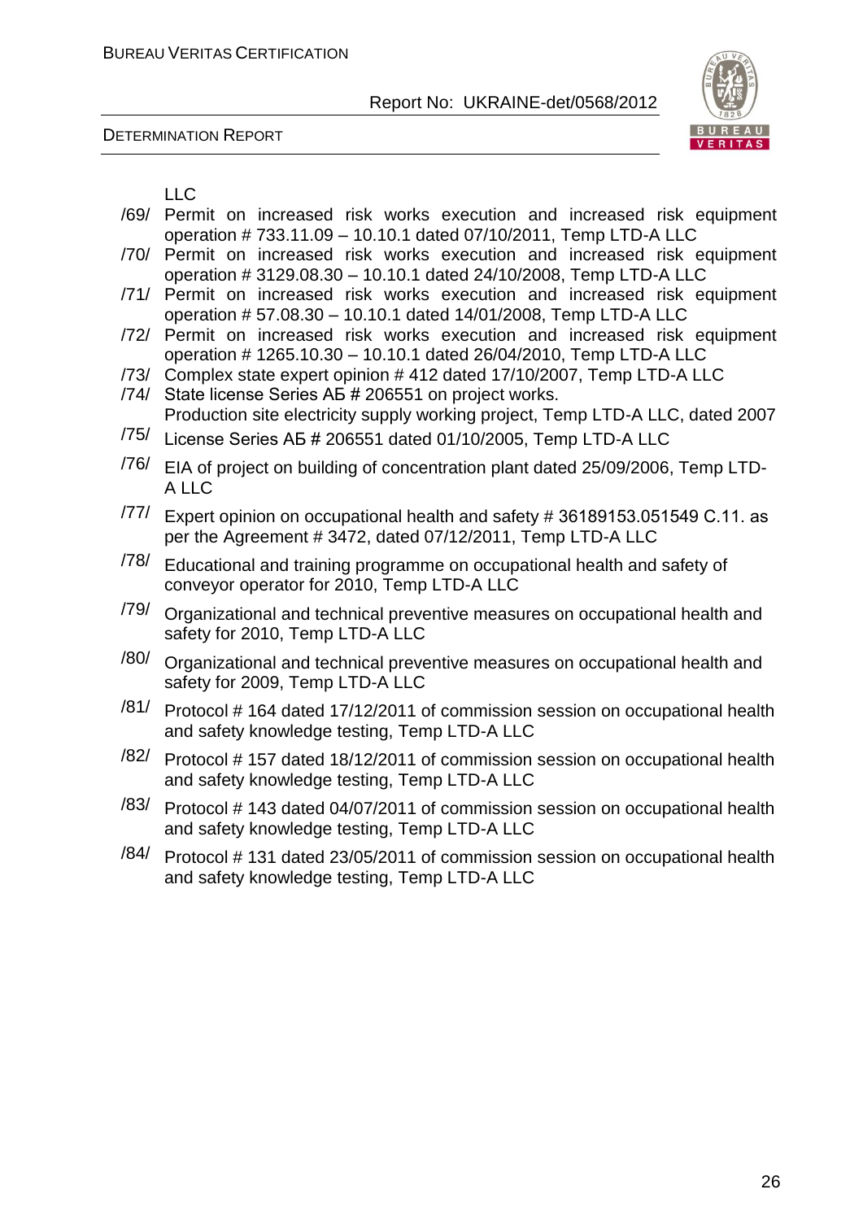LLC

/69/ Permit on increased risk works execution and increased risk equipment operation # 733.11.09 – 10.10.1 dated 07/10/2011, Temp LTD-A LLC

/70/ Permit on increased risk works execution and increased risk equipment operation # 3129.08.30 – 10.10.1 dated 24/10/2008, Temp LTD-A LLC

/71/ Permit on increased risk works execution and increased risk equipment operation # 57.08.30 – 10.10.1 dated 14/01/2008, Temp LTD-A LLC

/72/ Permit on increased risk works execution and increased risk equipment operation # 1265.10.30 – 10.10.1 dated 26/04/2010, Temp LTD-A LLC

/73/ Complex state expert opinion # 412 dated 17/10/2007, Temp LTD-A LLC

/74/ State license Series АБ # 206551 on project works.
Production site electricity supply working project, Temp LTD-A LLC, dated 2007

/75/ License Series АБ # 206551 dated 01/10/2005, Temp LTD-A LLC

/76/ EIA of project on building of concentration plant dated 25/09/2006, Temp LTD-A LLC

/77/ Expert opinion on occupational health and safety # 36189153.051549 С.11. as per the Agreement # 3472, dated 07/12/2011, Temp LTD-A LLC

/78/ Educational and training programme on occupational health and safety of conveyor operator for 2010, Temp LTD-A LLC

/79/ Organizational and technical preventive measures on occupational health and safety for 2010, Temp LTD-A LLC

/80/ Organizational and technical preventive measures on occupational health and safety for 2009, Temp LTD-A LLC

/81/ Protocol # 164 dated 17/12/2011 of commission session on occupational health and safety knowledge testing, Temp LTD-A LLC

/82/ Protocol # 157 dated 18/12/2011 of commission session on occupational health and safety knowledge testing, Temp LTD-A LLC

/83/ Protocol # 143 dated 04/07/2011 of commission session on occupational health and safety knowledge testing, Temp LTD-A LLC

/84/ Protocol # 131 dated 23/05/2011 of commission session on occupational health and safety knowledge testing, Temp LTD-A LLC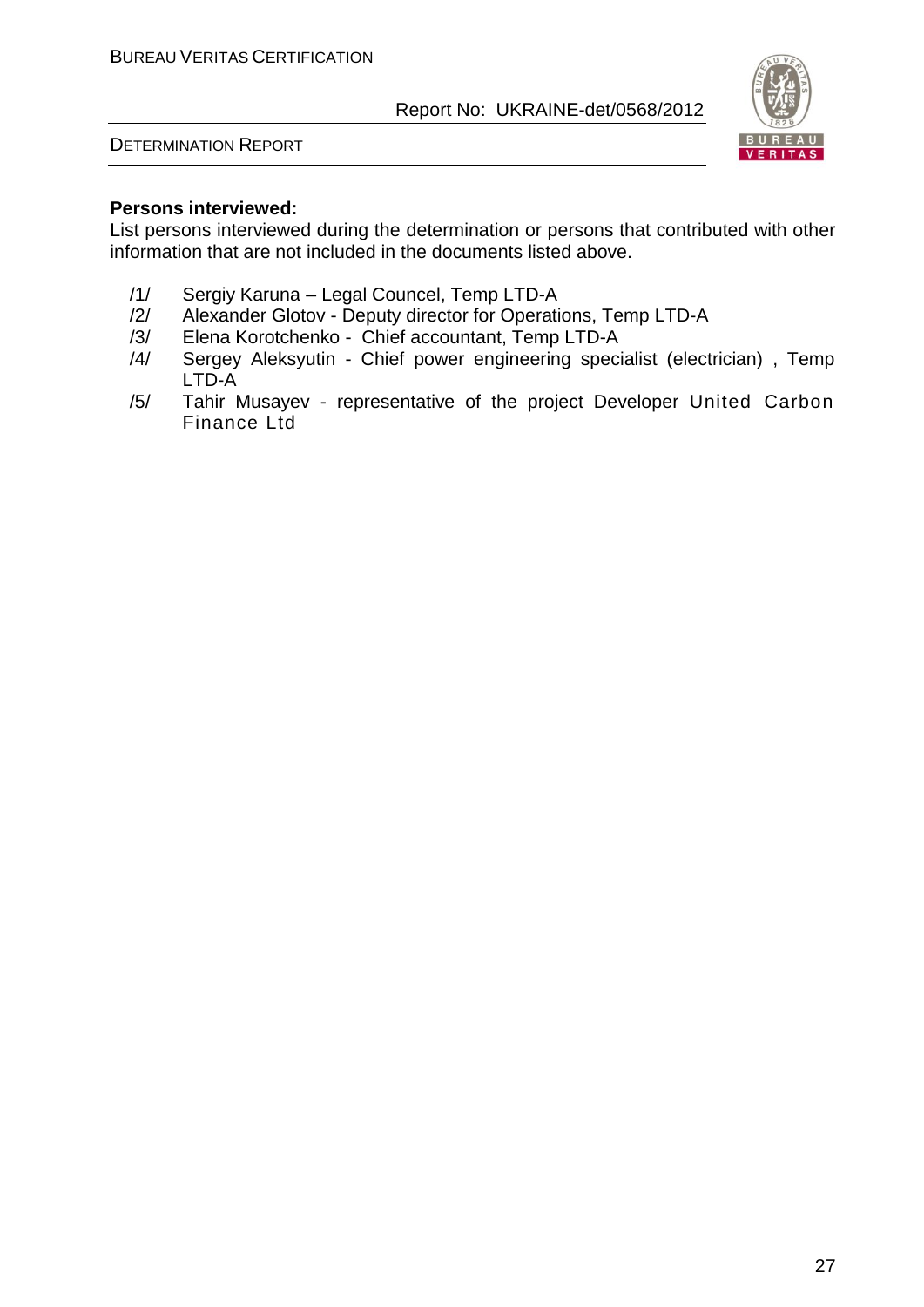**Persons interviewed:**

List persons interviewed during the determination or persons that contributed with other information that are not included in the documents listed above.

/1/ Sergiy Karuna – Legal Councel, Temp LTD-A

/2/ Alexander Glotov - Deputy director for Operations, Temp LTD-A

/3/ Elena Korotchenko - Chief accountant, Temp LTD-A

/4/ Sergey Aleksyutin - Chief power engineering specialist (electrician) , Temp LTD-A

/5/ Tahir Musayev - representative of the project Developer United Carbon Finance Ltd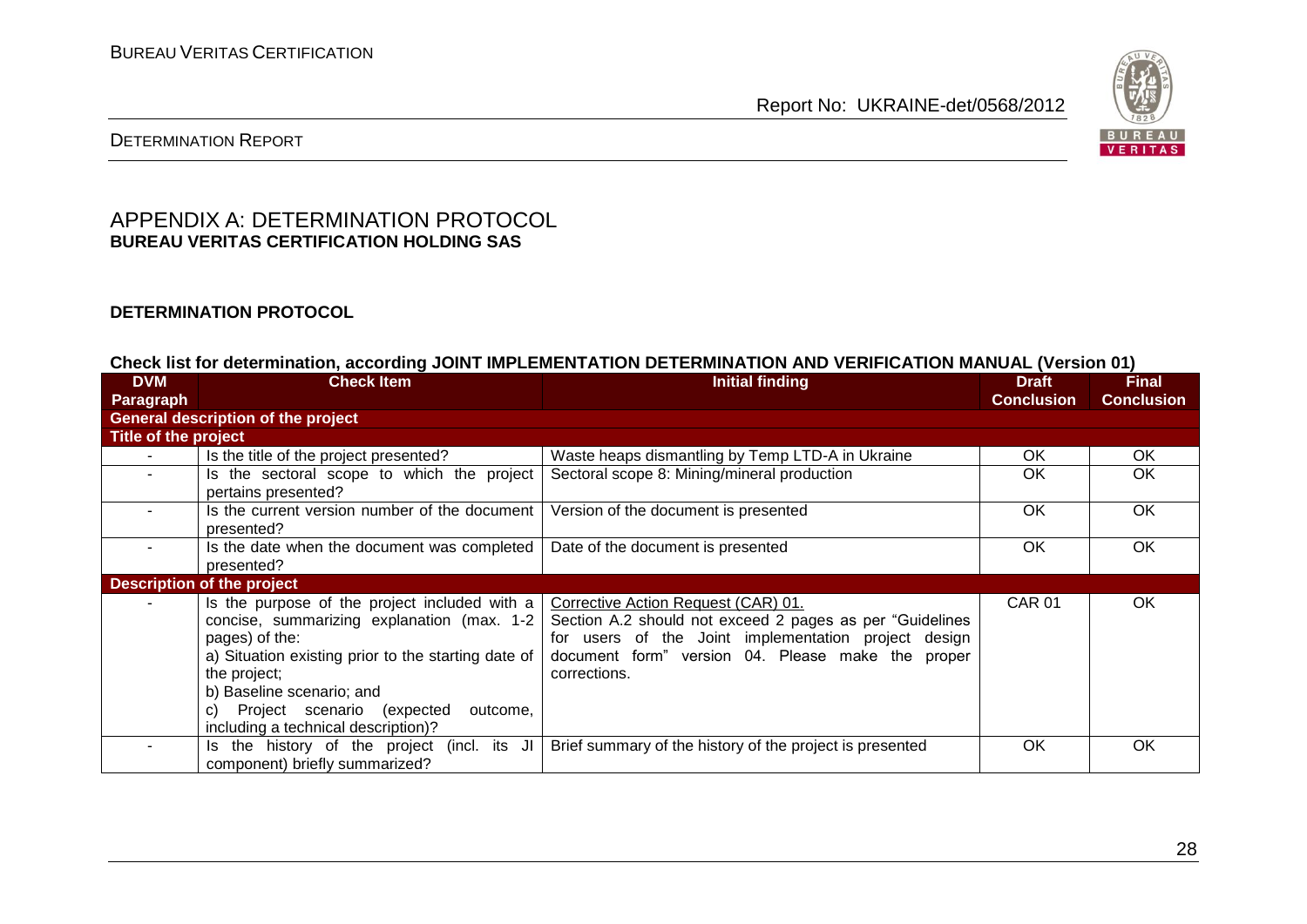# APPENDIX A: DETERMINATION PROTOCOL
**BUREAU VERITAS CERTIFICATION HOLDING SAS**

**DETERMINATION PROTOCOL**

**Check list for determination, according JOINT IMPLEMENTATION DETERMINATION AND VERIFICATION MANUAL (Version 01)**

| DVM Paragraph | Check Item | Initial finding | Draft Conclusion | Final Conclusion |
|---|---|---|---|---|
| **General description of the project** | | | | |
| **Title of the project** | | | | |
| - | Is the title of the project presented? | Waste heaps dismantling by Temp LTD-A in Ukraine | OK | OK |
| - | Is the sectoral scope to which the project pertains presented? | Sectoral scope 8: Mining/mineral production | OK | OK |
| - | Is the current version number of the document presented? | Version of the document is presented | OK | OK |
| - | Is the date when the document was completed presented? | Date of the document is presented | OK | OK |
| **Description of the project** | | | | |
| - | Is the purpose of the project included with a concise, summarizing explanation (max. 1-2 pages) of the:<br>a) Situation existing prior to the starting date of the project;<br>b) Baseline scenario; and<br>c) Project scenario (expected outcome, including a technical description)? | Corrective Action Request (CAR) 01.<br>Section A.2 should not exceed 2 pages as per "Guidelines for users of the Joint implementation project design document form" version 04. Please make the proper corrections. | CAR 01 | OK |
| - | Is the history of the project (incl. its JI component) briefly summarized? | Brief summary of the history of the project is presented | OK | OK |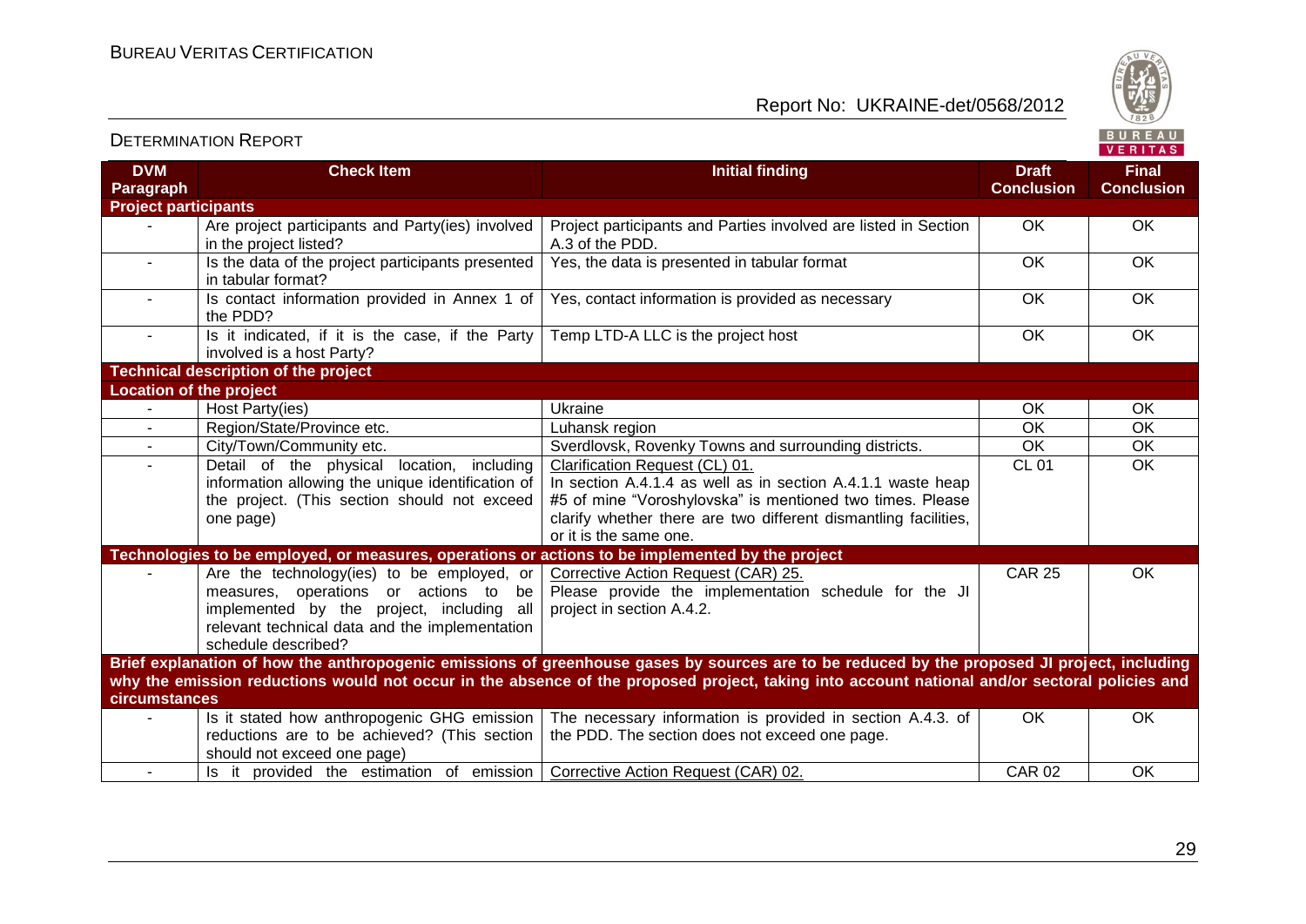| DVM Paragraph | Check Item | Initial finding | Draft Conclusion | Final Conclusion |
|---|---|---|---|---|
| **Project participants** | | | | |
| - | Are project participants and Party(ies) involved in the project listed? | Project participants and Parties involved are listed in Section A.3 of the PDD. | OK | OK |
| - | Is the data of the project participants presented in tabular format? | Yes, the data is presented in tabular format | OK | OK |
| - | Is contact information provided in Annex 1 of the PDD? | Yes, contact information is provided as necessary | OK | OK |
| - | Is it indicated, if it is the case, if the Party involved is a host Party? | Temp LTD-A LLC is the project host | OK | OK |
| **Technical description of the project** | | | | |
| **Location of the project** | | | | |
| - | Host Party(ies) | Ukraine | OK | OK |
| - | Region/State/Province etc. | Luhansk region | OK | OK |
| - | City/Town/Community etc. | Sverdlovsk, Rovenky Towns and surrounding districts. | OK | OK |
| - | Detail of the physical location, including information allowing the unique identification of the project. (This section should not exceed one page) | Clarification Request (CL) 01. In section A.4.1.4 as well as in section A.4.1.1 waste heap #5 of mine "Voroshylovska" is mentioned two times. Please clarify whether there are two different dismantling facilities, or it is the same one. | CL 01 | OK |
| **Technologies to be employed, or measures, operations or actions to be implemented by the project** | | | | |
| - | Are the technology(ies) to be employed, or measures, operations or actions to be implemented by the project, including all relevant technical data and the implementation schedule described? | Corrective Action Request (CAR) 25. Please provide the implementation schedule for the JI project in section A.4.2. | CAR 25 | OK |
| **Brief explanation of how the anthropogenic emissions of greenhouse gases by sources are to be reduced by the proposed JI project, including why the emission reductions would not occur in the absence of the proposed project, taking into account national and/or sectoral policies and circumstances** | | | | |
| - | Is it stated how anthropogenic GHG emission reductions are to be achieved? (This section should not exceed one page) | The necessary information is provided in section A.4.3. of the PDD. The section does not exceed one page. | OK | OK |
| - | Is it provided the estimation of emission | Corrective Action Request (CAR) 02. | CAR 02 | OK |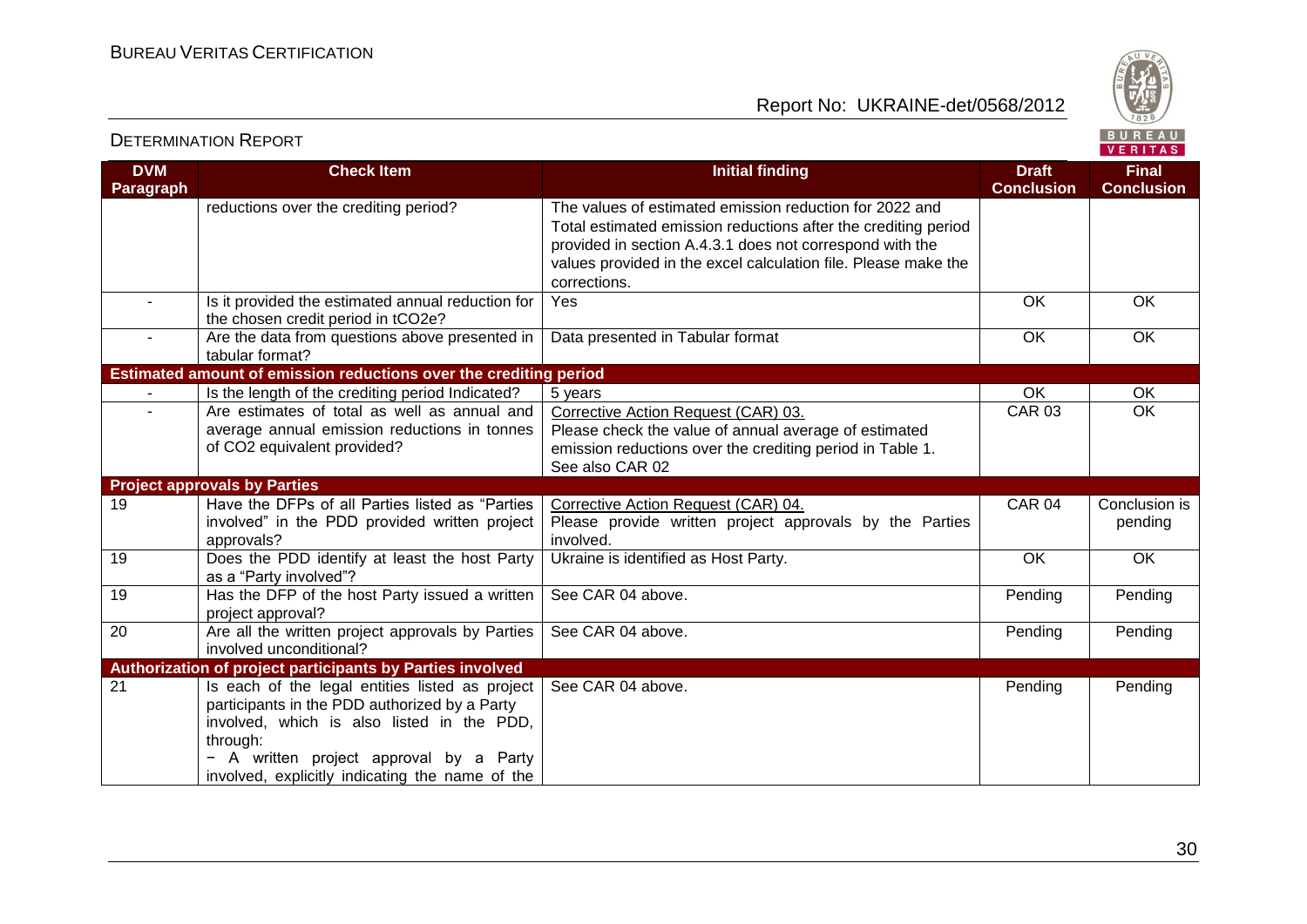| DVM Paragraph | Check Item | Initial finding | Draft Conclusion | Final Conclusion |
|---|---|---|---|---|
| | reductions over the crediting period? | The values of estimated emission reduction for 2022 and Total estimated emission reductions after the crediting period provided in section A.4.3.1 does not correspond with the values provided in the excel calculation file. Please make the corrections. | | |
| - | Is it provided the estimated annual reduction for the chosen credit period in $tCO_2e$? | Yes | OK | OK |
| - | Are the data from questions above presented in tabular format? | Data presented in Tabular format | OK | OK |
| **Estimated amount of emission reductions over the crediting period** | | | | |
| - | Is the length of the crediting period Indicated? | 5 years | OK | OK |
| - | Are estimates of total as well as annual and average annual emission reductions in tonnes of $CO_2$ equivalent provided? | Corrective Action Request (CAR) 03.<br>Please check the value of annual average of estimated emission reductions over the crediting period in Table 1.<br>See also CAR 02 | CAR 03 | OK |
| **Project approvals by Parties** | | | | |
| 19 | Have the DFPs of all Parties listed as "Parties involved" in the PDD provided written project approvals? | Corrective Action Request (CAR) 04.<br>Please provide written project approvals by the Parties involved. | CAR 04 | Conclusion is pending |
| 19 | Does the PDD identify at least the host Party as a "Party involved"? | Ukraine is identified as Host Party. | OK | OK |
| 19 | Has the DFP of the host Party issued a written project approval? | See CAR 04 above. | Pending | Pending |
| 20 | Are all the written project approvals by Parties involved unconditional? | See CAR 04 above. | Pending | Pending |
| **Authorization of project participants by Parties involved** | | | | |
| 21 | Is each of the legal entities listed as project participants in the PDD authorized by a Party involved, which is also listed in the PDD, through:<br>− A written project approval by a Party involved, explicitly indicating the name of the | See CAR 04 above. | Pending | Pending |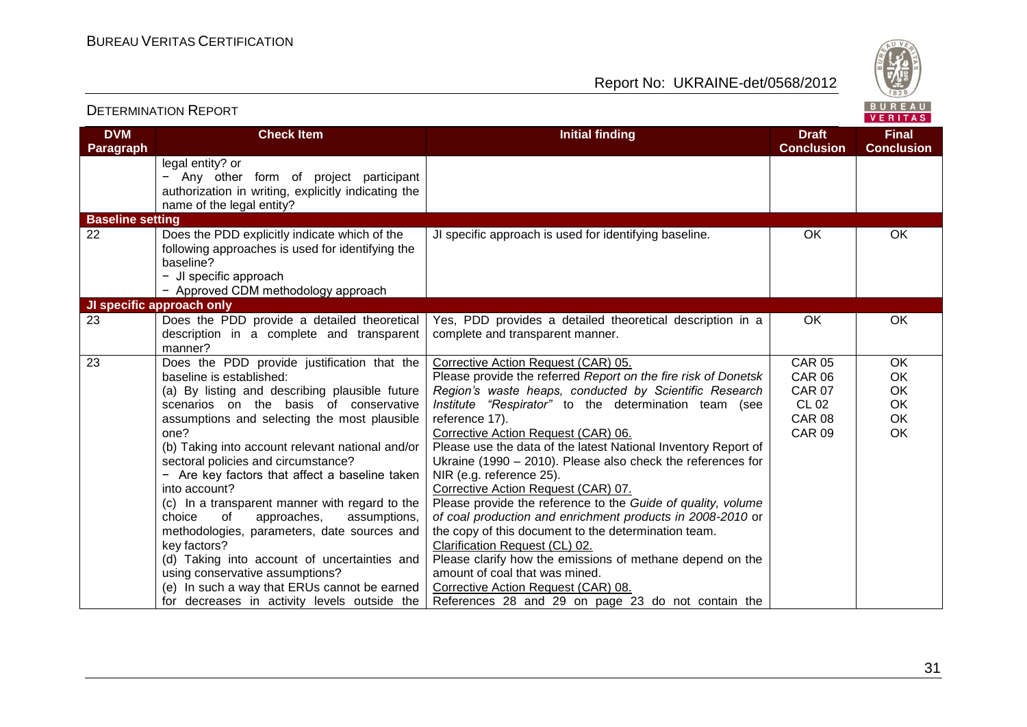| DVM Paragraph | Check Item | Initial finding | Draft Conclusion | Final Conclusion |
|---|---|---|---|---|
| | legal entity? or<br>− Any other form of project participant authorization in writing, explicitly indicating the name of the legal entity? | | | |
| **Baseline setting** | | | | |
| 22 | Does the PDD explicitly indicate which of the following approaches is used for identifying the baseline?<br>− JI specific approach<br>− Approved CDM methodology approach | JI specific approach is used for identifying baseline. | OK | OK |
| **JI specific approach only** | | | | |
| 23 | Does the PDD provide a detailed theoretical description in a complete and transparent manner? | Yes, PDD provides a detailed theoretical description in a complete and transparent manner. | OK | OK |
| 23 | Does the PDD provide justification that the baseline is established:<br>(a) By listing and describing plausible future scenarios on the basis of conservative assumptions and selecting the most plausible one?<br>(b) Taking into account relevant national and/or sectoral policies and circumstance?<br>− Are key factors that affect a baseline taken into account?<br>(c) In a transparent manner with regard to the choice of approaches, assumptions, methodologies, parameters, date sources and key factors?<br>(d) Taking into account of uncertainties and using conservative assumptions?<br>(e) In such a way that ERUs cannot be earned for decreases in activity levels outside the | Corrective Action Request (CAR) 05.<br>Please provide the referred *Report on the fire risk of Donetsk Region's waste heaps, conducted by Scientific Research Institute "Respirator"* to the determination team (see reference 17).<br>Corrective Action Request (CAR) 06.<br>Please use the data of the latest National Inventory Report of Ukraine (1990 – 2010). Please also check the references for NIR (e.g. reference 25).<br>Corrective Action Request (CAR) 07.<br>Please provide the reference to the *Guide of quality, volume of coal production and enrichment products in 2008-2010* or the copy of this document to the determination team.<br>Clarification Request (CL) 02.<br>Please clarify how the emissions of methane depend on the amount of coal that was mined.<br>Corrective Action Request (CAR) 08.<br>References 28 and 29 on page 23 do not contain the | CAR 05<br>CAR 06<br>CAR 07<br>CL 02<br>CAR 08<br>CAR 09 | OK<br>OK<br>OK<br>OK<br>OK<br>OK |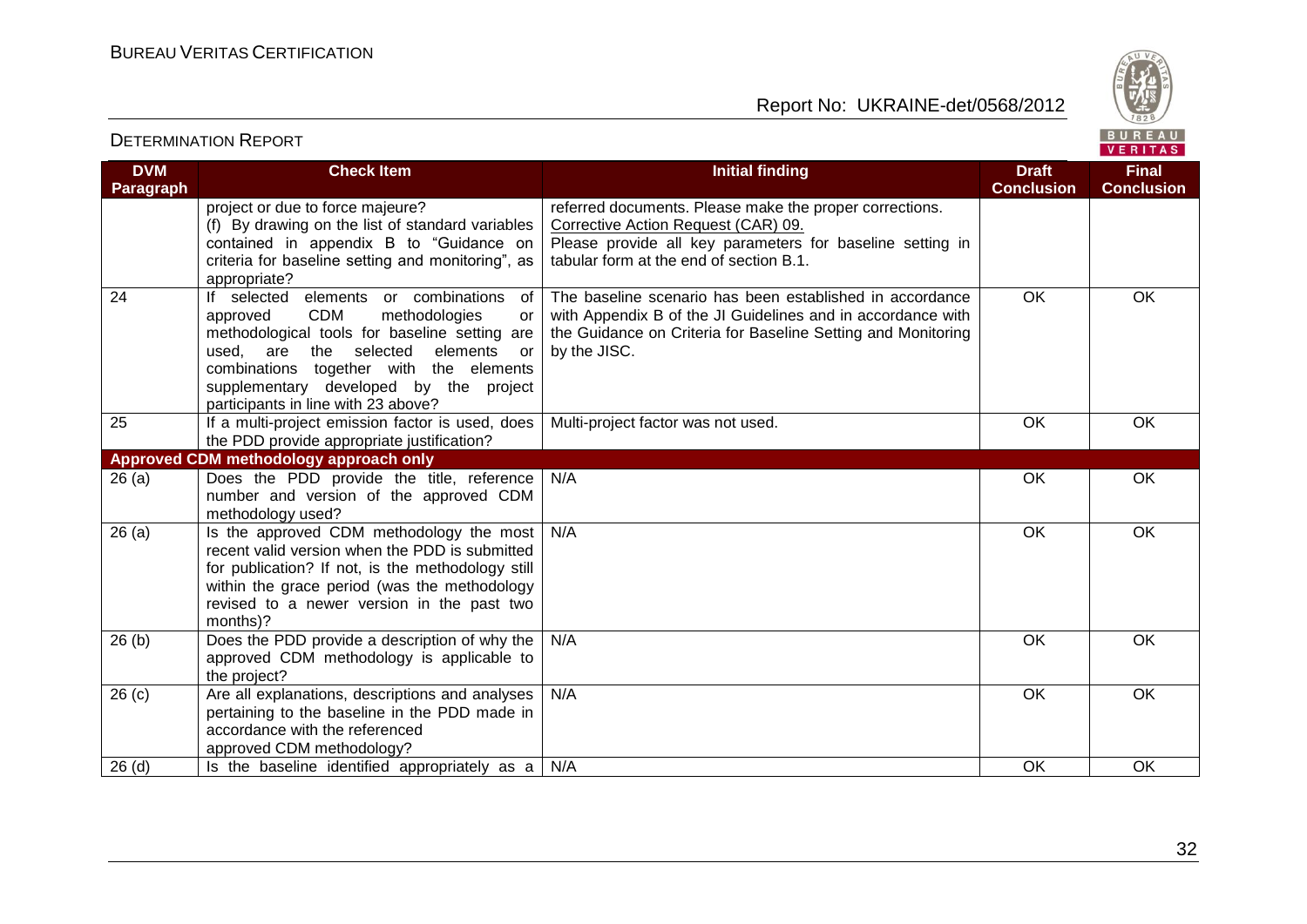| DVM Paragraph | Check Item | Initial finding | Draft Conclusion | Final Conclusion |
|---|---|---|---|---|
| | project or due to force majeure?<br>(f) By drawing on the list of standard variables contained in appendix B to "Guidance on criteria for baseline setting and monitoring", as appropriate? | referred documents. Please make the proper corrections.<br>Corrective Action Request (CAR) 09.<br>Please provide all key parameters for baseline setting in tabular form at the end of section B.1. | | |
| 24 | If selected elements or combinations of approved CDM methodologies or methodological tools for baseline setting are used, are the selected elements or combinations together with the elements supplementary developed by the project participants in line with 23 above? | The baseline scenario has been established in accordance with Appendix B of the JI Guidelines and in accordance with the Guidance on Criteria for Baseline Setting and Monitoring by the JISC. | OK | OK |
| 25 | If a multi-project emission factor is used, does the PDD provide appropriate justification? | Multi-project factor was not used. | OK | OK |
| **Approved CDM methodology approach only** | | | | |
| 26 (a) | Does the PDD provide the title, reference number and version of the approved CDM methodology used? | N/A | OK | OK |
| 26 (a) | Is the approved CDM methodology the most recent valid version when the PDD is submitted for publication? If not, is the methodology still within the grace period (was the methodology revised to a newer version in the past two months)? | N/A | OK | OK |
| 26 (b) | Does the PDD provide a description of why the approved CDM methodology is applicable to the project? | N/A | OK | OK |
| 26 (c) | Are all explanations, descriptions and analyses pertaining to the baseline in the PDD made in accordance with the referenced approved CDM methodology? | N/A | OK | OK |
| 26 (d) | Is the baseline identified appropriately as a | N/A | OK | OK |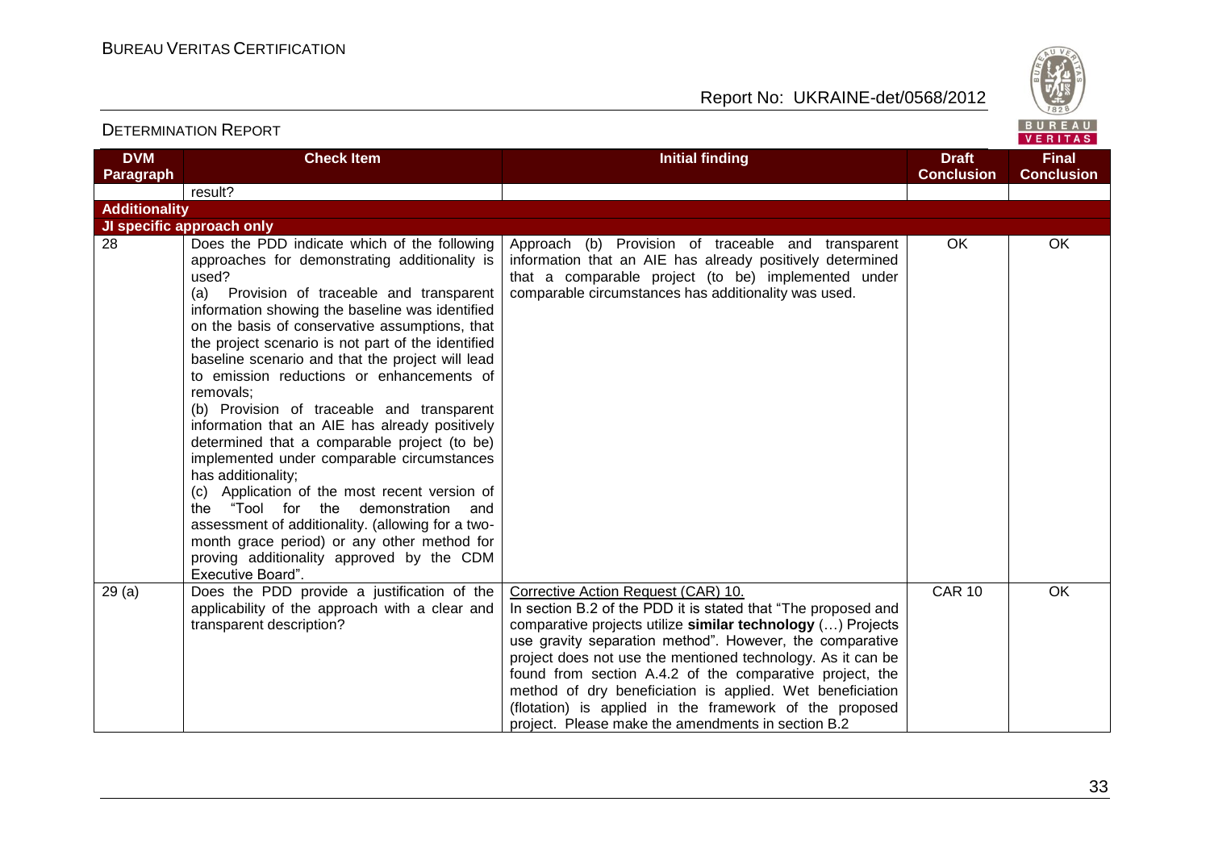| DVM Paragraph | Check Item | Initial finding | Draft Conclusion | Final Conclusion |
|---|---|---|---|---|
| | result? | | | |
| **Additionality** | | | | |
| **JI specific approach only** | | | | |
| 28 | Does the PDD indicate which of the following approaches for demonstrating additionality is used?<br>(a) Provision of traceable and transparent information showing the baseline was identified on the basis of conservative assumptions, that the project scenario is not part of the identified baseline scenario and that the project will lead to emission reductions or enhancements of removals;<br>(b) Provision of traceable and transparent information that an AIE has already positively determined that a comparable project (to be) implemented under comparable circumstances has additionality;<br>(c) Application of the most recent version of the "Tool for the demonstration and assessment of additionality. (allowing for a two-month grace period) or any other method for proving additionality approved by the CDM Executive Board". | Approach (b) Provision of traceable and transparent information that an AIE has already positively determined that a comparable project (to be) implemented under comparable circumstances has additionality was used. | OK | OK |
| 29 (a) | Does the PDD provide a justification of the applicability of the approach with a clear and transparent description? | Corrective Action Request (CAR) 10.<br>In section B.2 of the PDD it is stated that "The proposed and comparative projects utilize **similar technology** (…) Projects use gravity separation method". However, the comparative project does not use the mentioned technology. As it can be found from section A.4.2 of the comparative project, the method of dry beneficiation is applied. Wet beneficiation (flotation) is applied in the framework of the proposed project. Please make the amendments in section B.2 | CAR 10 | OK |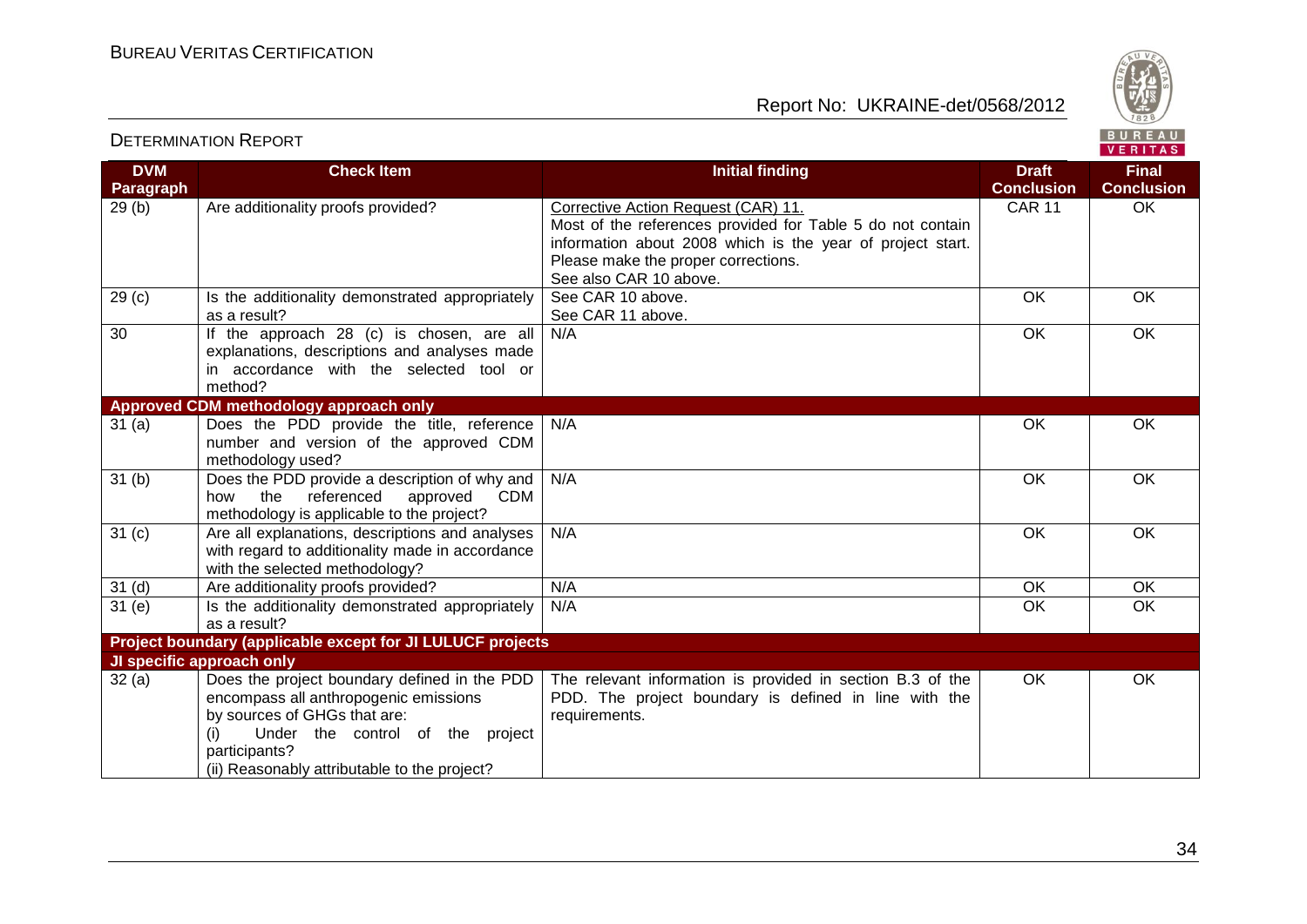| DVM Paragraph | Check Item | Initial finding | Draft Conclusion | Final Conclusion |
|---|---|---|---|---|
| 29 (b) | Are additionality proofs provided? | Corrective Action Request (CAR) 11.<br>Most of the references provided for Table 5 do not contain information about 2008 which is the year of project start. Please make the proper corrections.<br>See also CAR 10 above. | CAR 11 | OK |
| 29 (c) | Is the additionality demonstrated appropriately as a result? | See CAR 10 above.<br>See CAR 11 above. | OK | OK |
| 30 | If the approach 28 (c) is chosen, are all explanations, descriptions and analyses made in accordance with the selected tool or method? | N/A | OK | OK |
| **Approved CDM methodology approach only** | | | | |
| 31 (a) | Does the PDD provide the title, reference number and version of the approved CDM methodology used? | N/A | OK | OK |
| 31 (b) | Does the PDD provide a description of why and how the referenced approved CDM methodology is applicable to the project? | N/A | OK | OK |
| 31 (c) | Are all explanations, descriptions and analyses with regard to additionality made in accordance with the selected methodology? | N/A | OK | OK |
| 31 (d) | Are additionality proofs provided? | N/A | OK | OK |
| 31 (e) | Is the additionality demonstrated appropriately as a result? | N/A | OK | OK |
| **Project boundary (applicable except for JI LULUCF projects** | | | | |
| **JI specific approach only** | | | | |
| 32 (a) | Does the project boundary defined in the PDD encompass all anthropogenic emissions by sources of GHGs that are:<br>(i) Under the control of the project participants?<br>(ii) Reasonably attributable to the project? | The relevant information is provided in section B.3 of the PDD. The project boundary is defined in line with the requirements. | OK | OK |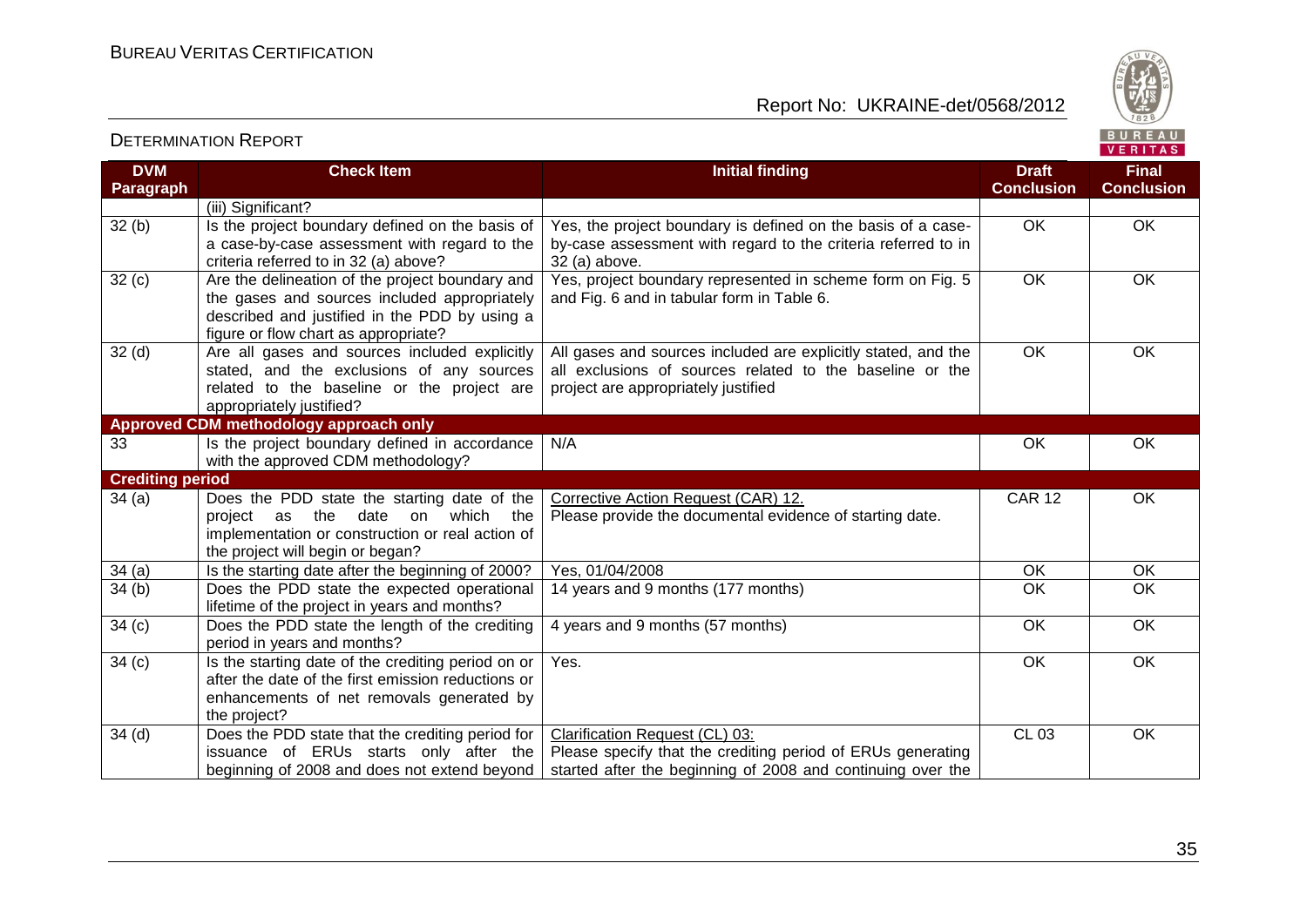| DVM Paragraph | Check Item | Initial finding | Draft Conclusion | Final Conclusion |
|---|---|---|---|---|
| | (iii) Significant? | | | |
| 32 (b) | Is the project boundary defined on the basis of a case-by-case assessment with regard to the criteria referred to in 32 (a) above? | Yes, the project boundary is defined on the basis of a case-by-case assessment with regard to the criteria referred to in 32 (a) above. | OK | OK |
| 32 (c) | Are the delineation of the project boundary and the gases and sources included appropriately described and justified in the PDD by using a figure or flow chart as appropriate? | Yes, project boundary represented in scheme form on Fig. 5 and Fig. 6 and in tabular form in Table 6. | OK | OK |
| 32 (d) | Are all gases and sources included explicitly stated, and the exclusions of any sources related to the baseline or the project are appropriately justified? | All gases and sources included are explicitly stated, and the all exclusions of sources related to the baseline or the project are appropriately justified | OK | OK |
| **Approved CDM methodology approach only** | | | | |
| 33 | Is the project boundary defined in accordance with the approved CDM methodology? | N/A | OK | OK |
| **Crediting period** | | | | |
| 34 (a) | Does the PDD state the starting date of the project as the date on which the implementation or construction or real action of the project will begin or began? | Corrective Action Request (CAR) 12. Please provide the documental evidence of starting date. | CAR 12 | OK |
| 34 (a) | Is the starting date after the beginning of 2000? | Yes, 01/04/2008 | OK | OK |
| 34 (b) | Does the PDD state the expected operational lifetime of the project in years and months? | 14 years and 9 months (177 months) | OK | OK |
| 34 (c) | Does the PDD state the length of the crediting period in years and months? | 4 years and 9 months (57 months) | OK | OK |
| 34 (c) | Is the starting date of the crediting period on or after the date of the first emission reductions or enhancements of net removals generated by the project? | Yes. | OK | OK |
| 34 (d) | Does the PDD state that the crediting period for issuance of ERUs starts only after the beginning of 2008 and does not extend beyond | Clarification Request (CL) 03: Please specify that the crediting period of ERUs generating started after the beginning of 2008 and continuing over the | CL 03 | OK |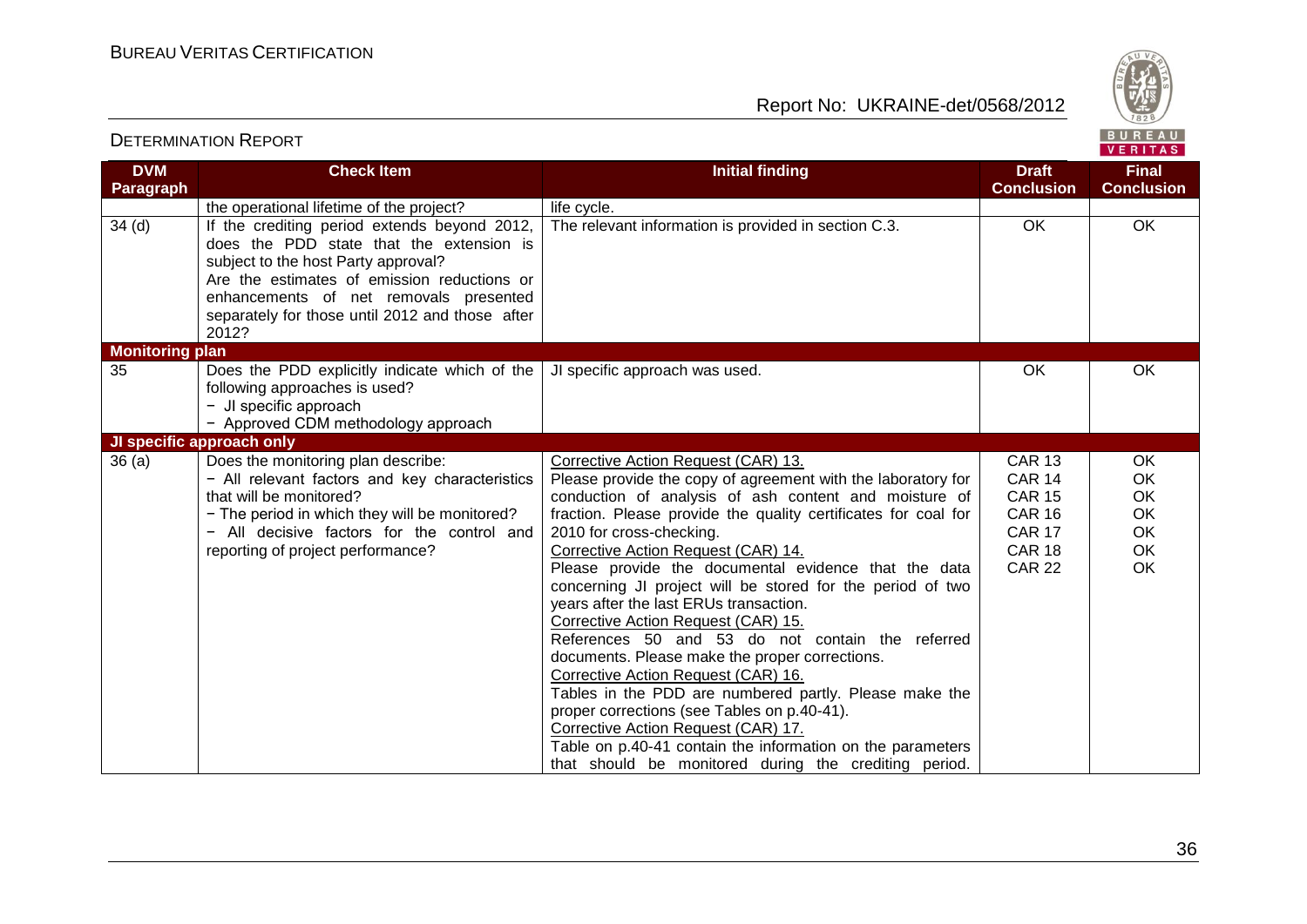| DVM Paragraph | Check Item | Initial finding | Draft Conclusion | Final Conclusion |
|---|---|---|---|---|
| | the operational lifetime of the project? | life cycle. | | |
| 34 (d) | If the crediting period extends beyond 2012, does the PDD state that the extension is subject to the host Party approval? Are the estimates of emission reductions or enhancements of net removals presented separately for those until 2012 and those after 2012? | The relevant information is provided in section C.3. | OK | OK |
| **Monitoring plan** | | | | |
| 35 | Does the PDD explicitly indicate which of the following approaches is used?<br>− JI specific approach<br>− Approved CDM methodology approach | JI specific approach was used. | OK | OK |
| **JI specific approach only** | | | | |
| 36 (a) | Does the monitoring plan describe:<br>− All relevant factors and key characteristics that will be monitored?<br>− The period in which they will be monitored?<br>− All decisive factors for the control and reporting of project performance? | Corrective Action Request (CAR) 13.<br>Please provide the copy of agreement with the laboratory for conduction of analysis of ash content and moisture of fraction. Please provide the quality certificates for coal for 2010 for cross-checking.<br>Corrective Action Request (CAR) 14.<br>Please provide the documental evidence that the data concerning JI project will be stored for the period of two years after the last ERUs transaction.<br>Corrective Action Request (CAR) 15.<br>References 50 and 53 do not contain the referred documents. Please make the proper corrections.<br>Corrective Action Request (CAR) 16.<br>Tables in the PDD are numbered partly. Please make the proper corrections (see Tables on p.40-41).<br>Corrective Action Request (CAR) 17.<br>Table on p.40-41 contain the information on the parameters that should be monitored during the crediting period. | CAR 13<br>CAR 14<br>CAR 15<br>CAR 16<br>CAR 17<br>CAR 18<br>CAR 22 | OK<br>OK<br>OK<br>OK<br>OK<br>OK<br>OK |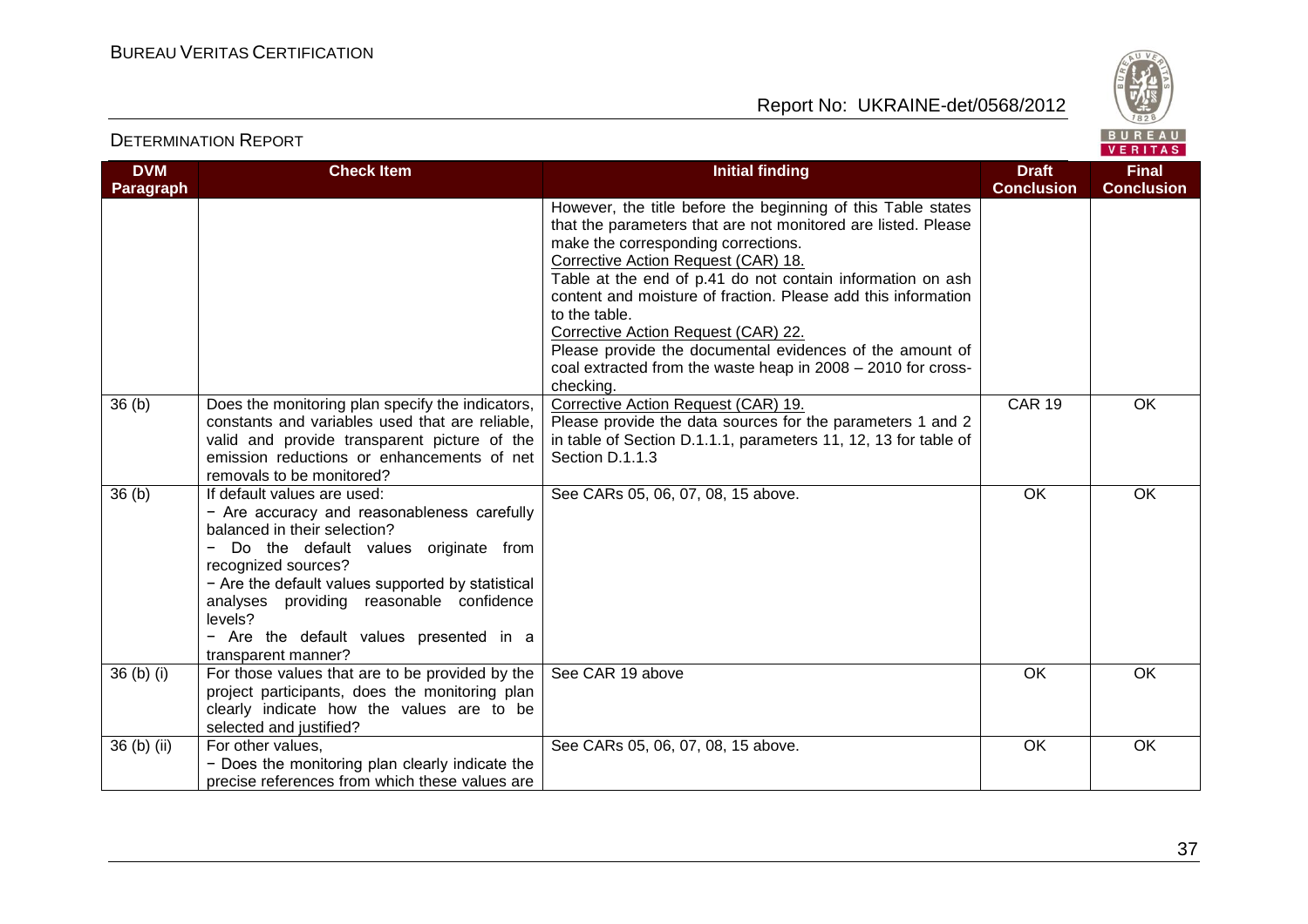| DVM Paragraph | Check Item | Initial finding | Draft Conclusion | Final Conclusion |
|---|---|---|---|---|
| | | However, the title before the beginning of this Table states that the parameters that are not monitored are listed. Please make the corresponding corrections.<br>Corrective Action Request (CAR) 18.<br>Table at the end of p.41 do not contain information on ash content and moisture of fraction. Please add this information to the table.<br>Corrective Action Request (CAR) 22.<br>Please provide the documental evidences of the amount of coal extracted from the waste heap in 2008 – 2010 for cross-checking. | | |
| 36 (b) | Does the monitoring plan specify the indicators, constants and variables used that are reliable, valid and provide transparent picture of the emission reductions or enhancements of net removals to be monitored? | Corrective Action Request (CAR) 19.<br>Please provide the data sources for the parameters 1 and 2 in table of Section D.1.1.1, parameters 11, 12, 13 for table of Section D.1.1.3 | CAR 19 | OK |
| 36 (b) | If default values are used:<br>− Are accuracy and reasonableness carefully balanced in their selection?<br>− Do the default values originate from recognized sources?<br>− Are the default values supported by statistical analyses providing reasonable confidence levels?<br>− Are the default values presented in a transparent manner? | See CARs 05, 06, 07, 08, 15 above. | OK | OK |
| 36 (b) (i) | For those values that are to be provided by the project participants, does the monitoring plan clearly indicate how the values are to be selected and justified? | See CAR 19 above | OK | OK |
| 36 (b) (ii) | For other values,<br>− Does the monitoring plan clearly indicate the precise references from which these values are | See CARs 05, 06, 07, 08, 15 above. | OK | OK |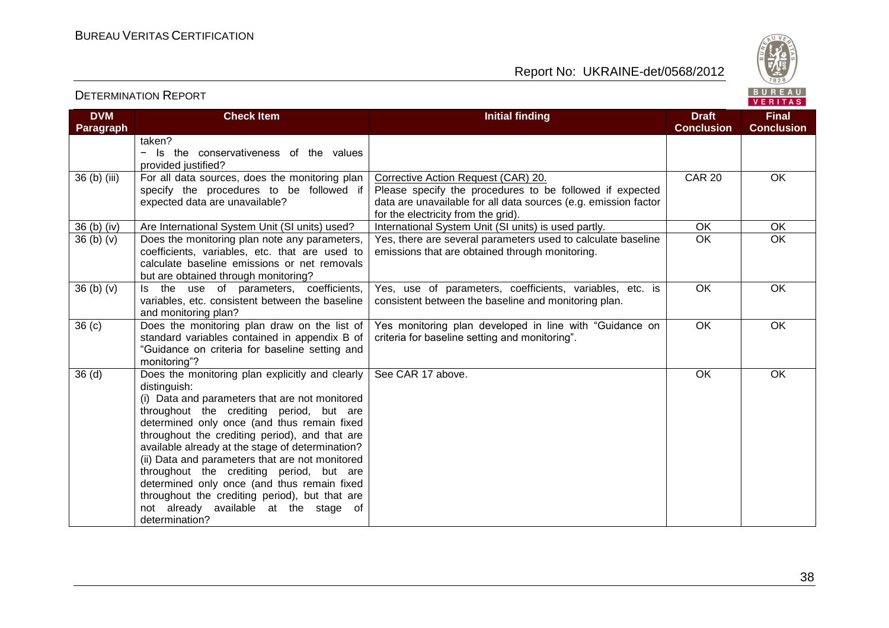| DVM Paragraph | Check Item | Initial finding | Draft Conclusion | Final Conclusion |
|---|---|---|---|---|
| | taken?<br>− Is the conservativeness of the values provided justified? | | | |
| 36 (b) (iii) | For all data sources, does the monitoring plan specify the procedures to be followed if expected data are unavailable? | Corrective Action Request (CAR) 20.<br>Please specify the procedures to be followed if expected data are unavailable for all data sources (e.g. emission factor for the electricity from the grid). | CAR 20 | OK |
| 36 (b) (iv) | Are International System Unit (SI units) used? | International System Unit (SI units) is used partly. | OK | OK |
| 36 (b) (v) | Does the monitoring plan note any parameters, coefficients, variables, etc. that are used to calculate baseline emissions or net removals but are obtained through monitoring? | Yes, there are several parameters used to calculate baseline emissions that are obtained through monitoring. | OK | OK |
| 36 (b) (v) | Is the use of parameters, coefficients, variables, etc. consistent between the baseline and monitoring plan? | Yes, use of parameters, coefficients, variables, etc. is consistent between the baseline and monitoring plan. | OK | OK |
| 36 (c) | Does the monitoring plan draw on the list of standard variables contained in appendix B of "Guidance on criteria for baseline setting and monitoring"? | Yes monitoring plan developed in line with "Guidance on criteria for baseline setting and monitoring". | OK | OK |
| 36 (d) | Does the monitoring plan explicitly and clearly distinguish:<br>(i) Data and parameters that are not monitored throughout the crediting period, but are determined only once (and thus remain fixed throughout the crediting period), and that are available already at the stage of determination?<br>(ii) Data and parameters that are not monitored throughout the crediting period, but are determined only once (and thus remain fixed throughout the crediting period), but that are not already available at the stage of determination? | See CAR 17 above. | OK | OK |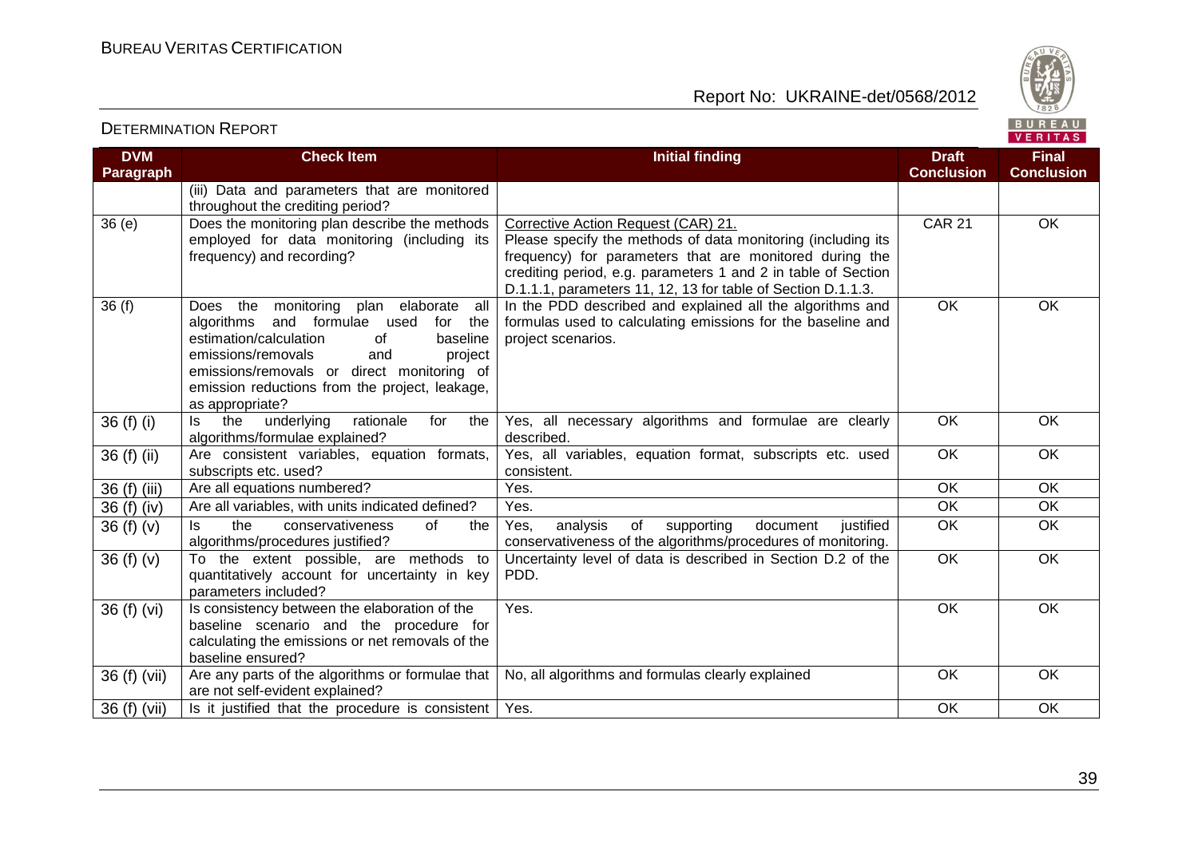| DVM Paragraph | Check Item | Initial finding | Draft Conclusion | Final Conclusion |
|---|---|---|---|---|
| | (iii) Data and parameters that are monitored throughout the crediting period? | | | |
| 36 (e) | Does the monitoring plan describe the methods employed for data monitoring (including its frequency) and recording? | Corrective Action Request (CAR) 21. Please specify the methods of data monitoring (including its frequency) for parameters that are monitored during the crediting period, e.g. parameters 1 and 2 in table of Section D.1.1.1, parameters 11, 12, 13 for table of Section D.1.1.3. | CAR 21 | OK |
| 36 (f) | Does the monitoring plan elaborate all algorithms and formulae used for the estimation/calculation of baseline emissions/removals and project emissions/removals or direct monitoring of emission reductions from the project, leakage, as appropriate? | In the PDD described and explained all the algorithms and formulas used to calculating emissions for the baseline and project scenarios. | OK | OK |
| 36 (f) (i) | Is the underlying rationale for the algorithms/formulae explained? | Yes, all necessary algorithms and formulae are clearly described. | OK | OK |
| 36 (f) (ii) | Are consistent variables, equation formats, subscripts etc. used? | Yes, all variables, equation format, subscripts etc. used consistent. | OK | OK |
| 36 (f) (iii) | Are all equations numbered? | Yes. | OK | OK |
| 36 (f) (iv) | Are all variables, with units indicated defined? | Yes. | OK | OK |
| 36 (f) (v) | Is the conservativeness of the algorithms/procedures justified? | Yes, analysis of supporting document justified conservativeness of the algorithms/procedures of monitoring. | OK | OK |
| 36 (f) (v) | To the extent possible, are methods to quantitatively account for uncertainty in key parameters included? | Uncertainty level of data is described in Section D.2 of the PDD. | OK | OK |
| 36 (f) (vi) | Is consistency between the elaboration of the baseline scenario and the procedure for calculating the emissions or net removals of the baseline ensured? | Yes. | OK | OK |
| 36 (f) (vii) | Are any parts of the algorithms or formulae that are not self-evident explained? | No, all algorithms and formulas clearly explained | OK | OK |
| 36 (f) (vii) | Is it justified that the procedure is consistent | Yes. | OK | OK |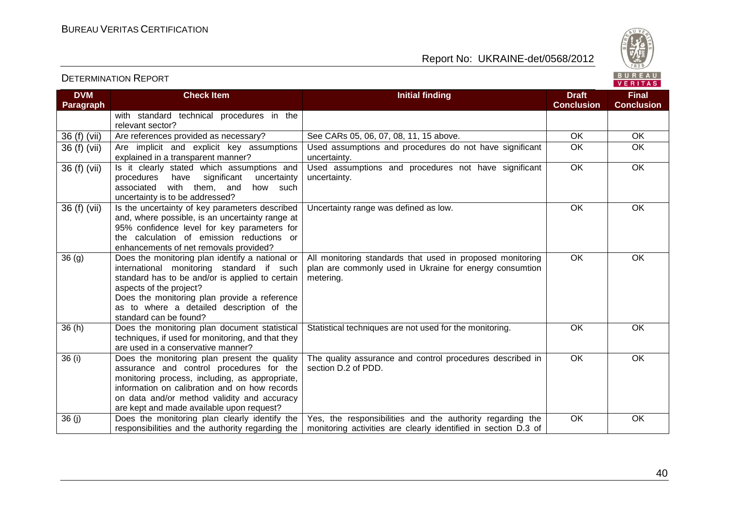| DVM Paragraph | Check Item | Initial finding | Draft Conclusion | Final Conclusion |
|---|---|---|---|---|
| | with standard technical procedures in the relevant sector? | | | |
| 36 (f) (vii) | Are references provided as necessary? | See CARs 05, 06, 07, 08, 11, 15 above. | OK | OK |
| 36 (f) (vii) | Are implicit and explicit key assumptions explained in a transparent manner? | Used assumptions and procedures do not have significant uncertainty. | OK | OK |
| 36 (f) (vii) | Is it clearly stated which assumptions and procedures have significant uncertainty associated with them, and how such uncertainty is to be addressed? | Used assumptions and procedures not have significant uncertainty. | OK | OK |
| 36 (f) (vii) | Is the uncertainty of key parameters described and, where possible, is an uncertainty range at 95% confidence level for key parameters for the calculation of emission reductions or enhancements of net removals provided? | Uncertainty range was defined as low. | OK | OK |
| 36 (g) | Does the monitoring plan identify a national or international monitoring standard if such standard has to be and/or is applied to certain aspects of the project?<br>Does the monitoring plan provide a reference as to where a detailed description of the standard can be found? | All monitoring standards that used in proposed monitoring plan are commonly used in Ukraine for energy consumtion metering. | OK | OK |
| 36 (h) | Does the monitoring plan document statistical techniques, if used for monitoring, and that they are used in a conservative manner? | Statistical techniques are not used for the monitoring. | OK | OK |
| 36 (i) | Does the monitoring plan present the quality assurance and control procedures for the monitoring process, including, as appropriate, information on calibration and on how records on data and/or method validity and accuracy are kept and made available upon request? | The quality assurance and control procedures described in section D.2 of PDD. | OK | OK |
| 36 (j) | Does the monitoring plan clearly identify the responsibilities and the authority regarding the | Yes, the responsibilities and the authority regarding the monitoring activities are clearly identified in section D.3 of | OK | OK |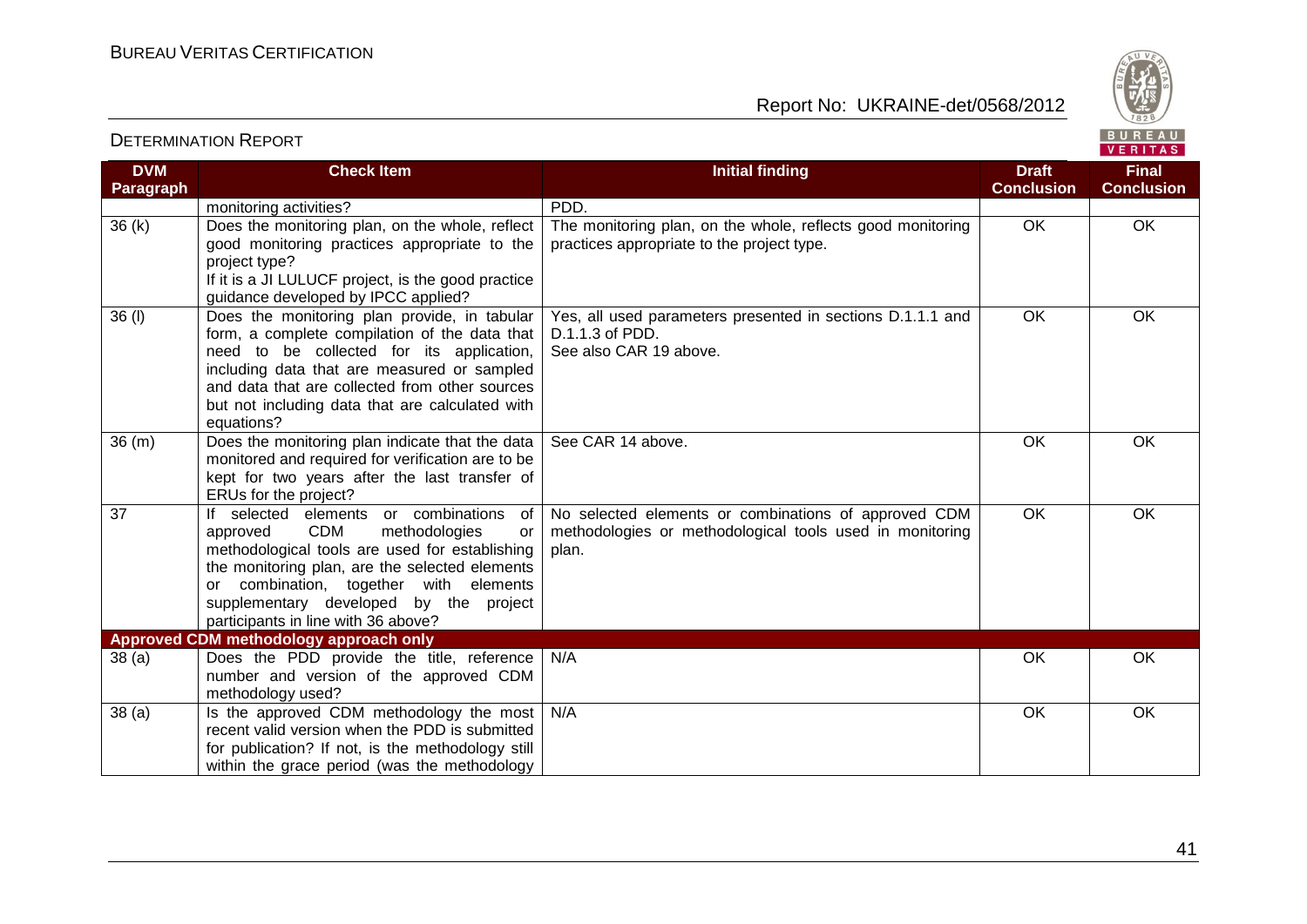| DVM Paragraph | Check Item | Initial finding | Draft Conclusion | Final Conclusion |
|---|---|---|---|---|
| | monitoring activities? | PDD. | | |
| 36 (k) | Does the monitoring plan, on the whole, reflect good monitoring practices appropriate to the project type? If it is a JI LULUCF project, is the good practice guidance developed by IPCC applied? | The monitoring plan, on the whole, reflects good monitoring practices appropriate to the project type. | OK | OK |
| 36 (l) | Does the monitoring plan provide, in tabular form, a complete compilation of the data that need to be collected for its application, including data that are measured or sampled and data that are collected from other sources but not including data that are calculated with equations? | Yes, all used parameters presented in sections D.1.1.1 and D.1.1.3 of PDD. See also CAR 19 above. | OK | OK |
| 36 (m) | Does the monitoring plan indicate that the data monitored and required for verification are to be kept for two years after the last transfer of ERUs for the project? | See CAR 14 above. | OK | OK |
| 37 | If selected elements or combinations of approved CDM methodologies or methodological tools are used for establishing the monitoring plan, are the selected elements or combination, together with elements supplementary developed by the project participants in line with 36 above? | No selected elements or combinations of approved CDM methodologies or methodological tools used in monitoring plan. | OK | OK |
| **Approved CDM methodology approach only** | | | | |
| 38 (a) | Does the PDD provide the title, reference number and version of the approved CDM methodology used? | N/A | OK | OK |
| 38 (a) | Is the approved CDM methodology the most recent valid version when the PDD is submitted for publication? If not, is the methodology still within the grace period (was the methodology | N/A | OK | OK |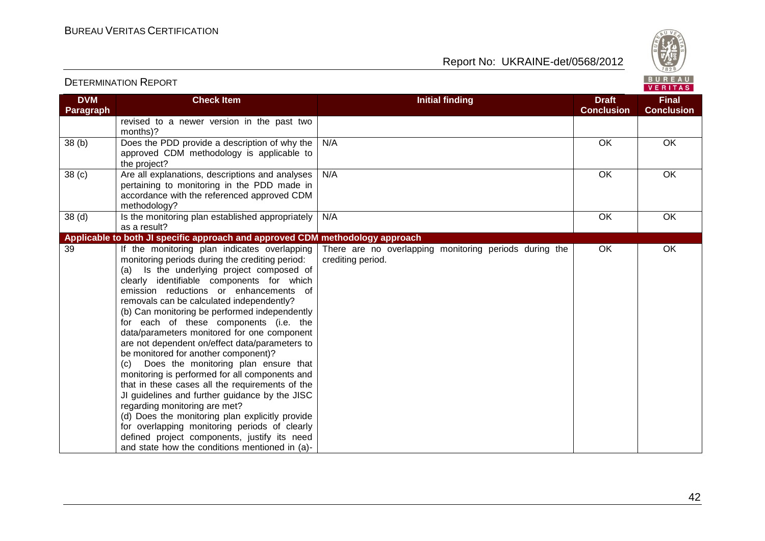| DVM Paragraph | Check Item | Initial finding | Draft Conclusion | Final Conclusion |
|---|---|---|---|---|
| | revised to a newer version in the past two months)? | | | |
| 38 (b) | Does the PDD provide a description of why the approved CDM methodology is applicable to the project? | N/A | OK | OK |
| 38 (c) | Are all explanations, descriptions and analyses pertaining to monitoring in the PDD made in accordance with the referenced approved CDM methodology? | N/A | OK | OK |
| 38 (d) | Is the monitoring plan established appropriately as a result? | N/A | OK | OK |
| **Applicable to both JI specific approach and approved CDM methodology approach** | | | | |
| 39 | If the monitoring plan indicates overlapping monitoring periods during the crediting period:<br>(a) Is the underlying project composed of clearly identifiable components for which emission reductions or enhancements of removals can be calculated independently?<br>(b) Can monitoring be performed independently for each of these components (i.e. the data/parameters monitored for one component are not dependent on/effect data/parameters to be monitored for another component)?<br>(c) Does the monitoring plan ensure that monitoring is performed for all components and that in these cases all the requirements of the JI guidelines and further guidance by the JISC regarding monitoring are met?<br>(d) Does the monitoring plan explicitly provide for overlapping monitoring periods of clearly defined project components, justify its need and state how the conditions mentioned in (a)- | There are no overlapping monitoring periods during the crediting period. | OK | OK |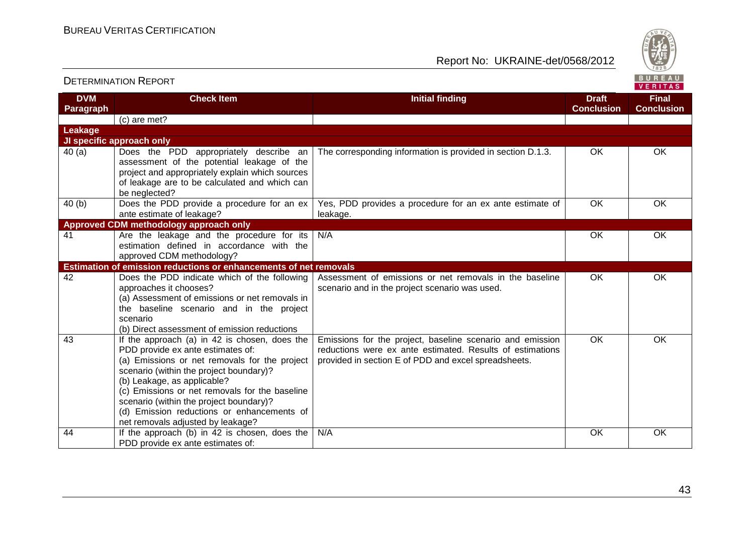| DVM Paragraph | Check Item | Initial finding | Draft Conclusion | Final Conclusion |
|---|---|---|---|---|
| | (c) are met? | | | |
| **Leakage** | | | | |
| **JI specific approach only** | | | | |
| 40 (a) | Does the PDD appropriately describe an assessment of the potential leakage of the project and appropriately explain which sources of leakage are to be calculated and which can be neglected? | The corresponding information is provided in section D.1.3. | OK | OK |
| 40 (b) | Does the PDD provide a procedure for an ex ante estimate of leakage? | Yes, PDD provides a procedure for an ex ante estimate of leakage. | OK | OK |
| **Approved CDM methodology approach only** | | | | |
| 41 | Are the leakage and the procedure for its estimation defined in accordance with the approved CDM methodology? | N/A | OK | OK |
| **Estimation of emission reductions or enhancements of net removals** | | | | |
| 42 | Does the PDD indicate which of the following approaches it chooses?<br>(a) Assessment of emissions or net removals in the baseline scenario and in the project scenario<br>(b) Direct assessment of emission reductions | Assessment of emissions or net removals in the baseline scenario and in the project scenario was used. | OK | OK |
| 43 | If the approach (a) in 42 is chosen, does the PDD provide ex ante estimates of:<br>(a) Emissions or net removals for the project scenario (within the project boundary)?<br>(b) Leakage, as applicable?<br>(c) Emissions or net removals for the baseline scenario (within the project boundary)?<br>(d) Emission reductions or enhancements of net removals adjusted by leakage? | Emissions for the project, baseline scenario and emission reductions were ex ante estimated. Results of estimations provided in section E of PDD and excel spreadsheets. | OK | OK |
| 44 | If the approach (b) in 42 is chosen, does the PDD provide ex ante estimates of: | N/A | OK | OK |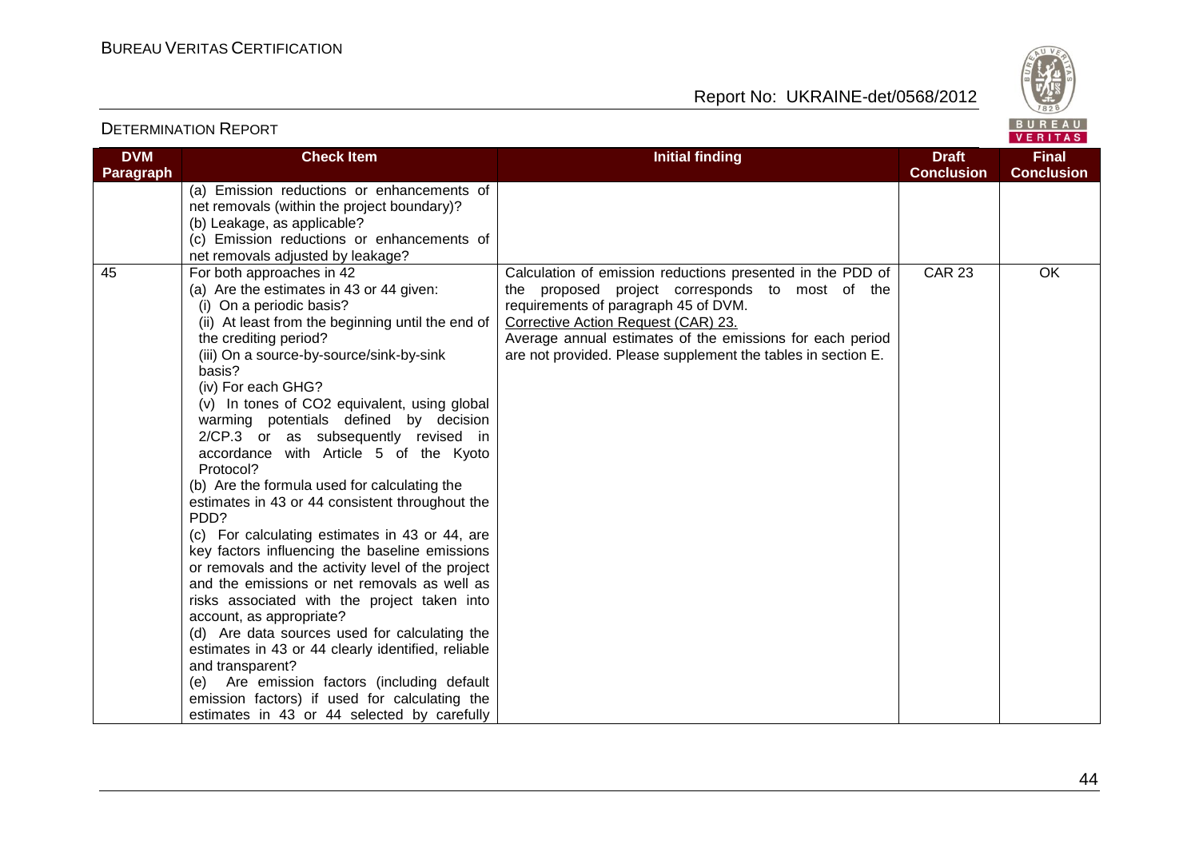| DVM Paragraph | Check Item | Initial finding | Draft Conclusion | Final Conclusion |
|---|---|---|---|---|
| | (a) Emission reductions or enhancements of net removals (within the project boundary)?<br>(b) Leakage, as applicable?<br>(c) Emission reductions or enhancements of net removals adjusted by leakage? | | | |
| 45 | For both approaches in 42<br>(a) Are the estimates in 43 or 44 given:<br>(i) On a periodic basis?<br>(ii) At least from the beginning until the end of the crediting period?<br>(iii) On a source-by-source/sink-by-sink basis?<br>(iv) For each GHG?<br>(v) In tones of CO2 equivalent, using global warming potentials defined by decision 2/CP.3 or as subsequently revised in accordance with Article 5 of the Kyoto Protocol?<br>(b) Are the formula used for calculating the estimates in 43 or 44 consistent throughout the PDD?<br>(c) For calculating estimates in 43 or 44, are key factors influencing the baseline emissions or removals and the activity level of the project and the emissions or net removals as well as risks associated with the project taken into account, as appropriate?<br>(d) Are data sources used for calculating the estimates in 43 or 44 clearly identified, reliable and transparent?<br>(e) Are emission factors (including default emission factors) if used for calculating the estimates in 43 or 44 selected by carefully | Calculation of emission reductions presented in the PDD of the proposed project corresponds to most of the requirements of paragraph 45 of DVM.<br>Corrective Action Request (CAR) 23.<br>Average annual estimates of the emissions for each period are not provided. Please supplement the tables in section E. | CAR 23 | OK |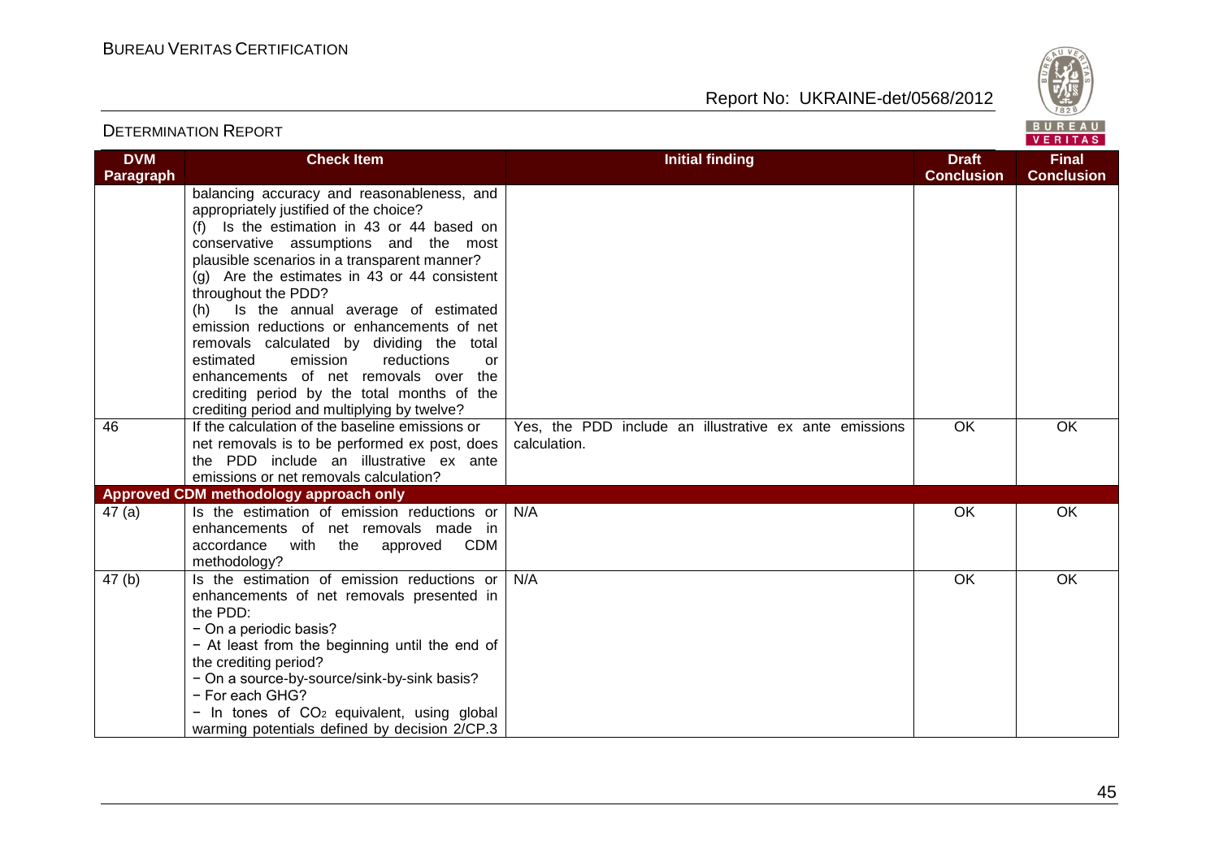| DVM Paragraph | Check Item | Initial finding | Draft Conclusion | Final Conclusion |
|---|---|---|---|---|
| | balancing accuracy and reasonableness, and appropriately justified of the choice?<br>(f) Is the estimation in 43 or 44 based on conservative assumptions and the most plausible scenarios in a transparent manner?<br>(g) Are the estimates in 43 or 44 consistent throughout the PDD?<br>(h) Is the annual average of estimated emission reductions or enhancements of net removals calculated by dividing the total estimated emission reductions or enhancements of net removals over the crediting period by the total months of the crediting period and multiplying by twelve? | | | |
| 46 | If the calculation of the baseline emissions or net removals is to be performed ex post, does the PDD include an illustrative ex ante emissions or net removals calculation? | Yes, the PDD include an illustrative ex ante emissions calculation. | OK | OK |
| **Approved CDM methodology approach only** | | | | |
| 47 (a) | Is the estimation of emission reductions or enhancements of net removals made in accordance with the approved CDM methodology? | N/A | OK | OK |
| 47 (b) | Is the estimation of emission reductions or enhancements of net removals presented in the PDD:<br>− On a periodic basis?<br>− At least from the beginning until the end of the crediting period?<br>− On a source-by-source/sink-by-sink basis?<br>− For each GHG?<br>− In tones of $CO_2$ equivalent, using global warming potentials defined by decision 2/CP.3 | N/A | OK | OK |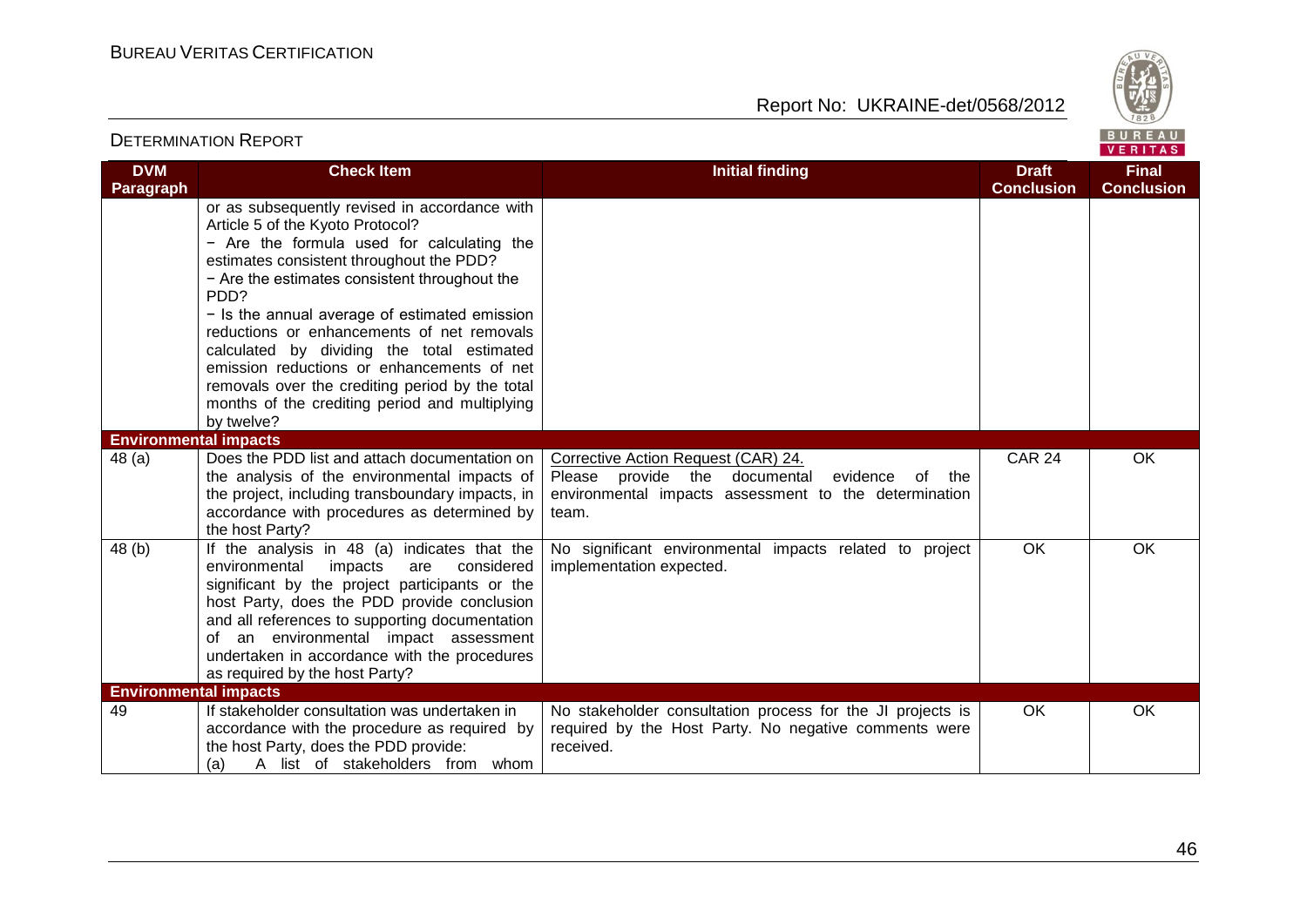| DVM Paragraph | Check Item | Initial finding | Draft Conclusion | Final Conclusion |
|---|---|---|---|---|
| | or as subsequently revised in accordance with Article 5 of the Kyoto Protocol?<br>− Are the formula used for calculating the estimates consistent throughout the PDD?<br>− Are the estimates consistent throughout the PDD?<br>− Is the annual average of estimated emission reductions or enhancements of net removals calculated by dividing the total estimated emission reductions or enhancements of net removals over the crediting period by the total months of the crediting period and multiplying by twelve? | | | |
| **Environmental impacts** | | | | |
| 48 (a) | Does the PDD list and attach documentation on the analysis of the environmental impacts of the project, including transboundary impacts, in accordance with procedures as determined by the host Party? | Corrective Action Request (CAR) 24.<br>Please provide the documental evidence of the environmental impacts assessment to the determination team. | CAR 24 | OK |
| 48 (b) | If the analysis in 48 (a) indicates that the environmental impacts are considered significant by the project participants or the host Party, does the PDD provide conclusion and all references to supporting documentation of an environmental impact assessment undertaken in accordance with the procedures as required by the host Party? | No significant environmental impacts related to project implementation expected. | OK | OK |
| **Environmental impacts** | | | | |
| 49 | If stakeholder consultation was undertaken in accordance with the procedure as required by the host Party, does the PDD provide:<br>(a) A list of stakeholders from whom | No stakeholder consultation process for the JI projects is required by the Host Party. No negative comments were received. | OK | OK |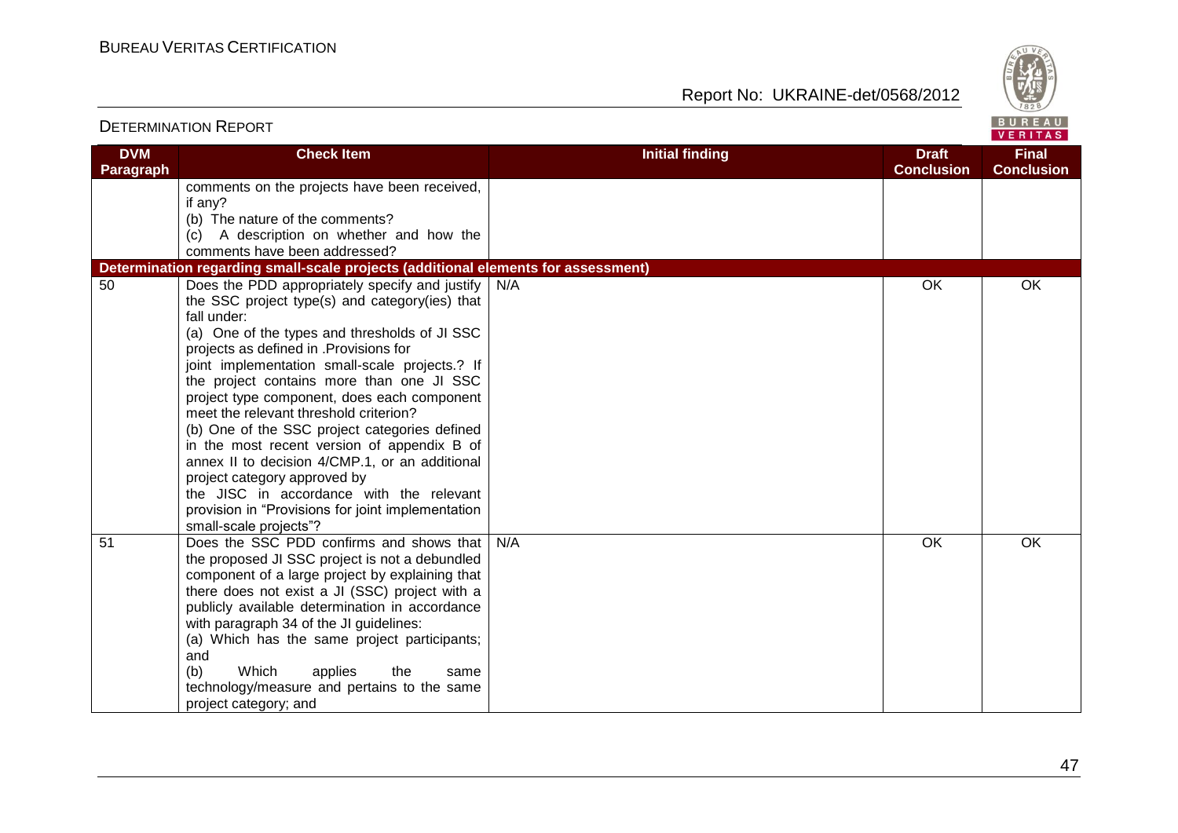| DVM Paragraph | Check Item | Initial finding | Draft Conclusion | Final Conclusion |
|---|---|---|---|---|
| | comments on the projects have been received, if any?<br>(b) The nature of the comments?<br>(c) A description on whether and how the comments have been addressed? | | | |
| **Determination regarding small-scale projects (additional elements for assessment)** | | | | |
| 50 | Does the PDD appropriately specify and justify the SSC project type(s) and category(ies) that fall under:<br>(a) One of the types and thresholds of JI SSC projects as defined in .Provisions for joint implementation small-scale projects.? If the project contains more than one JI SSC project type component, does each component meet the relevant threshold criterion?<br>(b) One of the SSC project categories defined in the most recent version of appendix B of annex II to decision 4/CMP.1, or an additional project category approved by the JISC in accordance with the relevant provision in "Provisions for joint implementation small-scale projects"? | N/A | OK | OK |
| 51 | Does the SSC PDD confirms and shows that the proposed JI SSC project is not a debundled component of a large project by explaining that there does not exist a JI (SSC) project with a publicly available determination in accordance with paragraph 34 of the JI guidelines:<br>(a) Which has the same project participants; and<br>(b) Which applies the same technology/measure and pertains to the same project category; and | N/A | OK | OK |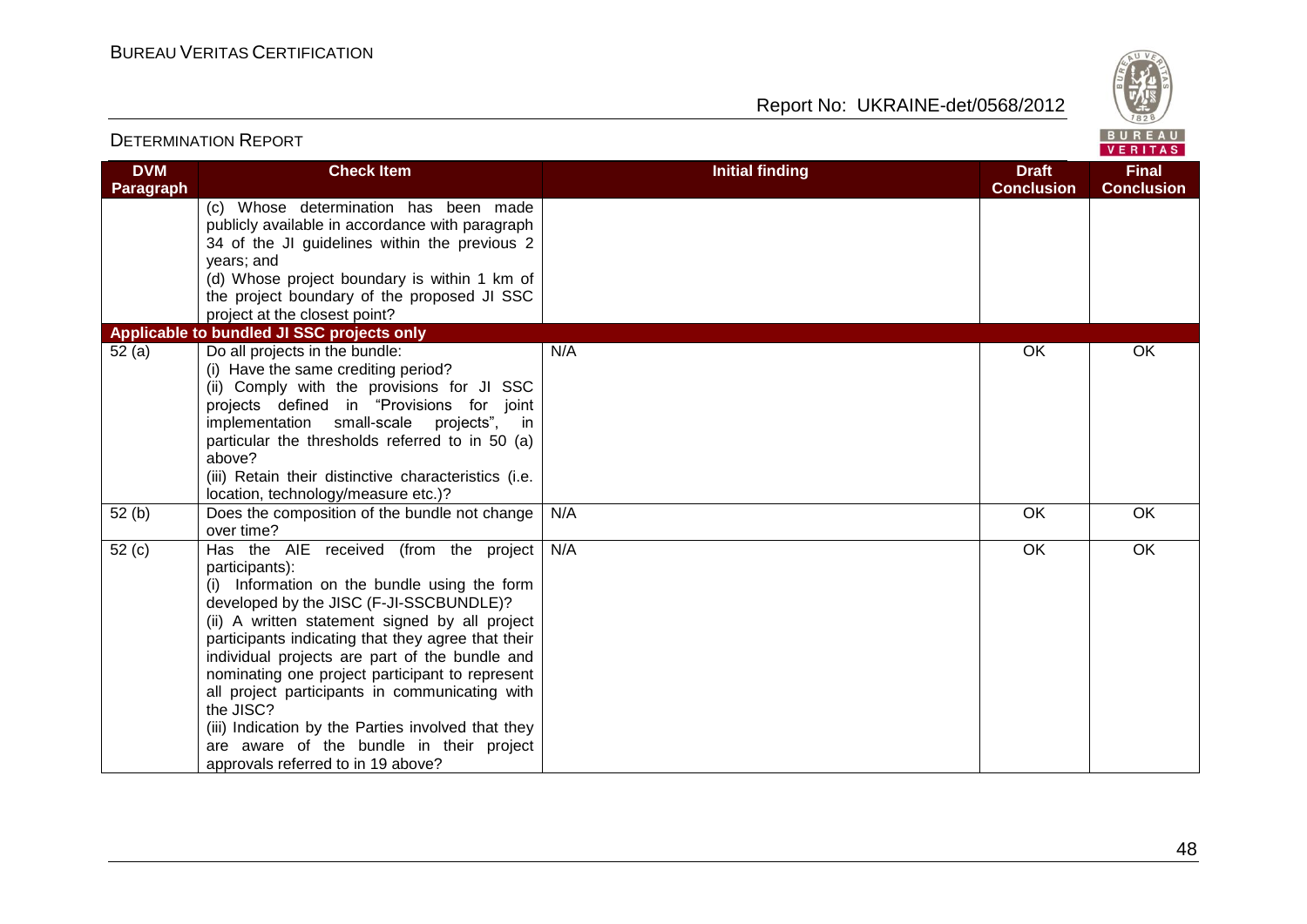| DVM Paragraph | Check Item | Initial finding | Draft Conclusion | Final Conclusion |
|---|---|---|---|---|
| | (c) Whose determination has been made publicly available in accordance with paragraph 34 of the JI guidelines within the previous 2 years; and<br>(d) Whose project boundary is within 1 km of the project boundary of the proposed JI SSC project at the closest point? | | | |
| **Applicable to bundled JI SSC projects only** | | | | |
| 52 (a) | Do all projects in the bundle:<br>(i) Have the same crediting period?<br>(ii) Comply with the provisions for JI SSC projects defined in "Provisions for joint implementation small-scale projects", in particular the thresholds referred to in 50 (a) above?<br>(iii) Retain their distinctive characteristics (i.e. location, technology/measure etc.)? | N/A | OK | OK |
| 52 (b) | Does the composition of the bundle not change over time? | N/A | OK | OK |
| 52 (c) | Has the AIE received (from the project participants):<br>(i) Information on the bundle using the form developed by the JISC (F-JI-SSCBUNDLE)?<br>(ii) A written statement signed by all project participants indicating that they agree that their individual projects are part of the bundle and nominating one project participant to represent all project participants in communicating with the JISC?<br>(iii) Indication by the Parties involved that they are aware of the bundle in their project approvals referred to in 19 above? | N/A | OK | OK |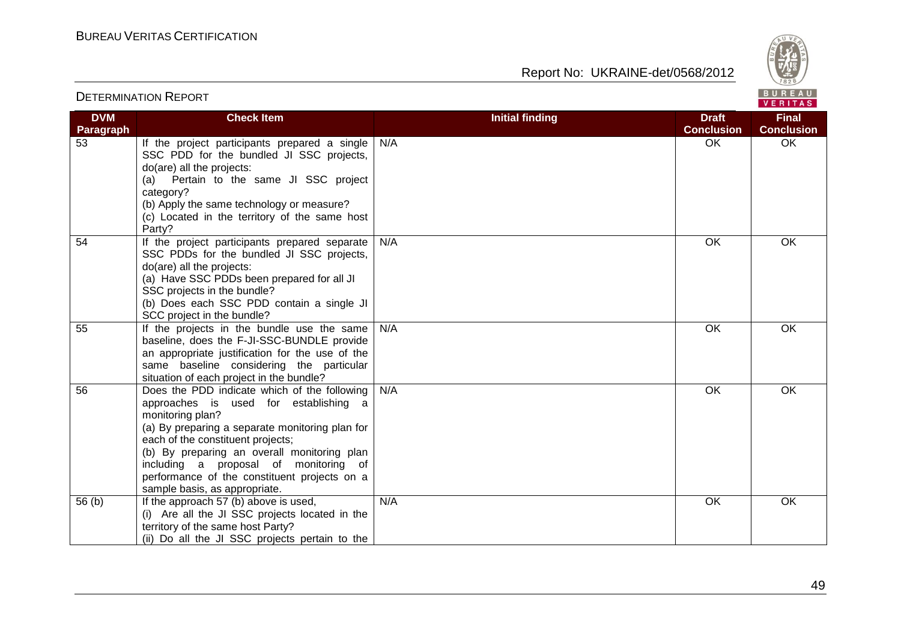| DVM Paragraph | Check Item | Initial finding | Draft Conclusion | Final Conclusion |
|---|---|---|---|---|
| 53 | If the project participants prepared a single SSC PDD for the bundled JI SSC projects, do(are) all the projects:<br>(a) Pertain to the same JI SSC project category?<br>(b) Apply the same technology or measure?<br>(c) Located in the territory of the same host Party? | N/A | OK | OK |
| 54 | If the project participants prepared separate SSC PDDs for the bundled JI SSC projects, do(are) all the projects:<br>(a) Have SSC PDDs been prepared for all JI SSC projects in the bundle?<br>(b) Does each SSC PDD contain a single JI SCC project in the bundle? | N/A | OK | OK |
| 55 | If the projects in the bundle use the same baseline, does the F-JI-SSC-BUNDLE provide an appropriate justification for the use of the same baseline considering the particular situation of each project in the bundle? | N/A | OK | OK |
| 56 | Does the PDD indicate which of the following approaches is used for establishing a monitoring plan?<br>(a) By preparing a separate monitoring plan for each of the constituent projects;<br>(b) By preparing an overall monitoring plan including a proposal of monitoring of performance of the constituent projects on a sample basis, as appropriate. | N/A | OK | OK |
| 56 (b) | If the approach 57 (b) above is used,<br>(i) Are all the JI SSC projects located in the territory of the same host Party?<br>(ii) Do all the JI SSC projects pertain to the | N/A | OK | OK |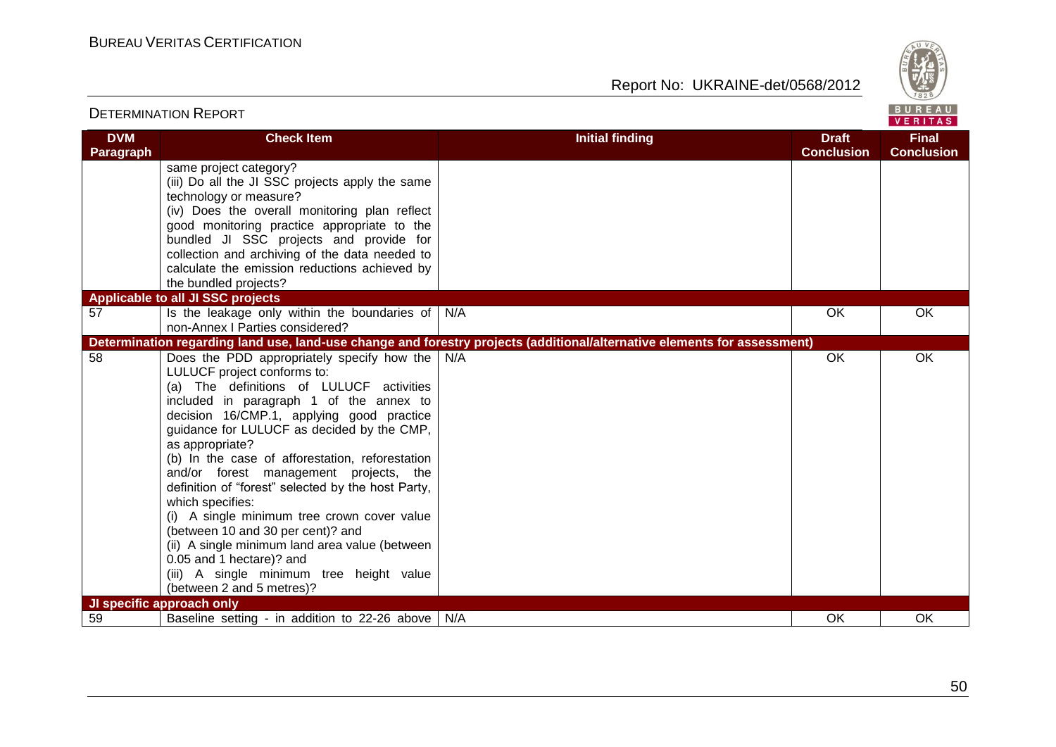| DVM Paragraph | Check Item | Initial finding | Draft Conclusion | Final Conclusion |
|---|---|---|---|---|
| | same project category?<br>(iii) Do all the JI SSC projects apply the same technology or measure?<br>(iv) Does the overall monitoring plan reflect good monitoring practice appropriate to the bundled JI SSC projects and provide for collection and archiving of the data needed to calculate the emission reductions achieved by the bundled projects? | | | |
| **Applicable to all JI SSC projects** | | | | |
| 57 | Is the leakage only within the boundaries of non-Annex I Parties considered? | N/A | OK | OK |
| **Determination regarding land use, land-use change and forestry projects (additional/alternative elements for assessment)** | | | | |
| 58 | Does the PDD appropriately specify how the LULUCF project conforms to:<br>(a) The definitions of LULUCF activities included in paragraph 1 of the annex to decision 16/CMP.1, applying good practice guidance for LULUCF as decided by the CMP, as appropriate?<br>(b) In the case of afforestation, reforestation and/or forest management projects, the definition of "forest" selected by the host Party, which specifies:<br>(i) A single minimum tree crown cover value (between 10 and 30 per cent)? and<br>(ii) A single minimum land area value (between 0.05 and 1 hectare)? and<br>(iii) A single minimum tree height value (between 2 and 5 metres)? | N/A | OK | OK |
| **JI specific approach only** | | | | |
| 59 | Baseline setting - in addition to 22-26 above | N/A | OK | OK |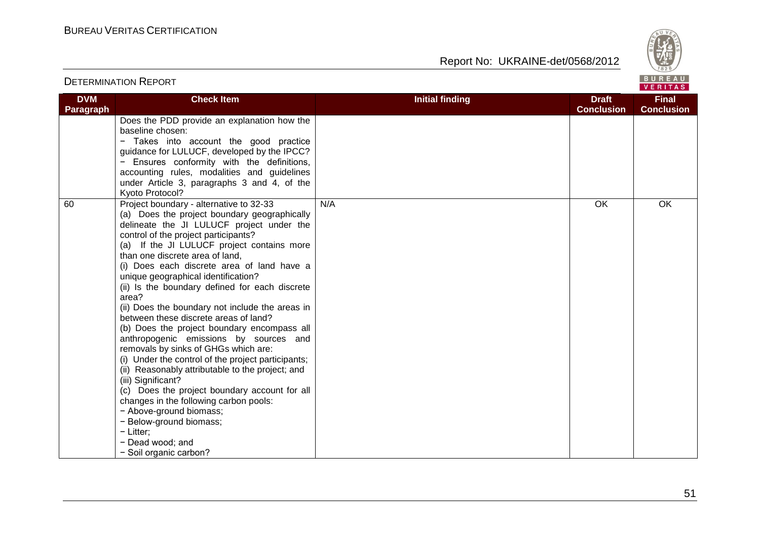| DVM Paragraph | Check Item | Initial finding | Draft Conclusion | Final Conclusion |
|---|---|---|---|---|
| | Does the PDD provide an explanation how the baseline chosen:<br>− Takes into account the good practice guidance for LULUCF, developed by the IPCC?<br>− Ensures conformity with the definitions, accounting rules, modalities and guidelines under Article 3, paragraphs 3 and 4, of the Kyoto Protocol? | | | |
| 60 | Project boundary - alternative to 32-33<br>(a) Does the project boundary geographically delineate the JI LULUCF project under the control of the project participants?<br>(a) If the JI LULUCF project contains more than one discrete area of land,<br>(i) Does each discrete area of land have a unique geographical identification?<br>(ii) Is the boundary defined for each discrete area?<br>(ii) Does the boundary not include the areas in between these discrete areas of land?<br>(b) Does the project boundary encompass all anthropogenic emissions by sources and removals by sinks of GHGs which are:<br>(i) Under the control of the project participants;<br>(ii) Reasonably attributable to the project; and<br>(iii) Significant?<br>(c) Does the project boundary account for all changes in the following carbon pools:<br>− Above-ground biomass;<br>− Below-ground biomass;<br>− Litter;<br>− Dead wood; and<br>− Soil organic carbon? | N/A | OK | OK |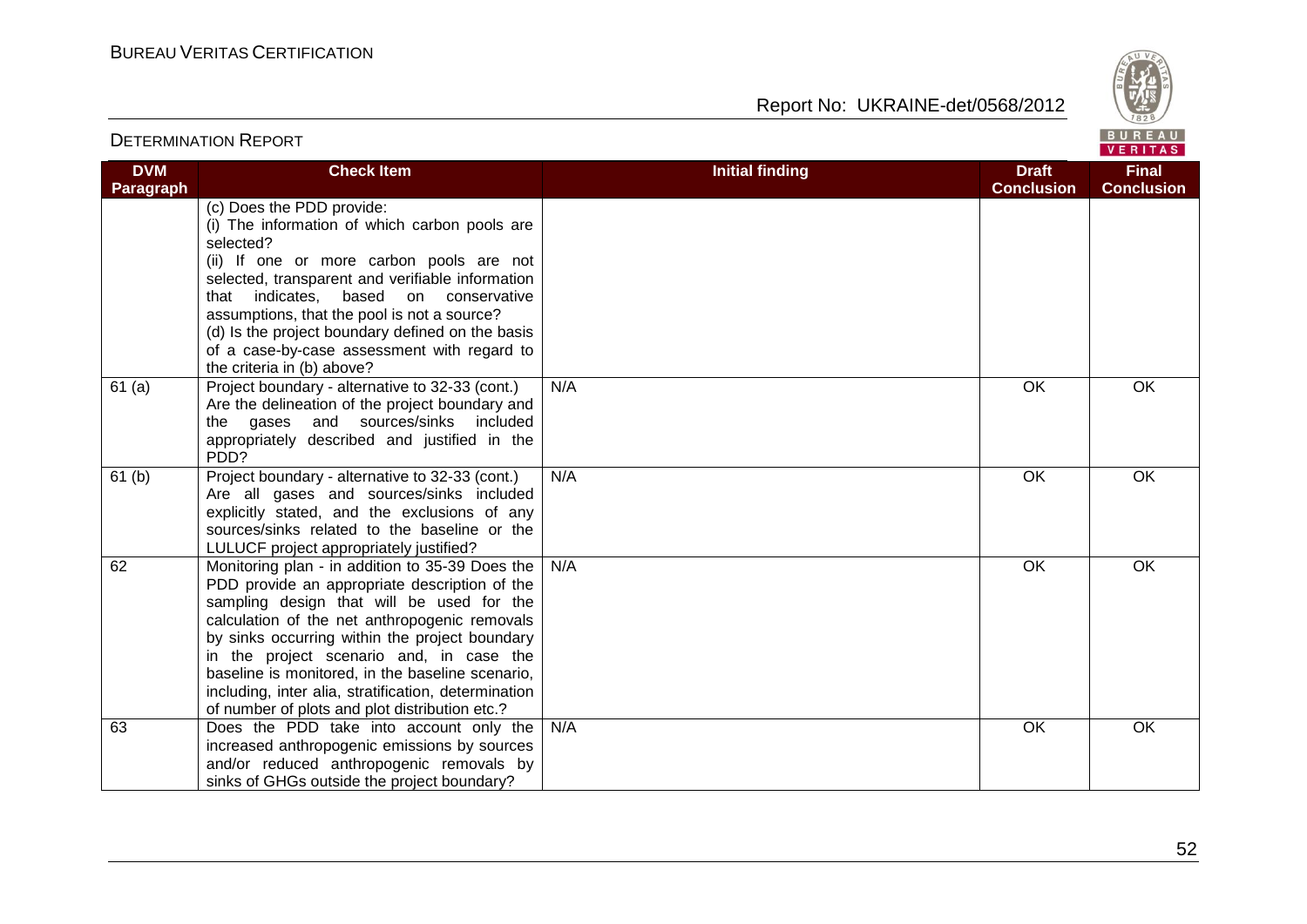| DVM Paragraph | Check Item | Initial finding | Draft Conclusion | Final Conclusion |
|---|---|---|---|---|
| | (c) Does the PDD provide:<br>(i) The information of which carbon pools are selected?<br>(ii) If one or more carbon pools are not selected, transparent and verifiable information that indicates, based on conservative assumptions, that the pool is not a source?<br>(d) Is the project boundary defined on the basis of a case-by-case assessment with regard to the criteria in (b) above? | | | |
| 61 (a) | Project boundary - alternative to 32-33 (cont.) Are the delineation of the project boundary and the gases and sources/sinks included appropriately described and justified in the PDD? | N/A | OK | OK |
| 61 (b) | Project boundary - alternative to 32-33 (cont.) Are all gases and sources/sinks included explicitly stated, and the exclusions of any sources/sinks related to the baseline or the LULUCF project appropriately justified? | N/A | OK | OK |
| 62 | Monitoring plan - in addition to 35-39 Does the PDD provide an appropriate description of the sampling design that will be used for the calculation of the net anthropogenic removals by sinks occurring within the project boundary in the project scenario and, in case the baseline is monitored, in the baseline scenario, including, inter alia, stratification, determination of number of plots and plot distribution etc.? | N/A | OK | OK |
| 63 | Does the PDD take into account only the increased anthropogenic emissions by sources and/or reduced anthropogenic removals by sinks of GHGs outside the project boundary? | N/A | OK | OK |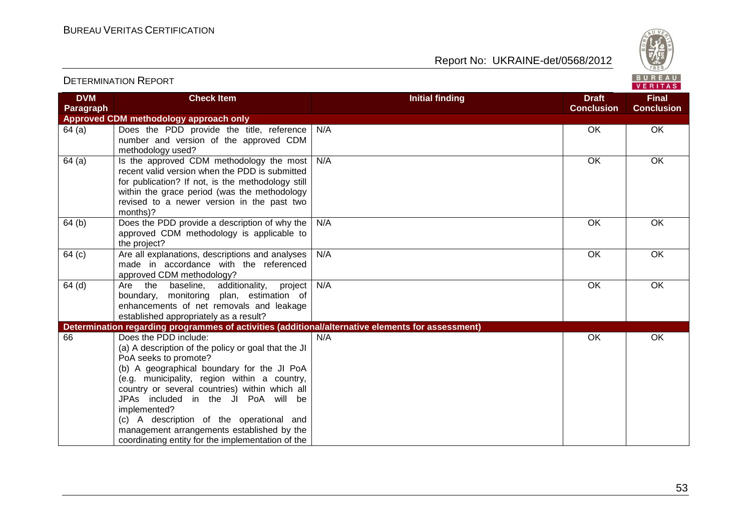| DVM Paragraph | Check Item | Initial finding | Draft Conclusion | Final Conclusion |
|---|---|---|---|---|
| **Approved CDM methodology approach only** | | | | |
| 64 (a) | Does the PDD provide the title, reference number and version of the approved CDM methodology used? | N/A | OK | OK |
| 64 (a) | Is the approved CDM methodology the most recent valid version when the PDD is submitted for publication? If not, is the methodology still within the grace period (was the methodology revised to a newer version in the past two months)? | N/A | OK | OK |
| 64 (b) | Does the PDD provide a description of why the approved CDM methodology is applicable to the project? | N/A | OK | OK |
| 64 (c) | Are all explanations, descriptions and analyses made in accordance with the referenced approved CDM methodology? | N/A | OK | OK |
| 64 (d) | Are the baseline, additionality, project boundary, monitoring plan, estimation of enhancements of net removals and leakage established appropriately as a result? | N/A | OK | OK |
| **Determination regarding programmes of activities (additional/alternative elements for assessment)** | | | | |
| 66 | Does the PDD include:<br>(a) A description of the policy or goal that the JI PoA seeks to promote?<br>(b) A geographical boundary for the JI PoA (e.g. municipality, region within a country, country or several countries) within which all JPAs included in the JI PoA will be implemented?<br>(c) A description of the operational and management arrangements established by the coordinating entity for the implementation of the | N/A | OK | OK |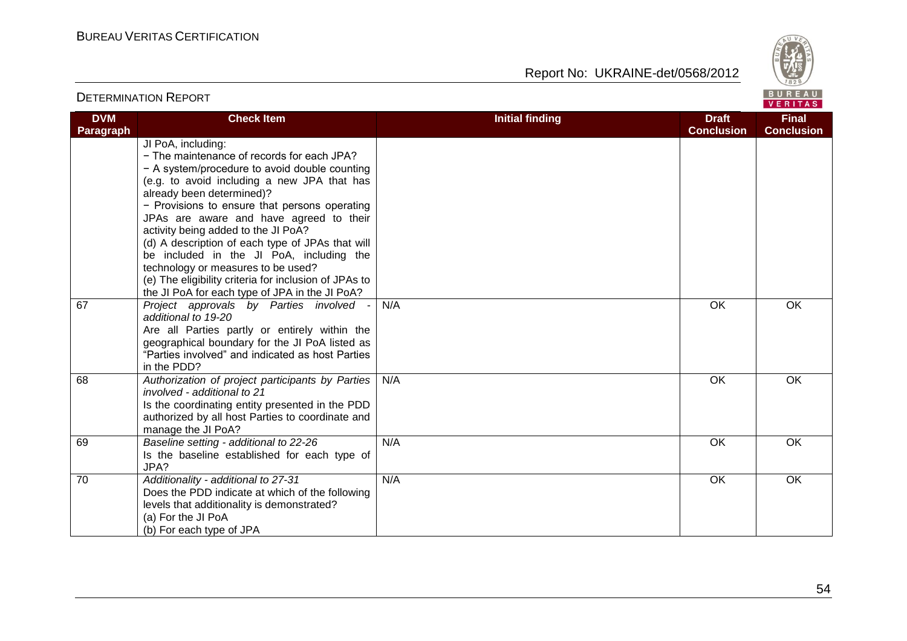| DVM Paragraph | Check Item | Initial finding | Draft Conclusion | Final Conclusion |
|---|---|---|---|---|
| | JI PoA, including:<br>− The maintenance of records for each JPA?<br>− A system/procedure to avoid double counting (e.g. to avoid including a new JPA that has already been determined)?<br>− Provisions to ensure that persons operating JPAs are aware and have agreed to their activity being added to the JI PoA?<br>(d) A description of each type of JPAs that will be included in the JI PoA, including the technology or measures to be used?<br>(e) The eligibility criteria for inclusion of JPAs to the JI PoA for each type of JPA in the JI PoA? | | | |
| 67 | *Project approvals by Parties involved - additional to 19-20*<br>Are all Parties partly or entirely within the geographical boundary for the JI PoA listed as "Parties involved" and indicated as host Parties in the PDD? | N/A | OK | OK |
| 68 | *Authorization of project participants by Parties involved - additional to 21*<br>Is the coordinating entity presented in the PDD authorized by all host Parties to coordinate and manage the JI PoA? | N/A | OK | OK |
| 69 | *Baseline setting - additional to 22-26*<br>Is the baseline established for each type of JPA? | N/A | OK | OK |
| 70 | *Additionality - additional to 27-31*<br>Does the PDD indicate at which of the following levels that additionality is demonstrated?<br>(a) For the JI PoA<br>(b) For each type of JPA | N/A | OK | OK |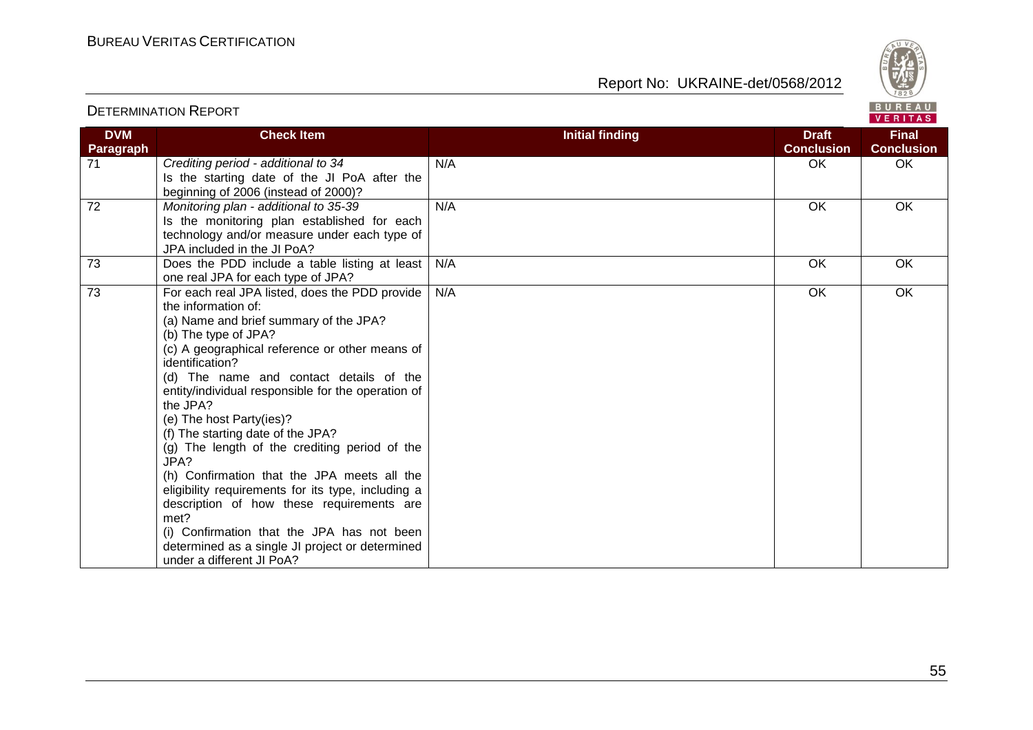| DVM Paragraph | Check Item | Initial finding | Draft Conclusion | Final Conclusion |
|---|---|---|---|---|
| 71 | *Crediting period - additional to 34*<br>Is the starting date of the JI PoA after the beginning of 2006 (instead of 2000)? | N/A | OK | OK |
| 72 | *Monitoring plan - additional to 35-39*<br>Is the monitoring plan established for each technology and/or measure under each type of JPA included in the JI PoA? | N/A | OK | OK |
| 73 | Does the PDD include a table listing at least one real JPA for each type of JPA? | N/A | OK | OK |
| 73 | For each real JPA listed, does the PDD provide the information of:<br>(a) Name and brief summary of the JPA?<br>(b) The type of JPA?<br>(c) A geographical reference or other means of identification?<br>(d) The name and contact details of the entity/individual responsible for the operation of the JPA?<br>(e) The host Party(ies)?<br>(f) The starting date of the JPA?<br>(g) The length of the crediting period of the JPA?<br>(h) Confirmation that the JPA meets all the eligibility requirements for its type, including a description of how these requirements are met?<br>(i) Confirmation that the JPA has not been determined as a single JI project or determined under a different JI PoA? | N/A | OK | OK |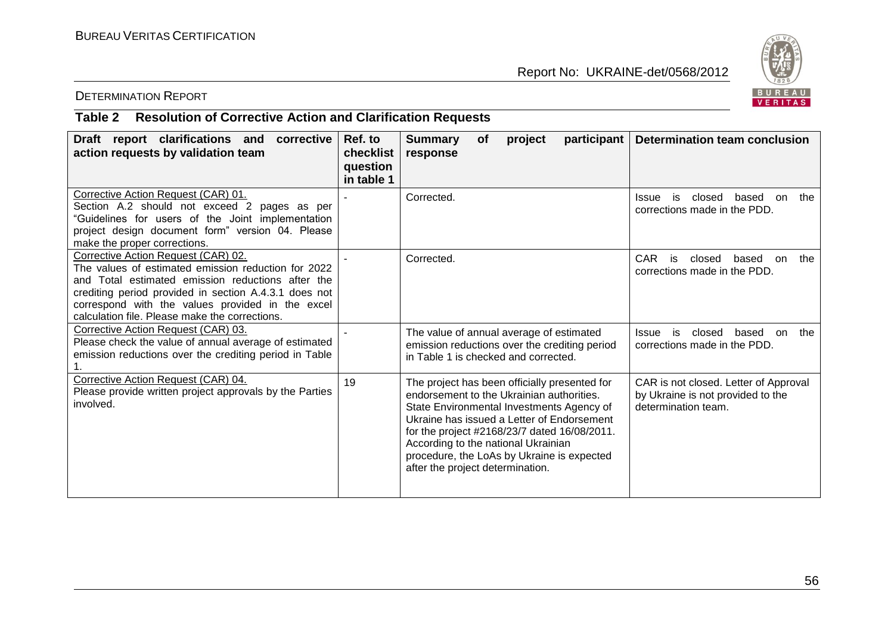## Table 2 Resolution of Corrective Action and Clarification Requests

| Draft report clarifications and corrective action requests by validation team | Ref. to checklist question in table 1 | Summary of project participant response | Determination team conclusion |
|---|---|---|---|
| Corrective Action Request (CAR) 01.<br>Section A.2 should not exceed 2 pages as per "Guidelines for users of the Joint implementation project design document form" version 04. Please make the proper corrections. | - | Corrected. | Issue is closed based on the corrections made in the PDD. |
| Corrective Action Request (CAR) 02.<br>The values of estimated emission reduction for 2022 and Total estimated emission reductions after the crediting period provided in section A.4.3.1 does not correspond with the values provided in the excel calculation file. Please make the corrections. | - | Corrected. | CAR is closed based on the corrections made in the PDD. |
| Corrective Action Request (CAR) 03.<br>Please check the value of annual average of estimated emission reductions over the crediting period in Table 1. | - | The value of annual average of estimated emission reductions over the crediting period in Table 1 is checked and corrected. | Issue is closed based on the corrections made in the PDD. |
| Corrective Action Request (CAR) 04.<br>Please provide written project approvals by the Parties involved. | 19 | The project has been officially presented for endorsement to the Ukrainian authorities. State Environmental Investments Agency of Ukraine has issued a Letter of Endorsement for the project #2168/23/7 dated 16/08/2011. According to the national Ukrainian procedure, the LoAs by Ukraine is expected after the project determination. | CAR is not closed. Letter of Approval by Ukraine is not provided to the determination team. |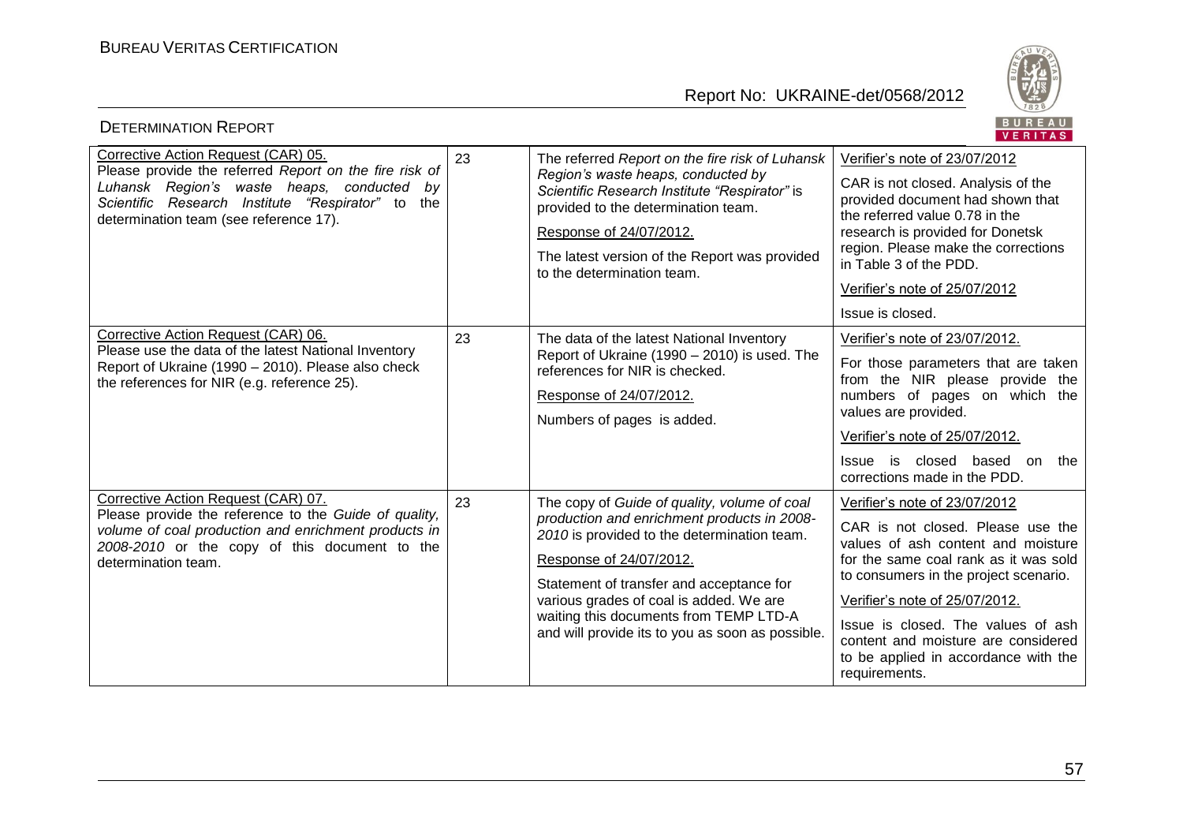| Corrective Action Request (CAR) 05. Please provide the referred *Report on the fire risk of Luhansk Region's waste heaps, conducted by Scientific Research Institute "Respirator"* to the determination team (see reference 17). | 23 | The referred *Report on the fire risk of Luhansk Region's waste heaps, conducted by Scientific Research Institute "Respirator"* is provided to the determination team.<br><br>Response of 24/07/2012.<br><br>The latest version of the Report was provided to the determination team. | Verifier's note of 23/07/2012<br><br>CAR is not closed. Analysis of the provided document had shown that the referred value 0.78 in the research is provided for Donetsk region. Please make the corrections in Table 3 of the PDD.<br><br>Verifier's note of 25/07/2012<br><br>Issue is closed. |
|---|---|---|---|
| Corrective Action Request (CAR) 06. Please use the data of the latest National Inventory Report of Ukraine (1990 – 2010). Please also check the references for NIR (e.g. reference 25). | 23 | The data of the latest National Inventory Report of Ukraine (1990 – 2010) is used. The references for NIR is checked.<br><br>Response of 24/07/2012.<br><br>Numbers of pages is added. | Verifier's note of 23/07/2012.<br><br>For those parameters that are taken from the NIR please provide the numbers of pages on which the values are provided.<br><br>Verifier's note of 25/07/2012.<br><br>Issue is closed based on the corrections made in the PDD. |
| Corrective Action Request (CAR) 07. Please provide the reference to the *Guide of quality, volume of coal production and enrichment products in 2008-2010* or the copy of this document to the determination team. | 23 | The copy of *Guide of quality, volume of coal production and enrichment products in 2008-2010* is provided to the determination team.<br><br>Response of 24/07/2012.<br><br>Statement of transfer and acceptance for various grades of coal is added. We are waiting this documents from TEMP LTD-A and will provide its to you as soon as possible. | Verifier's note of 23/07/2012<br><br>CAR is not closed. Please use the values of ash content and moisture for the same coal rank as it was sold to consumers in the project scenario.<br><br>Verifier's note of 25/07/2012.<br><br>Issue is closed. The values of ash content and moisture are considered to be applied in accordance with the requirements. |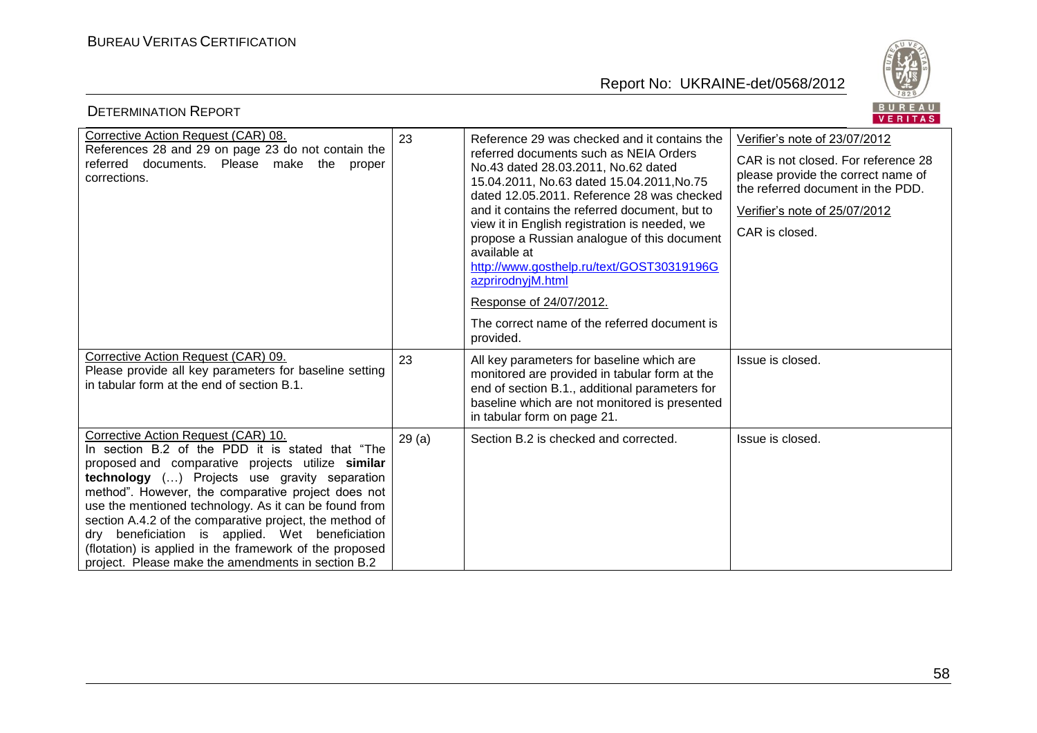| Corrective Action Request (CAR) 08. References 28 and 29 on page 23 do not contain the referred documents. Please make the proper corrections. | 23 | Reference 29 was checked and it contains the referred documents such as NEIA Orders No.43 dated 28.03.2011, No.62 dated 15.04.2011, No.63 dated 15.04.2011,No.75 dated 12.05.2011. Reference 28 was checked and it contains the referred document, but to view it in English registration is needed, we propose a Russian analogue of this document available at http://www.gosthelp.ru/text/GOST30319196GazprirodnyjM.html<br><br>Response of 24/07/2012.<br><br>The correct name of the referred document is provided. | Verifier's note of 23/07/2012<br><br>CAR is not closed. For reference 28 please provide the correct name of the referred document in the PDD.<br><br>Verifier's note of 25/07/2012<br><br>CAR is closed. |
|---|---|---|---|
| Corrective Action Request (CAR) 09. Please provide all key parameters for baseline setting in tabular form at the end of section B.1. | 23 | All key parameters for baseline which are monitored are provided in tabular form at the end of section B.1., additional parameters for baseline which are not monitored is presented in tabular form on page 21. | Issue is closed. |
| Corrective Action Request (CAR) 10. In section B.2 of the PDD it is stated that "The proposed and comparative projects utilize **similar technology** (…) Projects use gravity separation method". However, the comparative project does not use the mentioned technology. As it can be found from section A.4.2 of the comparative project, the method of dry beneficiation is applied. Wet beneficiation (flotation) is applied in the framework of the proposed project. Please make the amendments in section B.2 | 29 (a) | Section B.2 is checked and corrected. | Issue is closed. |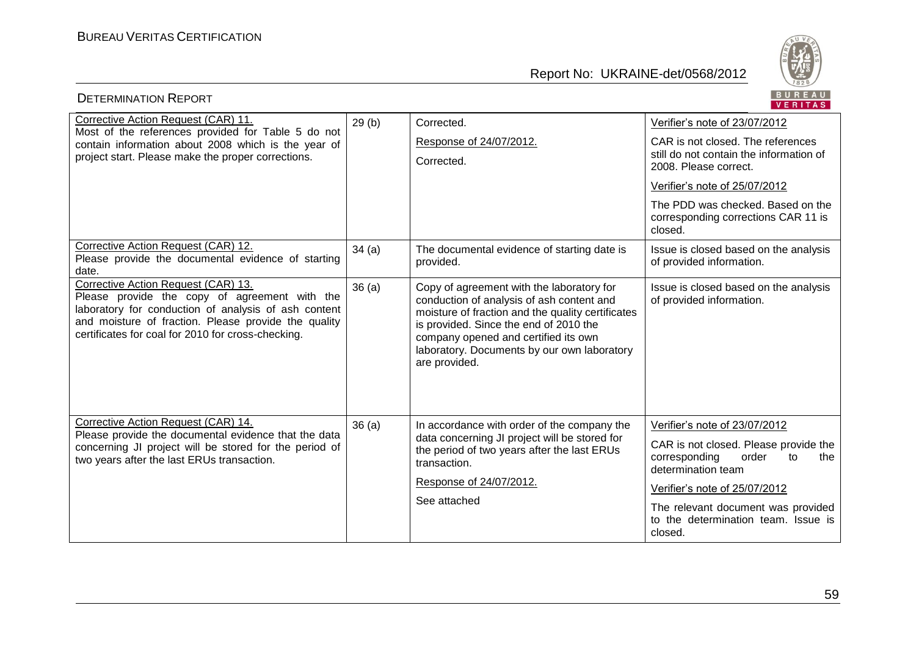| Corrective Action Request (CAR) 11. Most of the references provided for Table 5 do not contain information about 2008 which is the year of project start. Please make the proper corrections. | 29 (b) | Corrected.<br><br>Response of 24/07/2012.<br><br>Corrected. | Verifier's note of 23/07/2012<br><br>CAR is not closed. The references still do not contain the information of 2008. Please correct.<br><br>Verifier's note of 25/07/2012<br><br>The PDD was checked. Based on the corresponding corrections CAR 11 is closed. |
|---|---|---|---|
| Corrective Action Request (CAR) 12. Please provide the documental evidence of starting date. | 34 (a) | The documental evidence of starting date is provided. | Issue is closed based on the analysis of provided information. |
| Corrective Action Request (CAR) 13. Please provide the copy of agreement with the laboratory for conduction of analysis of ash content and moisture of fraction. Please provide the quality certificates for coal for 2010 for cross-checking. | 36 (a) | Copy of agreement with the laboratory for conduction of analysis of ash content and moisture of fraction and the quality certificates is provided. Since the end of 2010 the company opened and certified its own laboratory. Documents by our own laboratory are provided. | Issue is closed based on the analysis of provided information. |
| Corrective Action Request (CAR) 14. Please provide the documental evidence that the data concerning JI project will be stored for the period of two years after the last ERUs transaction. | 36 (a) | In accordance with order of the company the data concerning JI project will be stored for the period of two years after the last ERUs transaction.<br><br>Response of 24/07/2012.<br><br>See attached | Verifier's note of 23/07/2012<br><br>CAR is not closed. Please provide the corresponding order to the determination team<br><br>Verifier's note of 25/07/2012<br><br>The relevant document was provided to the determination team. Issue is closed. |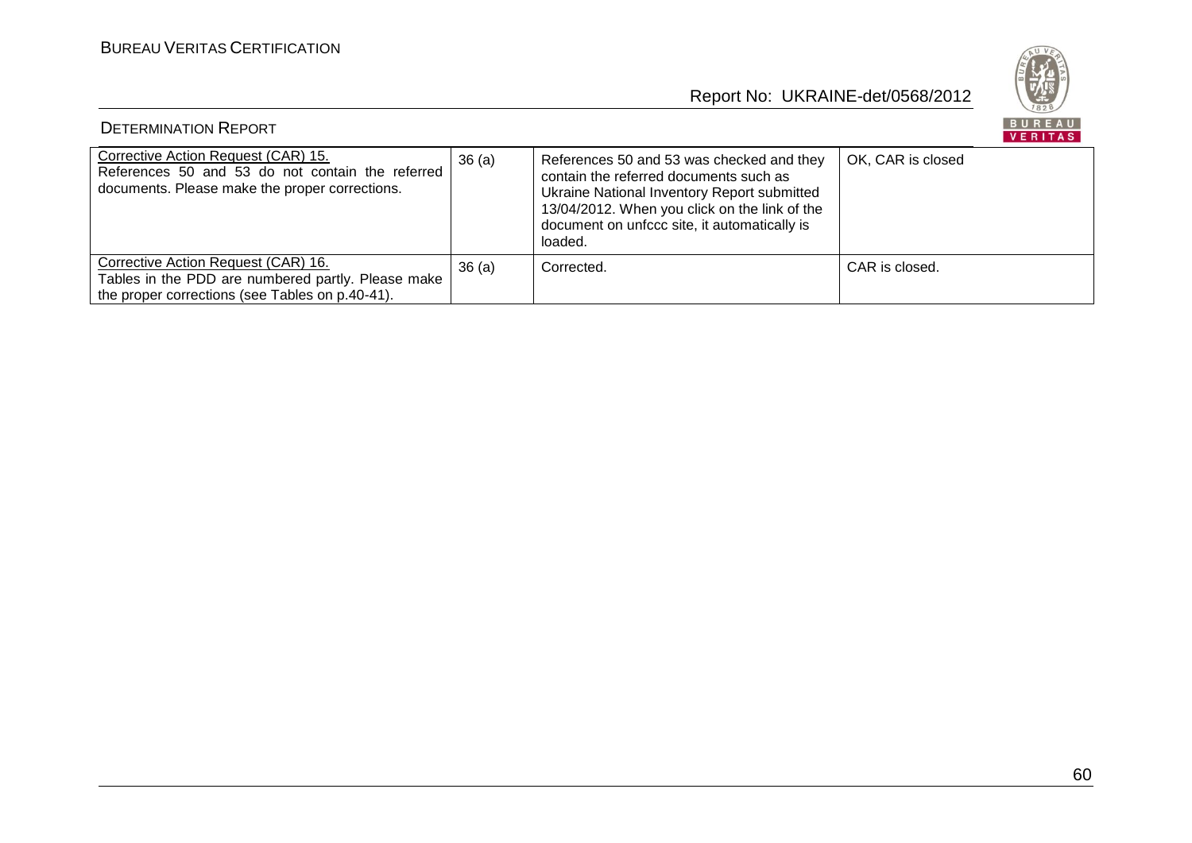| Corrective Action Request (CAR) 15.<br>References 50 and 53 do not contain the referred documents. Please make the proper corrections. | 36 (a) | References 50 and 53 was checked and they contain the referred documents such as Ukraine National Inventory Report submitted 13/04/2012. When you click on the link of the document on unfccc site, it automatically is loaded. | OK, CAR is closed |
|---|---|---|---|
| Corrective Action Request (CAR) 16.<br>Tables in the PDD are numbered partly. Please make the proper corrections (see Tables on p.40-41). | 36 (a) | Corrected. | CAR is closed. |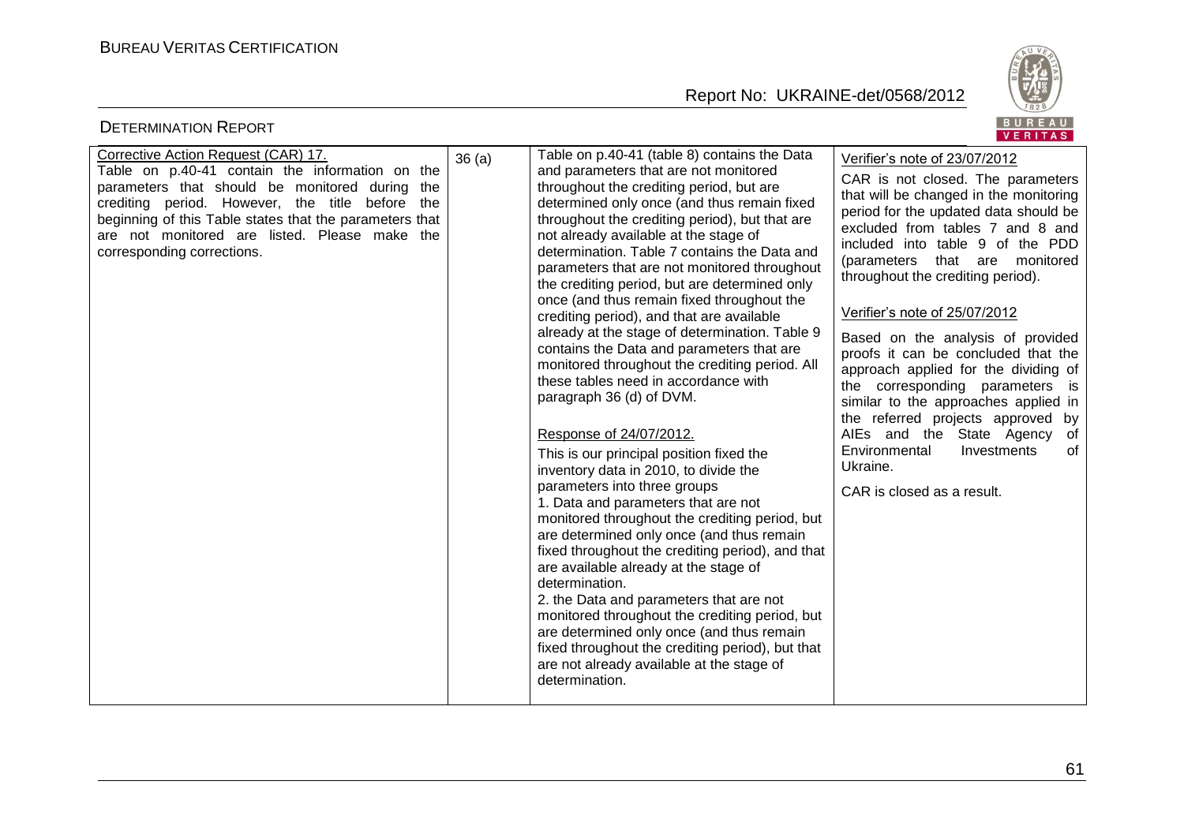| Corrective Action Request (CAR) 17. Table on p.40-41 contain the information on the parameters that should be monitored during the crediting period. However, the title before the beginning of this Table states that the parameters that are not monitored are listed. Please make the corresponding corrections. | 36 (a) | Table on p.40-41 (table 8) contains the Data and parameters that are not monitored throughout the crediting period, but are determined only once (and thus remain fixed throughout the crediting period), but that are not already available at the stage of determination. Table 7 contains the Data and parameters that are not monitored throughout the crediting period, but are determined only once (and thus remain fixed throughout the crediting period), and that are available already at the stage of determination. Table 9 contains the Data and parameters that are monitored throughout the crediting period. All these tables need in accordance with paragraph 36 (d) of DVM.<br><br>Response of 24/07/2012.<br>This is our principal position fixed the inventory data in 2010, to divide the parameters into three groups<br>1. Data and parameters that are not monitored throughout the crediting period, but are determined only once (and thus remain fixed throughout the crediting period), and that are available already at the stage of determination.<br>2. the Data and parameters that are not monitored throughout the crediting period, but are determined only once (and thus remain fixed throughout the crediting period), but that are not already available at the stage of determination. | Verifier's note of 23/07/2012<br>CAR is not closed. The parameters that will be changed in the monitoring period for the updated data should be excluded from tables 7 and 8 and included into table 9 of the PDD (parameters that are monitored throughout the crediting period).<br><br>Verifier's note of 25/07/2012<br>Based on the analysis of provided proofs it can be concluded that the approach applied for the dividing of the corresponding parameters is similar to the approaches applied in the referred projects approved by AIEs and the State Agency of Environmental Investments of Ukraine.<br>CAR is closed as a result. |
|---|---|---|---|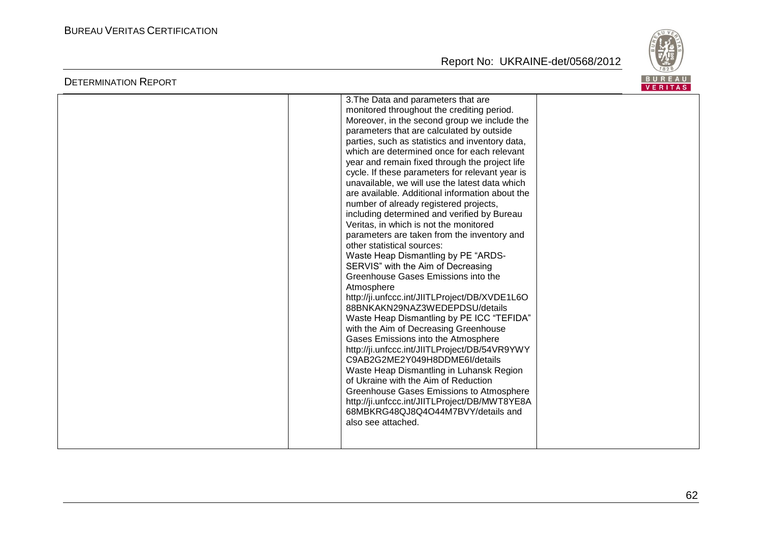| | | | |
|---|---|---|---|
| | | 3.The Data and parameters that are monitored throughout the crediting period. Moreover, in the second group we include the parameters that are calculated by outside parties, such as statistics and inventory data, which are determined once for each relevant year and remain fixed through the project life cycle. If these parameters for relevant year is unavailable, we will use the latest data which are available. Additional information about the number of already registered projects, including determined and verified by Bureau Veritas, in which is not the monitored parameters are taken from the inventory and other statistical sources:<br>Waste Heap Dismantling by PE "ARDS-SERVIS" with the Aim of Decreasing Greenhouse Gases Emissions into the Atmosphere<br>http://ji.unfccc.int/JIITLProject/DB/XVDE1L6O88BNKAKN29NAZ3WEDEPDSU/details<br>Waste Heap Dismantling by PE ICC "TEFIDA" with the Aim of Decreasing Greenhouse Gases Emissions into the Atmosphere<br>http://ji.unfccc.int/JIITLProject/DB/54VR9YWYC9AB2G2ME2Y049H8DDME6I/details<br>Waste Heap Dismantling in Luhansk Region of Ukraine with the Aim of Reduction Greenhouse Gases Emissions to Atmosphere<br>http://ji.unfccc.int/JIITLProject/DB/MWT8YE8A68MBKRG48QJ8Q4O44M7BVY/details and also see attached. | |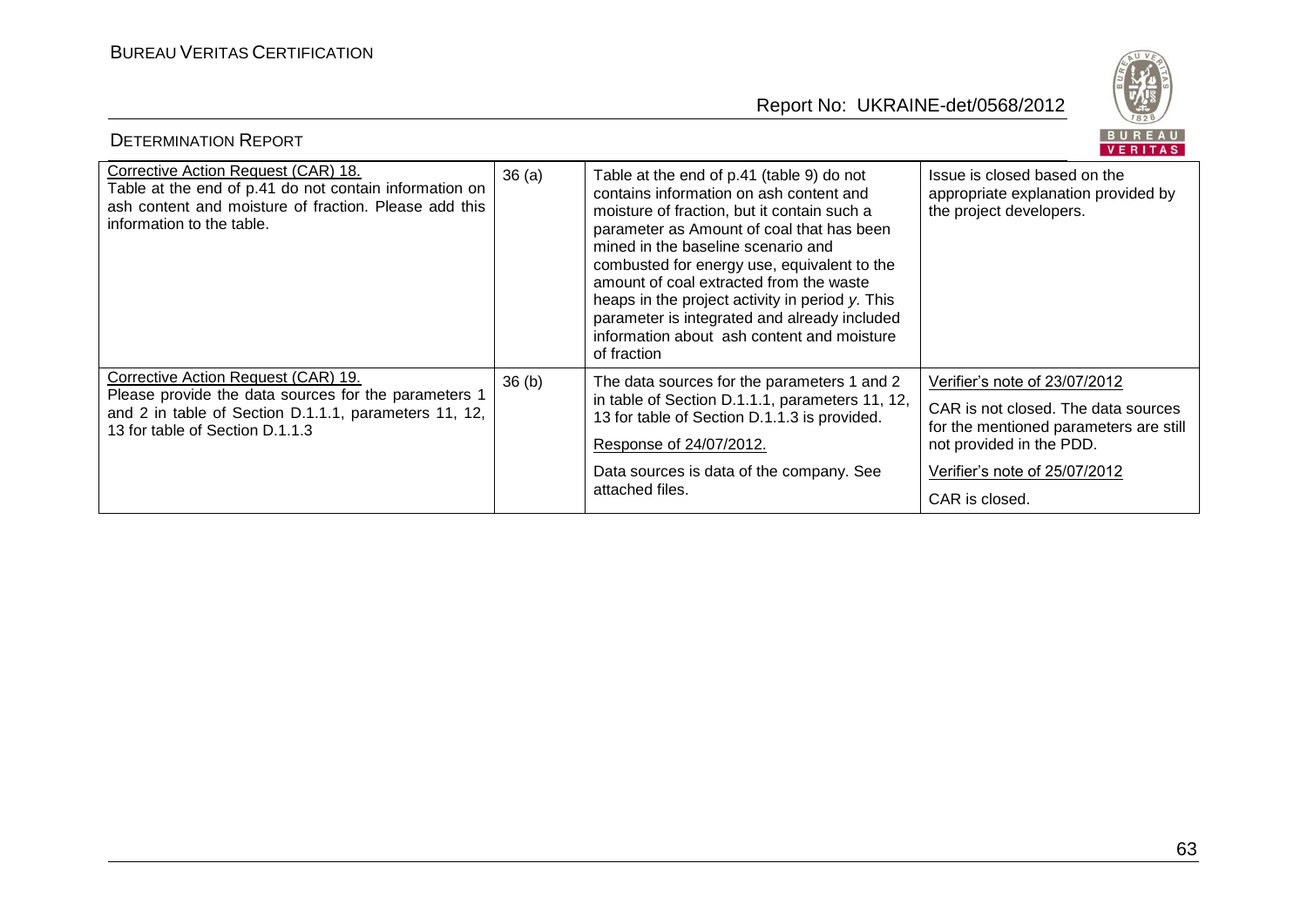| Corrective Action Request (CAR) 18.<br>Table at the end of p.41 do not contain information on ash content and moisture of fraction. Please add this information to the table. | 36 (a) | Table at the end of p.41 (table 9) do not contains information on ash content and moisture of fraction, but it contain such a parameter as Amount of coal that has been mined in the baseline scenario and combusted for energy use, equivalent to the amount of coal extracted from the waste heaps in the project activity in period *y*. This parameter is integrated and already included information about ash content and moisture of fraction | Issue is closed based on the appropriate explanation provided by the project developers. |
|---|---|---|---|
| Corrective Action Request (CAR) 19.<br>Please provide the data sources for the parameters 1 and 2 in table of Section D.1.1.1, parameters 11, 12, 13 for table of Section D.1.1.3 | 36 (b) | The data sources for the parameters 1 and 2 in table of Section D.1.1.1, parameters 11, 12, 13 for table of Section D.1.1.3 is provided.<br>Response of 24/07/2012.<br>Data sources is data of the company. See attached files. | Verifier's note of 23/07/2012<br>CAR is not closed. The data sources for the mentioned parameters are still not provided in the PDD.<br>Verifier's note of 25/07/2012<br>CAR is closed. |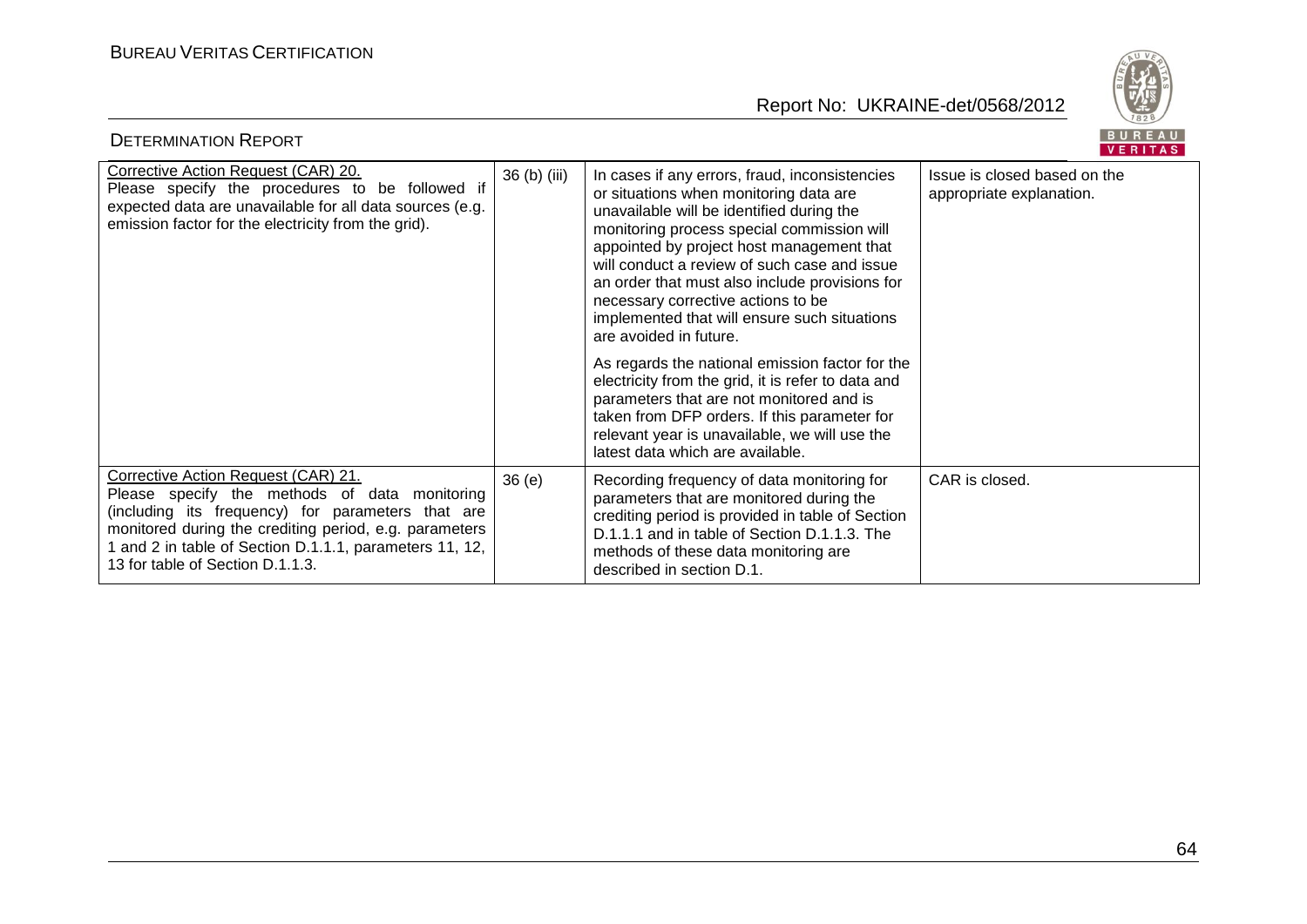| Corrective Action Request (CAR) 20. Please specify the procedures to be followed if expected data are unavailable for all data sources (e.g. emission factor for the electricity from the grid). | 36 (b) (iii) | In cases if any errors, fraud, inconsistencies or situations when monitoring data are unavailable will be identified during the monitoring process special commission will appointed by project host management that will conduct a review of such case and issue an order that must also include provisions for necessary corrective actions to be implemented that will ensure such situations are avoided in future.<br><br>As regards the national emission factor for the electricity from the grid, it is refer to data and parameters that are not monitored and is taken from DFP orders. If this parameter for relevant year is unavailable, we will use the latest data which are available. | Issue is closed based on the appropriate explanation. |
|---|---|---|---|
| Corrective Action Request (CAR) 21. Please specify the methods of data monitoring (including its frequency) for parameters that are monitored during the crediting period, e.g. parameters 1 and 2 in table of Section D.1.1.1, parameters 11, 12, 13 for table of Section D.1.1.3. | 36 (e) | Recording frequency of data monitoring for parameters that are monitored during the crediting period is provided in table of Section D.1.1.1 and in table of Section D.1.1.3. The methods of these data monitoring are described in section D.1. | CAR is closed. |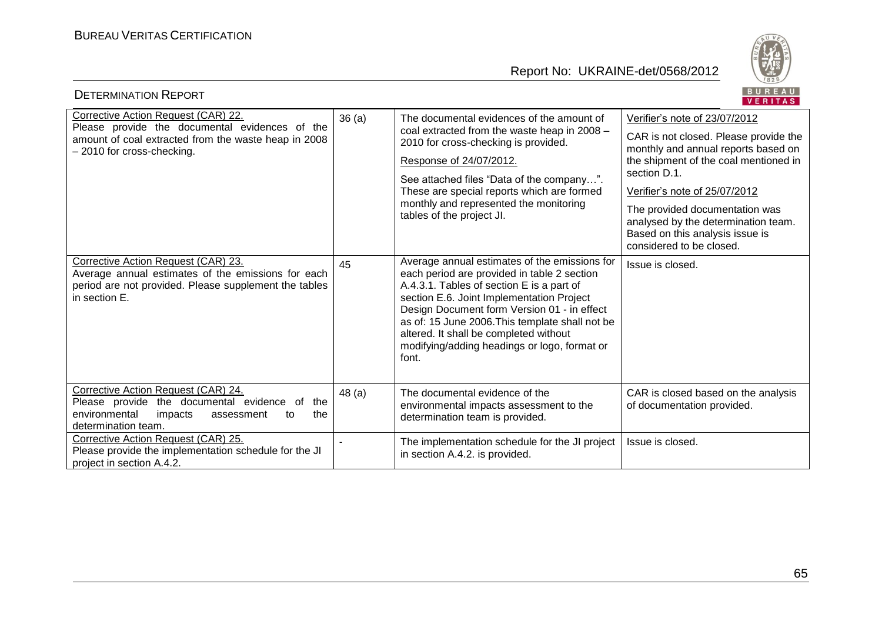| Corrective Action Request (CAR) 22. Please provide the documental evidences of the amount of coal extracted from the waste heap in 2008 – 2010 for cross-checking. | 36 (a) | The documental evidences of the amount of coal extracted from the waste heap in 2008 – 2010 for cross-checking is provided. Response of 24/07/2012. See attached files "Data of the company…". These are special reports which are formed monthly and represented the monitoring tables of the project JI. | Verifier's note of 23/07/2012 CAR is not closed. Please provide the monthly and annual reports based on the shipment of the coal mentioned in section D.1. Verifier's note of 25/07/2012 The provided documentation was analysed by the determination team. Based on this analysis issue is considered to be closed. |
|---|---|---|---|
| Corrective Action Request (CAR) 23. Average annual estimates of the emissions for each period are not provided. Please supplement the tables in section E. | 45 | Average annual estimates of the emissions for each period are provided in table 2 section A.4.3.1. Tables of section E is a part of section E.6. Joint Implementation Project Design Document form Version 01 - in effect as of: 15 June 2006.This template shall not be altered. It shall be completed without modifying/adding headings or logo, format or font. | Issue is closed. |
| Corrective Action Request (CAR) 24. Please provide the documental evidence of the environmental impacts assessment to the determination team. | 48 (a) | The documental evidence of the environmental impacts assessment to the determination team is provided. | CAR is closed based on the analysis of documentation provided. |
| Corrective Action Request (CAR) 25. Please provide the implementation schedule for the JI project in section A.4.2. | - | The implementation schedule for the JI project in section A.4.2. is provided. | Issue is closed. |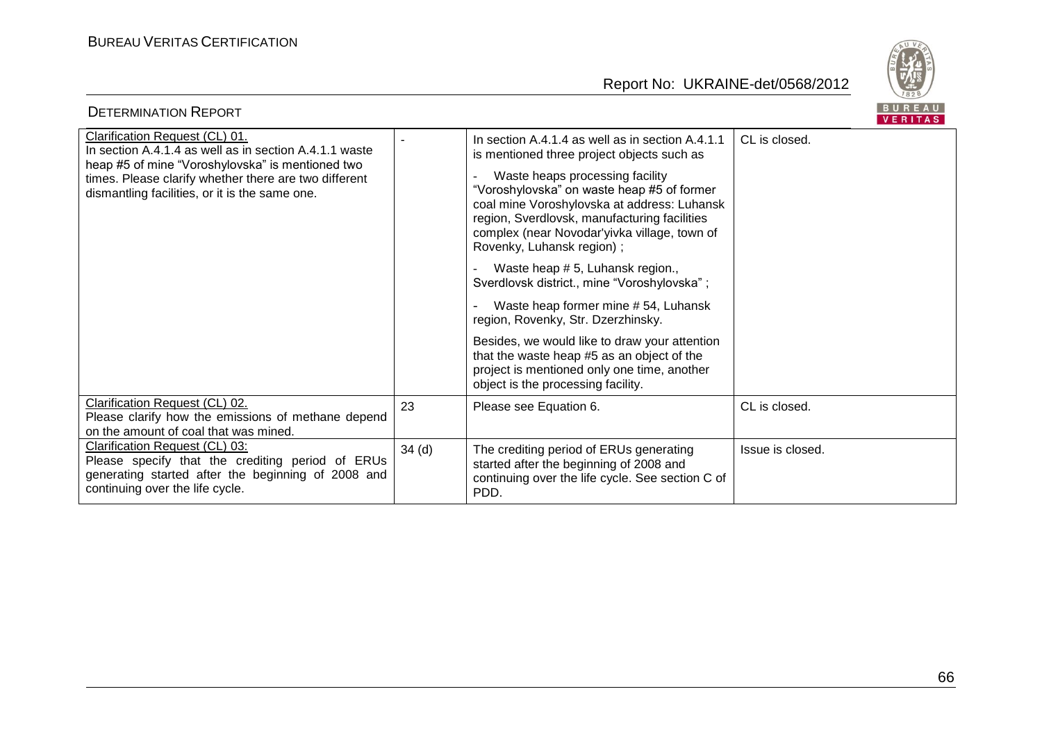| | | | |
|---|---|---|---|
| Clarification Request (CL) 01.<br>In section A.4.1.4 as well as in section A.4.1.1 waste heap #5 of mine "Voroshylovska" is mentioned two times. Please clarify whether there are two different dismantling facilities, or it is the same one. | - | In section A.4.1.4 as well as in section A.4.1.1 is mentioned three project objects such as<br>- Waste heaps processing facility "Voroshylovska" on waste heap #5 of former coal mine Voroshylovska at address: Luhansk region, Sverdlovsk, manufacturing facilities complex (near Novodar'yivka village, town of Rovenky, Luhansk region) ;<br>- Waste heap # 5, Luhansk region., Sverdlovsk district., mine "Voroshylovska" ;<br>- Waste heap former mine # 54, Luhansk region, Rovenky, Str. Dzerzhinsky.<br>Besides, we would like to draw your attention that the waste heap #5 as an object of the project is mentioned only one time, another object is the processing facility. | CL is closed. |
| Clarification Request (CL) 02.<br>Please clarify how the emissions of methane depend on the amount of coal that was mined. | 23 | Please see Equation 6. | CL is closed. |
| Clarification Request (CL) 03:<br>Please specify that the crediting period of ERUs generating started after the beginning of 2008 and continuing over the life cycle. | 34 (d) | The crediting period of ERUs generating started after the beginning of 2008 and continuing over the life cycle. See section C of PDD. | Issue is closed. |